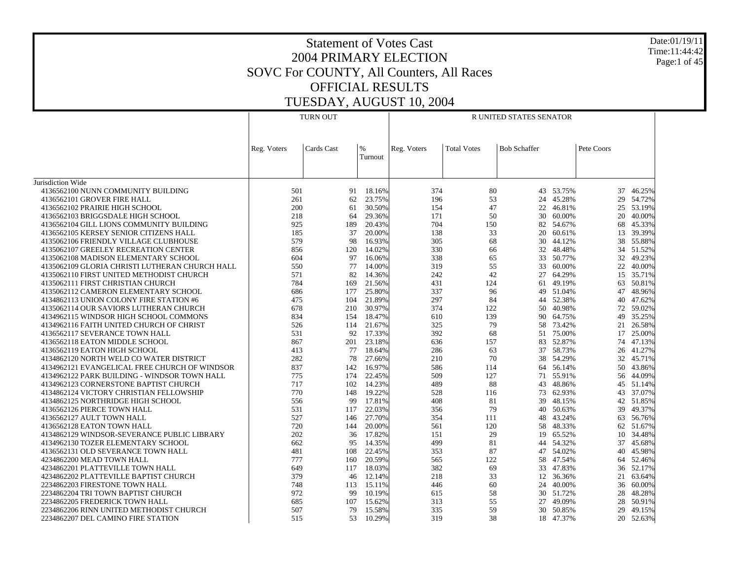# Statement of Votes Cast

## 2004 PRIMARY ELECTION

## SOVC For COUNTY, All Counters, All Races

## OFFICIAL RESULTS

## TUESDAY, AUGUST 10, 2004

Date:01/19/11
Time:11:44:42

| | TURN OUT | | | R UNITED STATES SENATOR | | | | | |
|---|---|---|---|---|---|---|---|---|---|
| | Reg. Voters | Cards Cast | % Turnout | Reg. Voters | Total Votes | Bob Schaffer | | Pete Coors | |
| Jurisdiction Wide | | | | | | | | | |
| 4136562100 NUNN COMMUNITY BUILDING | 501 | 91 | 18.16% | 374 | 80 | 43 | 53.75% | 37 | 46.25% |
| 4136562101 GROVER FIRE HALL | 261 | 62 | 23.75% | 196 | 53 | 24 | 45.28% | 29 | 54.72% |
| 4136562102 PRAIRIE HIGH SCHOOL | 200 | 61 | 30.50% | 154 | 47 | 22 | 46.81% | 25 | 53.19% |
| 4136562103 BRIGGSDALE HIGH SCHOOL | 218 | 64 | 29.36% | 171 | 50 | 30 | 60.00% | 20 | 40.00% |
| 4136562104 GILL LIONS COMMUNITY BUILDING | 925 | 189 | 20.43% | 704 | 150 | 82 | 54.67% | 68 | 45.33% |
| 4136562105 KERSEY SENIOR CITIZENS HALL | 185 | 37 | 20.00% | 138 | 33 | 20 | 60.61% | 13 | 39.39% |
| 4135062106 FRIENDLY VILLAGE CLUBHOUSE | 579 | 98 | 16.93% | 305 | 68 | 30 | 44.12% | 38 | 55.88% |
| 4135062107 GREELEY RECREATION CENTER | 856 | 120 | 14.02% | 330 | 66 | 32 | 48.48% | 34 | 51.52% |
| 4135062108 MADISON ELEMENTARY SCHOOL | 604 | 97 | 16.06% | 338 | 65 | 33 | 50.77% | 32 | 49.23% |
| 4135062109 GLORIA CHRISTI LUTHERAN CHURCH HALL | 550 | 77 | 14.00% | 319 | 55 | 33 | 60.00% | 22 | 40.00% |
| 4135062110 FIRST UNITED METHODIST CHURCH | 571 | 82 | 14.36% | 242 | 42 | 27 | 64.29% | 15 | 35.71% |
| 4135062111 FIRST CHRISTIAN CHURCH | 784 | 169 | 21.56% | 431 | 124 | 61 | 49.19% | 63 | 50.81% |
| 4135062112 CAMERON ELEMENTARY SCHOOL | 686 | 177 | 25.80% | 337 | 96 | 49 | 51.04% | 47 | 48.96% |
| 4134862113 UNION COLONY FIRE STATION #6 | 475 | 104 | 21.89% | 297 | 84 | 44 | 52.38% | 40 | 47.62% |
| 4135062114 OUR SAVIORS LUTHERAN CHURCH | 678 | 210 | 30.97% | 374 | 122 | 50 | 40.98% | 72 | 59.02% |
| 4134962115 WINDSOR HIGH SCHOOL COMMONS | 834 | 154 | 18.47% | 610 | 139 | 90 | 64.75% | 49 | 35.25% |
| 4134962116 FAITH UNITED CHURCH OF CHRIST | 526 | 114 | 21.67% | 325 | 79 | 58 | 73.42% | 21 | 26.58% |
| 4136562117 SEVERANCE TOWN HALL | 531 | 92 | 17.33% | 392 | 68 | 51 | 75.00% | 17 | 25.00% |
| 4136562118 EATON MIDDLE SCHOOL | 867 | 201 | 23.18% | 636 | 157 | 83 | 52.87% | 74 | 47.13% |
| 4136562119 EATON HIGH SCHOOL | 413 | 77 | 18.64% | 286 | 63 | 37 | 58.73% | 26 | 41.27% |
| 4134862120 NORTH WELD CO WATER DISTRICT | 282 | 78 | 27.66% | 210 | 70 | 38 | 54.29% | 32 | 45.71% |
| 4134962121 EVANGELICAL FREE CHURCH OF WINDSOR | 837 | 142 | 16.97% | 586 | 114 | 64 | 56.14% | 50 | 43.86% |
| 4134962122 PARK BUILDING - WINDSOR TOWN HALL | 775 | 174 | 22.45% | 509 | 127 | 71 | 55.91% | 56 | 44.09% |
| 4134962123 CORNERSTONE BAPTIST CHURCH | 717 | 102 | 14.23% | 489 | 88 | 43 | 48.86% | 45 | 51.14% |
| 4134962124 VICTORY CHRISTIAN FELLOWSHIP | 770 | 148 | 19.22% | 528 | 116 | 73 | 62.93% | 43 | 37.07% |
| 4134862125 NORTHRIDGE HIGH SCHOOL | 556 | 99 | 17.81% | 408 | 81 | 39 | 48.15% | 42 | 51.85% |
| 4136562126 PIERCE TOWN HALL | 531 | 117 | 22.03% | 356 | 79 | 40 | 50.63% | 39 | 49.37% |
| 4136562127 AULT TOWN HALL | 527 | 146 | 27.70% | 354 | 111 | 48 | 43.24% | 63 | 56.76% |
| 4136562128 EATON TOWN HALL | 720 | 144 | 20.00% | 561 | 120 | 58 | 48.33% | 62 | 51.67% |
| 4134862129 WINDSOR-SEVERANCE PUBLIC LIBRARY | 202 | 36 | 17.82% | 151 | 29 | 19 | 65.52% | 10 | 34.48% |
| 4134962130 TOZER ELEMENTARY SCHOOL | 662 | 95 | 14.35% | 499 | 81 | 44 | 54.32% | 37 | 45.68% |
| 4136562131 OLD SEVERANCE TOWN HALL | 481 | 108 | 22.45% | 353 | 87 | 47 | 54.02% | 40 | 45.98% |
| 4234862200 MEAD TOWN HALL | 777 | 160 | 20.59% | 565 | 122 | 58 | 47.54% | 64 | 52.46% |
| 4234862201 PLATTEVILLE TOWN HALL | 649 | 117 | 18.03% | 382 | 69 | 33 | 47.83% | 36 | 52.17% |
| 4234862202 PLATTEVILLE BAPTIST CHURCH | 379 | 46 | 12.14% | 218 | 33 | 12 | 36.36% | 21 | 63.64% |
| 2234862203 FIRESTONE TOWN HALL | 748 | 113 | 15.11% | 446 | 60 | 24 | 40.00% | 36 | 60.00% |
| 2234862204 TRI TOWN BAPTIST CHURCH | 972 | 99 | 10.19% | 615 | 58 | 30 | 51.72% | 28 | 48.28% |
| 2234862205 FREDERICK TOWN HALL | 685 | 107 | 15.62% | 313 | 55 | 27 | 49.09% | 28 | 50.91% |
| 2234862206 RINN UNITED METHODIST CHURCH | 507 | 79 | 15.58% | 335 | 59 | 30 | 50.85% | 29 | 49.15% |
| 2234862207 DEL CAMINO FIRE STATION | 515 | 53 | 10.29% | 319 | 38 | 18 | 47.37% | 20 | 52.63% |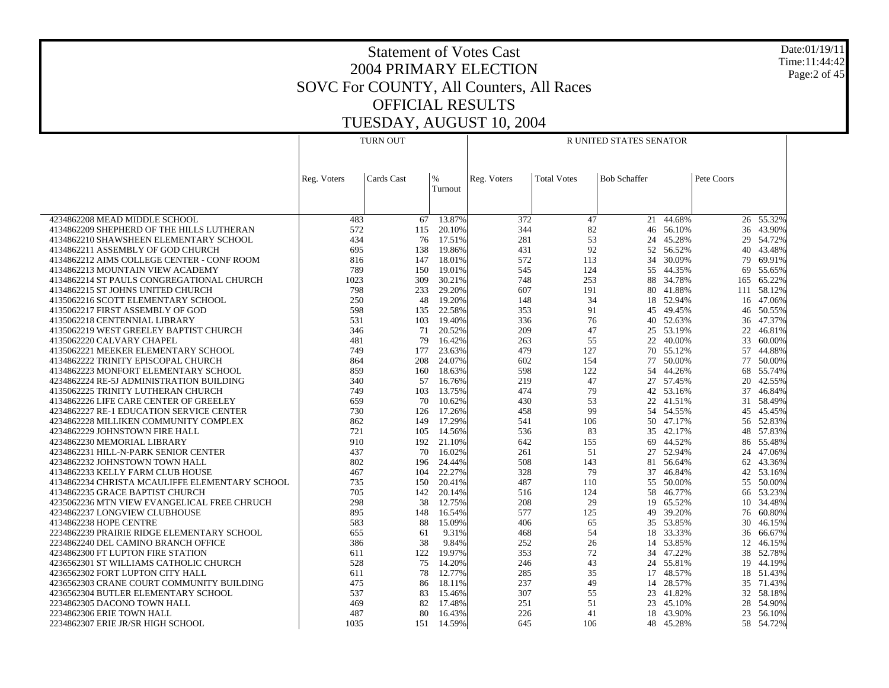# Statement of Votes Cast
# 2004 PRIMARY ELECTION
# SOVC For COUNTY, All Counters, All Races
# OFFICIAL RESULTS
# TUESDAY, AUGUST 10, 2004

| | TURN OUT | | | R UNITED STATES SENATOR | | | | | |
|---|---|---|---|---|---|---|---|---|---|
| | Reg. Voters | Cards Cast | % Turnout | Reg. Voters | Total Votes | Bob Schaffer | | Pete Coors | |
| 4234862208 MEAD MIDDLE SCHOOL | 483 | 67 | 13.87% | 372 | 47 | 21 | 44.68% | 26 | 55.32% |
| 4134862209 SHEPHERD OF THE HILLS LUTHERAN | 572 | 115 | 20.10% | 344 | 82 | 46 | 56.10% | 36 | 43.90% |
| 4134862210 SHAWSHEEN ELEMENTARY SCHOOL | 434 | 76 | 17.51% | 281 | 53 | 24 | 45.28% | 29 | 54.72% |
| 4134862211 ASSEMBLY OF GOD CHURCH | 695 | 138 | 19.86% | 431 | 92 | 52 | 56.52% | 40 | 43.48% |
| 4134862212 AIMS COLLEGE CENTER - CONF ROOM | 816 | 147 | 18.01% | 572 | 113 | 34 | 30.09% | 79 | 69.91% |
| 4134862213 MOUNTAIN VIEW ACADEMY | 789 | 150 | 19.01% | 545 | 124 | 55 | 44.35% | 69 | 55.65% |
| 4134862214 ST PAULS CONGREGATIONAL CHURCH | 1023 | 309 | 30.21% | 748 | 253 | 88 | 34.78% | 165 | 65.22% |
| 4134862215 ST JOHNS UNITED CHURCH | 798 | 233 | 29.20% | 607 | 191 | 80 | 41.88% | 111 | 58.12% |
| 4135062216 SCOTT ELEMENTARY SCHOOL | 250 | 48 | 19.20% | 148 | 34 | 18 | 52.94% | 16 | 47.06% |
| 4135062217 FIRST ASSEMBLY OF GOD | 598 | 135 | 22.58% | 353 | 91 | 45 | 49.45% | 46 | 50.55% |
| 4135062218 CENTENNIAL LIBRARY | 531 | 103 | 19.40% | 336 | 76 | 40 | 52.63% | 36 | 47.37% |
| 4135062219 WEST GREELEY BAPTIST CHURCH | 346 | 71 | 20.52% | 209 | 47 | 25 | 53.19% | 22 | 46.81% |
| 4135062220 CALVARY CHAPEL | 481 | 79 | 16.42% | 263 | 55 | 22 | 40.00% | 33 | 60.00% |
| 4135062221 MEEKER ELEMENTARY SCHOOL | 749 | 177 | 23.63% | 479 | 127 | 70 | 55.12% | 57 | 44.88% |
| 4134862222 TRINITY EPISCOPAL CHURCH | 864 | 208 | 24.07% | 602 | 154 | 77 | 50.00% | 77 | 50.00% |
| 4134862223 MONFORT ELEMENTARY SCHOOL | 859 | 160 | 18.63% | 598 | 122 | 54 | 44.26% | 68 | 55.74% |
| 4234862224 RE-5J ADMINISTRATION BUILDING | 340 | 57 | 16.76% | 219 | 47 | 27 | 57.45% | 20 | 42.55% |
| 4135062225 TRINITY LUTHERAN CHURCH | 749 | 103 | 13.75% | 474 | 79 | 42 | 53.16% | 37 | 46.84% |
| 4134862226 LIFE CARE CENTER OF GREELEY | 659 | 70 | 10.62% | 430 | 53 | 22 | 41.51% | 31 | 58.49% |
| 4234862227 RE-1 EDUCATION SERVICE CENTER | 730 | 126 | 17.26% | 458 | 99 | 54 | 54.55% | 45 | 45.45% |
| 4234862228 MILLIKEN COMMUNITY COMPLEX | 862 | 149 | 17.29% | 541 | 106 | 50 | 47.17% | 56 | 52.83% |
| 4234862229 JOHNSTOWN FIRE HALL | 721 | 105 | 14.56% | 536 | 83 | 35 | 42.17% | 48 | 57.83% |
| 4234862230 MEMORIAL LIBRARY | 910 | 192 | 21.10% | 642 | 155 | 69 | 44.52% | 86 | 55.48% |
| 4234862231 HILL-N-PARK SENIOR CENTER | 437 | 70 | 16.02% | 261 | 51 | 27 | 52.94% | 24 | 47.06% |
| 4234862232 JOHNSTOWN TOWN HALL | 802 | 196 | 24.44% | 508 | 143 | 81 | 56.64% | 62 | 43.36% |
| 4134862233 KELLY FARM CLUB HOUSE | 467 | 104 | 22.27% | 328 | 79 | 37 | 46.84% | 42 | 53.16% |
| 4134862234 CHRISTA MCAULIFFE ELEMENTARY SCHOOL | 735 | 150 | 20.41% | 487 | 110 | 55 | 50.00% | 55 | 50.00% |
| 4134862235 GRACE BAPTIST CHURCH | 705 | 142 | 20.14% | 516 | 124 | 58 | 46.77% | 66 | 53.23% |
| 4235062236 MTN VIEW EVANGELICAL FREE CHRUCH | 298 | 38 | 12.75% | 208 | 29 | 19 | 65.52% | 10 | 34.48% |
| 4234862237 LONGVIEW CLUBHOUSE | 895 | 148 | 16.54% | 577 | 125 | 49 | 39.20% | 76 | 60.80% |
| 4134862238 HOPE CENTRE | 583 | 88 | 15.09% | 406 | 65 | 35 | 53.85% | 30 | 46.15% |
| 2234862239 PRAIRIE RIDGE ELEMENTARY SCHOOL | 655 | 61 | 9.31% | 468 | 54 | 18 | 33.33% | 36 | 66.67% |
| 2234862240 DEL CAMINO BRANCH OFFICE | 386 | 38 | 9.84% | 252 | 26 | 14 | 53.85% | 12 | 46.15% |
| 4234862300 FT LUPTON FIRE STATION | 611 | 122 | 19.97% | 353 | 72 | 34 | 47.22% | 38 | 52.78% |
| 4236562301 ST WILLIAMS CATHOLIC CHURCH | 528 | 75 | 14.20% | 246 | 43 | 24 | 55.81% | 19 | 44.19% |
| 4236562302 FORT LUPTON CITY HALL | 611 | 78 | 12.77% | 285 | 35 | 17 | 48.57% | 18 | 51.43% |
| 4236562303 CRANE COURT COMMUNITY BUILDING | 475 | 86 | 18.11% | 237 | 49 | 14 | 28.57% | 35 | 71.43% |
| 4236562304 BUTLER ELEMENTARY SCHOOL | 537 | 83 | 15.46% | 307 | 55 | 23 | 41.82% | 32 | 58.18% |
| 2234862305 DACONO TOWN HALL | 469 | 82 | 17.48% | 251 | 51 | 23 | 45.10% | 28 | 54.90% |
| 2234862306 ERIE TOWN HALL | 487 | 80 | 16.43% | 226 | 41 | 18 | 43.90% | 23 | 56.10% |
| 2234862307 ERIE JR/SR HIGH SCHOOL | 1035 | 151 | 14.59% | 645 | 106 | 48 | 45.28% | 58 | 54.72% |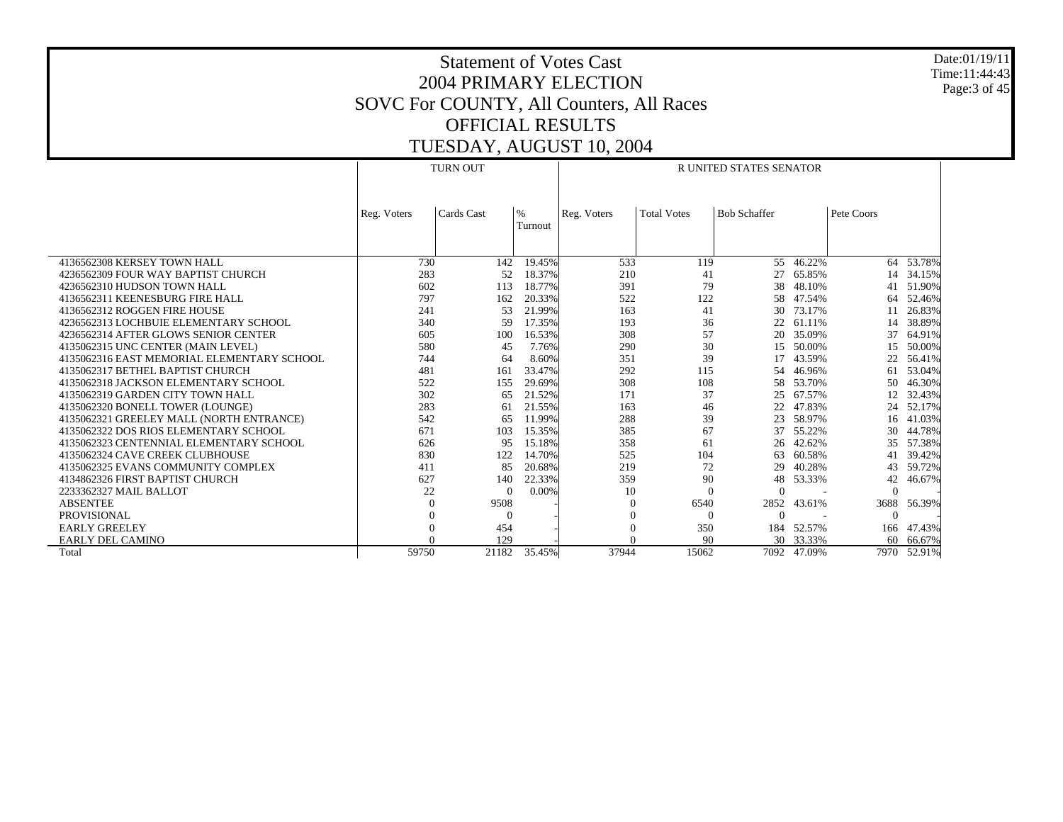# Statement of Votes Cast
# 2004 PRIMARY ELECTION
# SOVC For COUNTY, All Counters, All Races
# OFFICIAL RESULTS
# TUESDAY, AUGUST 10, 2004

Date:01/19/11
Time:11:44:43

| | TURN OUT | | | R UNITED STATES SENATOR | | | | | |
|---|---|---|---|---|---|---|---|---|---|
| | Reg. Voters | Cards Cast | % Turnout | Reg. Voters | Total Votes | Bob Schaffer | | Pete Coors | |
| 4136562308 KERSEY TOWN HALL | 730 | 142 | 19.45% | 533 | 119 | 55 | 46.22% | 64 | 53.78% |
| 4236562309 FOUR WAY BAPTIST CHURCH | 283 | 52 | 18.37% | 210 | 41 | 27 | 65.85% | 14 | 34.15% |
| 4236562310 HUDSON TOWN HALL | 602 | 113 | 18.77% | 391 | 79 | 38 | 48.10% | 41 | 51.90% |
| 4136562311 KEENESBURG FIRE HALL | 797 | 162 | 20.33% | 522 | 122 | 58 | 47.54% | 64 | 52.46% |
| 4136562312 ROGGEN FIRE HOUSE | 241 | 53 | 21.99% | 163 | 41 | 30 | 73.17% | 11 | 26.83% |
| 4236562313 LOCHBUIE ELEMENTARY SCHOOL | 340 | 59 | 17.35% | 193 | 36 | 22 | 61.11% | 14 | 38.89% |
| 4236562314 AFTER GLOWS SENIOR CENTER | 605 | 100 | 16.53% | 308 | 57 | 20 | 35.09% | 37 | 64.91% |
| 4135062315 UNC CENTER (MAIN LEVEL) | 580 | 45 | 7.76% | 290 | 30 | 15 | 50.00% | 15 | 50.00% |
| 4135062316 EAST MEMORIAL ELEMENTARY SCHOOL | 744 | 64 | 8.60% | 351 | 39 | 17 | 43.59% | 22 | 56.41% |
| 4135062317 BETHEL BAPTIST CHURCH | 481 | 161 | 33.47% | 292 | 115 | 54 | 46.96% | 61 | 53.04% |
| 4135062318 JACKSON ELEMENTARY SCHOOL | 522 | 155 | 29.69% | 308 | 108 | 58 | 53.70% | 50 | 46.30% |
| 4135062319 GARDEN CITY TOWN HALL | 302 | 65 | 21.52% | 171 | 37 | 25 | 67.57% | 12 | 32.43% |
| 4135062320 BONELL TOWER (LOUNGE) | 283 | 61 | 21.55% | 163 | 46 | 22 | 47.83% | 24 | 52.17% |
| 4135062321 GREELEY MALL (NORTH ENTRANCE) | 542 | 65 | 11.99% | 288 | 39 | 23 | 58.97% | 16 | 41.03% |
| 4135062322 DOS RIOS ELEMENTARY SCHOOL | 671 | 103 | 15.35% | 385 | 67 | 37 | 55.22% | 30 | 44.78% |
| 4135062323 CENTENNIAL ELEMENTARY SCHOOL | 626 | 95 | 15.18% | 358 | 61 | 26 | 42.62% | 35 | 57.38% |
| 4135062324 CAVE CREEK CLUBHOUSE | 830 | 122 | 14.70% | 525 | 104 | 63 | 60.58% | 41 | 39.42% |
| 4135062325 EVANS COMMUNITY COMPLEX | 411 | 85 | 20.68% | 219 | 72 | 29 | 40.28% | 43 | 59.72% |
| 4134862326 FIRST BAPTIST CHURCH | 627 | 140 | 22.33% | 359 | 90 | 48 | 53.33% | 42 | 46.67% |
| 2233362327 MAIL BALLOT | 22 | 0 | 0.00% | 10 | 0 | 0 | - | 0 | - |
| ABSENTEE | 0 | 9508 | - | 0 | 6540 | 2852 | 43.61% | 3688 | 56.39% |
| PROVISIONAL | 0 | 0 | - | 0 | 0 | 0 | - | 0 | - |
| EARLY GREELEY | 0 | 454 | - | 0 | 350 | 184 | 52.57% | 166 | 47.43% |
| EARLY DEL CAMINO | 0 | 129 | - | 0 | 90 | 30 | 33.33% | 60 | 66.67% |
| Total | 59750 | 21182 | 35.45% | 37944 | 15062 | 7092 | 47.09% | 7970 | 52.91% |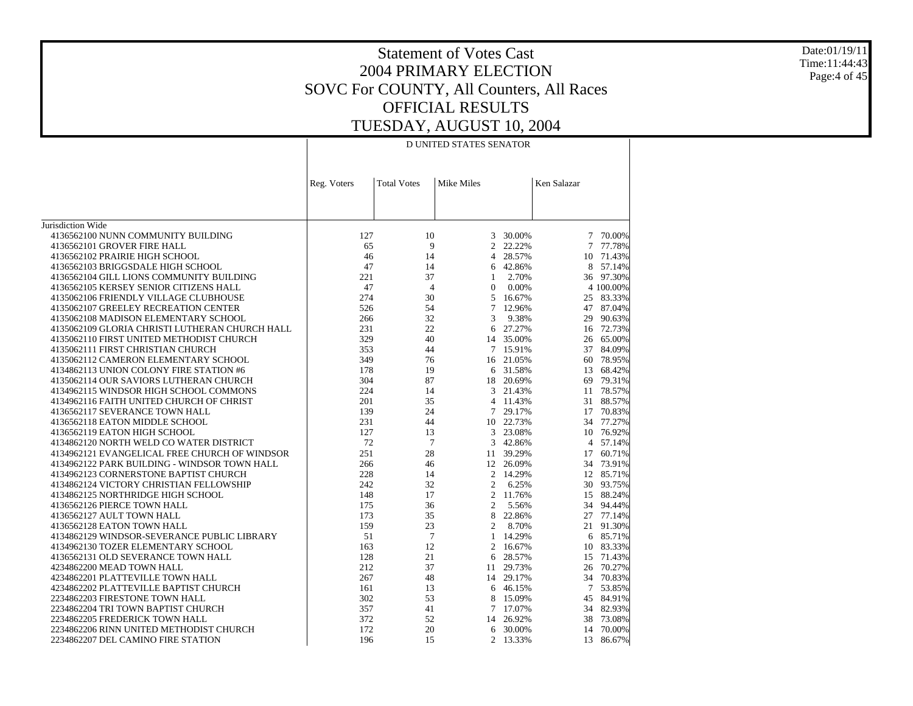# Statement of Votes Cast
## 2004 PRIMARY ELECTION
## SOVC For COUNTY, All Counters, All Races
## OFFICIAL RESULTS
## TUESDAY, AUGUST 10, 2004

Date:01/19/11
Time:11:44:43

| | D UNITED STATES SENATOR | | | | | |
|---|---|---|---|---|---|---|
| | Reg. Voters | Total Votes | Mike Miles | | Ken Salazar | |
| Jurisdiction Wide | | | | | | |
| 4136562100 NUNN COMMUNITY BUILDING | 127 | 10 | 3 | 30.00% | 7 | 70.00% |
| 4136562101 GROVER FIRE HALL | 65 | 9 | 2 | 22.22% | 7 | 77.78% |
| 4136562102 PRAIRIE HIGH SCHOOL | 46 | 14 | 4 | 28.57% | 10 | 71.43% |
| 4136562103 BRIGGSDALE HIGH SCHOOL | 47 | 14 | 6 | 42.86% | 8 | 57.14% |
| 4136562104 GILL LIONS COMMUNITY BUILDING | 221 | 37 | 1 | 2.70% | 36 | 97.30% |
| 4136562105 KERSEY SENIOR CITIZENS HALL | 47 | 4 | 0 | 0.00% | 4 | 100.00% |
| 4135062106 FRIENDLY VILLAGE CLUBHOUSE | 274 | 30 | 5 | 16.67% | 25 | 83.33% |
| 4135062107 GREELEY RECREATION CENTER | 526 | 54 | 7 | 12.96% | 47 | 87.04% |
| 4135062108 MADISON ELEMENTARY SCHOOL | 266 | 32 | 3 | 9.38% | 29 | 90.63% |
| 4135062109 GLORIA CHRISTI LUTHERAN CHURCH HALL | 231 | 22 | 6 | 27.27% | 16 | 72.73% |
| 4135062110 FIRST UNITED METHODIST CHURCH | 329 | 40 | 14 | 35.00% | 26 | 65.00% |
| 4135062111 FIRST CHRISTIAN CHURCH | 353 | 44 | 7 | 15.91% | 37 | 84.09% |
| 4135062112 CAMERON ELEMENTARY SCHOOL | 349 | 76 | 16 | 21.05% | 60 | 78.95% |
| 4134862113 UNION COLONY FIRE STATION #6 | 178 | 19 | 6 | 31.58% | 13 | 68.42% |
| 4135062114 OUR SAVIORS LUTHERAN CHURCH | 304 | 87 | 18 | 20.69% | 69 | 79.31% |
| 4134962115 WINDSOR HIGH SCHOOL COMMONS | 224 | 14 | 3 | 21.43% | 11 | 78.57% |
| 4134962116 FAITH UNITED CHURCH OF CHRIST | 201 | 35 | 4 | 11.43% | 31 | 88.57% |
| 4136562117 SEVERANCE TOWN HALL | 139 | 24 | 7 | 29.17% | 17 | 70.83% |
| 4136562118 EATON MIDDLE SCHOOL | 231 | 44 | 10 | 22.73% | 34 | 77.27% |
| 4136562119 EATON HIGH SCHOOL | 127 | 13 | 3 | 23.08% | 10 | 76.92% |
| 4134862120 NORTH WELD CO WATER DISTRICT | 72 | 7 | 3 | 42.86% | 4 | 57.14% |
| 4134962121 EVANGELICAL FREE CHURCH OF WINDSOR | 251 | 28 | 11 | 39.29% | 17 | 60.71% |
| 4134962122 PARK BUILDING - WINDSOR TOWN HALL | 266 | 46 | 12 | 26.09% | 34 | 73.91% |
| 4134962123 CORNERSTONE BAPTIST CHURCH | 228 | 14 | 2 | 14.29% | 12 | 85.71% |
| 4134962124 VICTORY CHRISTIAN FELLOWSHIP | 242 | 32 | 2 | 6.25% | 30 | 93.75% |
| 4134862125 NORTHRIDGE HIGH SCHOOL | 148 | 17 | 2 | 11.76% | 15 | 88.24% |
| 4136562126 PIERCE TOWN HALL | 175 | 36 | 2 | 5.56% | 34 | 94.44% |
| 4136562127 AULT TOWN HALL | 173 | 35 | 8 | 22.86% | 27 | 77.14% |
| 4136562128 EATON TOWN HALL | 159 | 23 | 2 | 8.70% | 21 | 91.30% |
| 4134862129 WINDSOR-SEVERANCE PUBLIC LIBRARY | 51 | 7 | 1 | 14.29% | 6 | 85.71% |
| 4134962130 TOZER ELEMENTARY SCHOOL | 163 | 12 | 2 | 16.67% | 10 | 83.33% |
| 4136562131 OLD SEVERANCE TOWN HALL | 128 | 21 | 6 | 28.57% | 15 | 71.43% |
| 4234862200 MEAD TOWN HALL | 212 | 37 | 11 | 29.73% | 26 | 70.27% |
| 4234862201 PLATTEVILLE TOWN HALL | 267 | 48 | 14 | 29.17% | 34 | 70.83% |
| 4234862202 PLATTEVILLE BAPTIST CHURCH | 161 | 13 | 6 | 46.15% | 7 | 53.85% |
| 2234862203 FIRESTONE TOWN HALL | 302 | 53 | 8 | 15.09% | 45 | 84.91% |
| 2234862204 TRI TOWN BAPTIST CHURCH | 357 | 41 | 7 | 17.07% | 34 | 82.93% |
| 2234862205 FREDERICK TOWN HALL | 372 | 52 | 14 | 26.92% | 38 | 73.08% |
| 2234862206 RINN UNITED METHODIST CHURCH | 172 | 20 | 6 | 30.00% | 14 | 70.00% |
| 2234862207 DEL CAMINO FIRE STATION | 196 | 15 | 2 | 13.33% | 13 | 86.67% |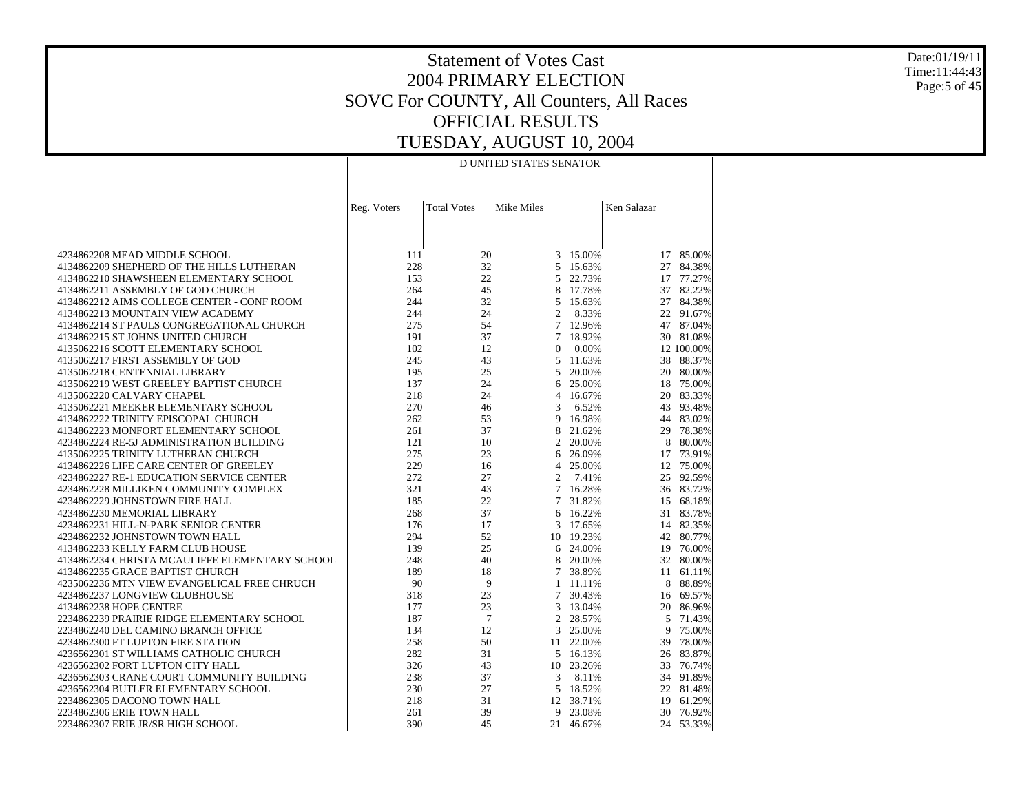# Statement of Votes Cast
## 2004 PRIMARY ELECTION
## SOVC For COUNTY, All Counters, All Races
## OFFICIAL RESULTS
## TUESDAY, AUGUST 10, 2004

Date:01/19/11
Time:11:44:43

D UNITED STATES SENATOR

| | Reg. Voters | Total Votes | Mike Miles | | Ken Salazar | |
|---|---|---|---|---|---|---|
| 4234862208 MEAD MIDDLE SCHOOL | 111 | 20 | 3 | 15.00% | 17 | 85.00% |
| 4134862209 SHEPHERD OF THE HILLS LUTHERAN | 228 | 32 | 5 | 15.63% | 27 | 84.38% |
| 4134862210 SHAWSHEEN ELEMENTARY SCHOOL | 153 | 22 | 5 | 22.73% | 17 | 77.27% |
| 4134862211 ASSEMBLY OF GOD CHURCH | 264 | 45 | 8 | 17.78% | 37 | 82.22% |
| 4134862212 AIMS COLLEGE CENTER - CONF ROOM | 244 | 32 | 5 | 15.63% | 27 | 84.38% |
| 4134862213 MOUNTAIN VIEW ACADEMY | 244 | 24 | 2 | 8.33% | 22 | 91.67% |
| 4134862214 ST PAULS CONGREGATIONAL CHURCH | 275 | 54 | 7 | 12.96% | 47 | 87.04% |
| 4134862215 ST JOHNS UNITED CHURCH | 191 | 37 | 7 | 18.92% | 30 | 81.08% |
| 4135062216 SCOTT ELEMENTARY SCHOOL | 102 | 12 | 0 | 0.00% | 12 | 100.00% |
| 4135062217 FIRST ASSEMBLY OF GOD | 245 | 43 | 5 | 11.63% | 38 | 88.37% |
| 4135062218 CENTENNIAL LIBRARY | 195 | 25 | 5 | 20.00% | 20 | 80.00% |
| 4135062219 WEST GREELEY BAPTIST CHURCH | 137 | 24 | 6 | 25.00% | 18 | 75.00% |
| 4135062220 CALVARY CHAPEL | 218 | 24 | 4 | 16.67% | 20 | 83.33% |
| 4135062221 MEEKER ELEMENTARY SCHOOL | 270 | 46 | 3 | 6.52% | 43 | 93.48% |
| 4134862222 TRINITY EPISCOPAL CHURCH | 262 | 53 | 9 | 16.98% | 44 | 83.02% |
| 4134862223 MONFORT ELEMENTARY SCHOOL | 261 | 37 | 8 | 21.62% | 29 | 78.38% |
| 4234862224 RE-5J ADMINISTRATION BUILDING | 121 | 10 | 2 | 20.00% | 8 | 80.00% |
| 4135062225 TRINITY LUTHERAN CHURCH | 275 | 23 | 6 | 26.09% | 17 | 73.91% |
| 4134862226 LIFE CARE CENTER OF GREELEY | 229 | 16 | 4 | 25.00% | 12 | 75.00% |
| 4234862227 RE-1 EDUCATION SERVICE CENTER | 272 | 27 | 2 | 7.41% | 25 | 92.59% |
| 4234862228 MILLIKEN COMMUNITY COMPLEX | 321 | 43 | 7 | 16.28% | 36 | 83.72% |
| 4234862229 JOHNSTOWN FIRE HALL | 185 | 22 | 7 | 31.82% | 15 | 68.18% |
| 4234862230 MEMORIAL LIBRARY | 268 | 37 | 6 | 16.22% | 31 | 83.78% |
| 4234862231 HILL-N-PARK SENIOR CENTER | 176 | 17 | 3 | 17.65% | 14 | 82.35% |
| 4234862232 JOHNSTOWN TOWN HALL | 294 | 52 | 10 | 19.23% | 42 | 80.77% |
| 4134862233 KELLY FARM CLUB HOUSE | 139 | 25 | 6 | 24.00% | 19 | 76.00% |
| 4134862234 CHRISTA MCAULIFFE ELEMENTARY SCHOOL | 248 | 40 | 8 | 20.00% | 32 | 80.00% |
| 4134862235 GRACE BAPTIST CHURCH | 189 | 18 | 7 | 38.89% | 11 | 61.11% |
| 4235062236 MTN VIEW EVANGELICAL FREE CHRUCH | 90 | 9 | 1 | 11.11% | 8 | 88.89% |
| 4234862237 LONGVIEW CLUBHOUSE | 318 | 23 | 7 | 30.43% | 16 | 69.57% |
| 4134862238 HOPE CENTRE | 177 | 23 | 3 | 13.04% | 20 | 86.96% |
| 2234862239 PRAIRIE RIDGE ELEMENTARY SCHOOL | 187 | 7 | 2 | 28.57% | 5 | 71.43% |
| 2234862240 DEL CAMINO BRANCH OFFICE | 134 | 12 | 3 | 25.00% | 9 | 75.00% |
| 4234862300 FT LUPTON FIRE STATION | 258 | 50 | 11 | 22.00% | 39 | 78.00% |
| 4236562301 ST WILLIAMS CATHOLIC CHURCH | 282 | 31 | 5 | 16.13% | 26 | 83.87% |
| 4236562302 FORT LUPTON CITY HALL | 326 | 43 | 10 | 23.26% | 33 | 76.74% |
| 4236562303 CRANE COURT COMMUNITY BUILDING | 238 | 37 | 3 | 8.11% | 34 | 91.89% |
| 4236562304 BUTLER ELEMENTARY SCHOOL | 230 | 27 | 5 | 18.52% | 22 | 81.48% |
| 2234862305 DACONO TOWN HALL | 218 | 31 | 12 | 38.71% | 19 | 61.29% |
| 2234862306 ERIE TOWN HALL | 261 | 39 | 9 | 23.08% | 30 | 76.92% |
| 2234862307 ERIE JR/SR HIGH SCHOOL | 390 | 45 | 21 | 46.67% | 24 | 53.33% |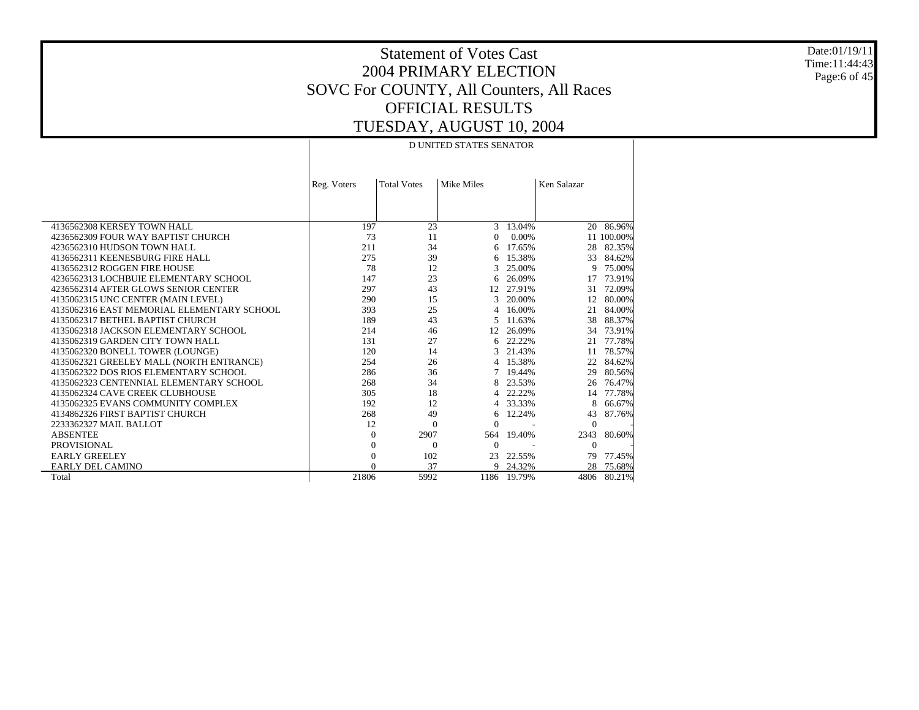# Statement of Votes Cast
## 2004 PRIMARY ELECTION
## SOVC For COUNTY, All Counters, All Races
## OFFICIAL RESULTS
## TUESDAY, AUGUST 10, 2004

Date:01/19/11
Time:11:44:43

| | D UNITED STATES SENATOR | | | | | |
|---|---|---|---|---|---|---|
| | Reg. Voters | Total Votes | Mike Miles | | Ken Salazar | |
| 4136562308 KERSEY TOWN HALL | 197 | 23 | 3 | 13.04% | 20 | 86.96% |
| 4236562309 FOUR WAY BAPTIST CHURCH | 73 | 11 | 0 | 0.00% | 11 | 100.00% |
| 4236562310 HUDSON TOWN HALL | 211 | 34 | 6 | 17.65% | 28 | 82.35% |
| 4136562311 KEENESBURG FIRE HALL | 275 | 39 | 6 | 15.38% | 33 | 84.62% |
| 4136562312 ROGGEN FIRE HOUSE | 78 | 12 | 3 | 25.00% | 9 | 75.00% |
| 4236562313 LOCHBUIE ELEMENTARY SCHOOL | 147 | 23 | 6 | 26.09% | 17 | 73.91% |
| 4236562314 AFTER GLOWS SENIOR CENTER | 297 | 43 | 12 | 27.91% | 31 | 72.09% |
| 4135062315 UNC CENTER (MAIN LEVEL) | 290 | 15 | 3 | 20.00% | 12 | 80.00% |
| 4135062316 EAST MEMORIAL ELEMENTARY SCHOOL | 393 | 25 | 4 | 16.00% | 21 | 84.00% |
| 4135062317 BETHEL BAPTIST CHURCH | 189 | 43 | 5 | 11.63% | 38 | 88.37% |
| 4135062318 JACKSON ELEMENTARY SCHOOL | 214 | 46 | 12 | 26.09% | 34 | 73.91% |
| 4135062319 GARDEN CITY TOWN HALL | 131 | 27 | 6 | 22.22% | 21 | 77.78% |
| 4135062320 BONELL TOWER (LOUNGE) | 120 | 14 | 3 | 21.43% | 11 | 78.57% |
| 4135062321 GREELEY MALL (NORTH ENTRANCE) | 254 | 26 | 4 | 15.38% | 22 | 84.62% |
| 4135062322 DOS RIOS ELEMENTARY SCHOOL | 286 | 36 | 7 | 19.44% | 29 | 80.56% |
| 4135062323 CENTENNIAL ELEMENTARY SCHOOL | 268 | 34 | 8 | 23.53% | 26 | 76.47% |
| 4135062324 CAVE CREEK CLUBHOUSE | 305 | 18 | 4 | 22.22% | 14 | 77.78% |
| 4135062325 EVANS COMMUNITY COMPLEX | 192 | 12 | 4 | 33.33% | 8 | 66.67% |
| 4134862326 FIRST BAPTIST CHURCH | 268 | 49 | 6 | 12.24% | 43 | 87.76% |
| 2233362327 MAIL BALLOT | 12 | 0 | 0 | - | 0 | - |
| ABSENTEE | 0 | 2907 | 564 | 19.40% | 2343 | 80.60% |
| PROVISIONAL | 0 | 0 | 0 | - | 0 | - |
| EARLY GREELEY | 0 | 102 | 23 | 22.55% | 79 | 77.45% |
| EARLY DEL CAMINO | 0 | 37 | 9 | 24.32% | 28 | 75.68% |
| Total | 21806 | 5992 | 1186 | 19.79% | 4806 | 80.21% |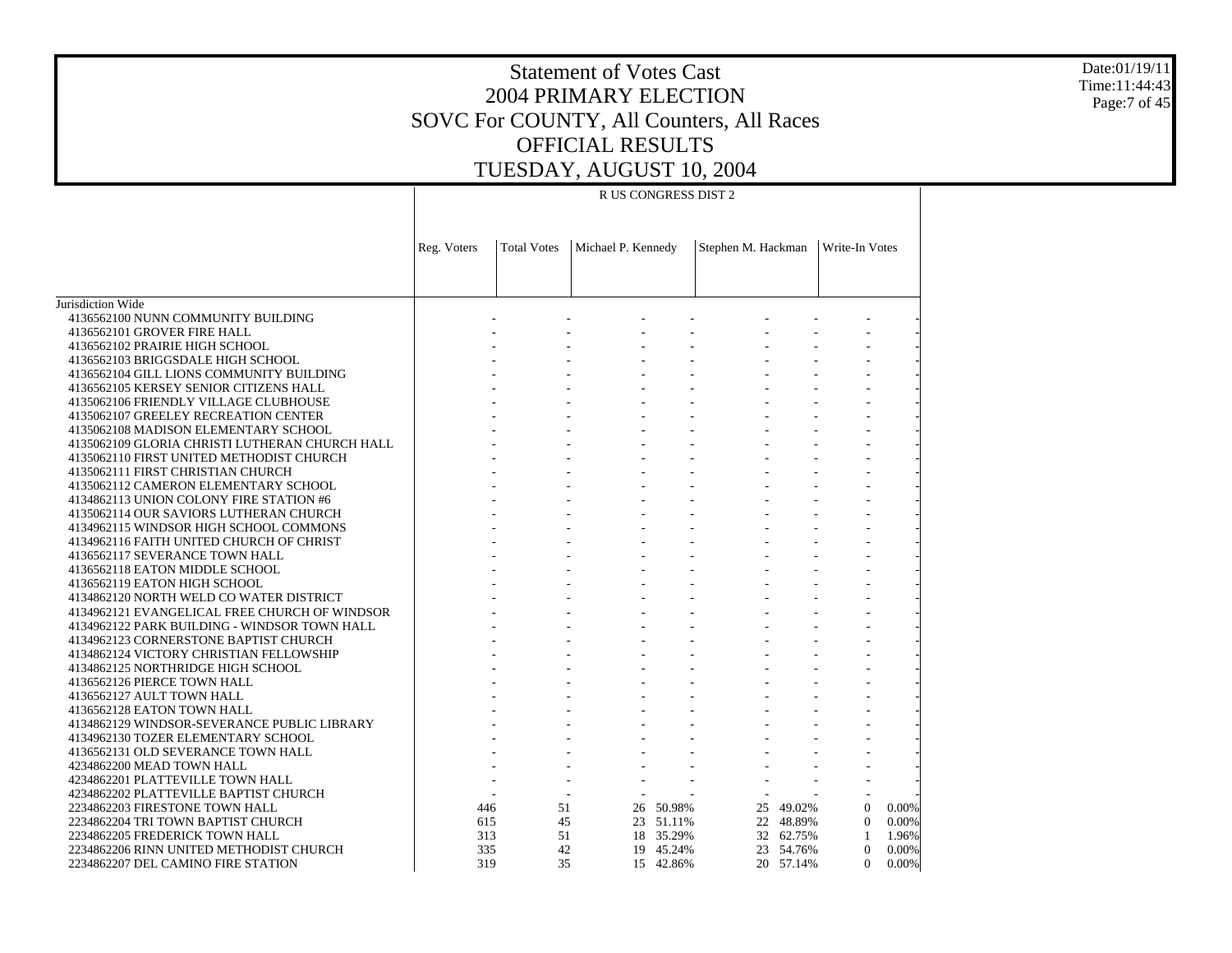# Statement of Votes Cast
# 2004 PRIMARY ELECTION
# SOVC For COUNTY, All Counters, All Races
# OFFICIAL RESULTS
# TUESDAY, AUGUST 10, 2004

Date:01/19/11
Time:11:44:43

| | R US CONGRESS DIST 2 | | | | | | | |
|---|---|---|---|---|---|---|---|---|
| | Reg. Voters | Total Votes | Michael P. Kennedy | | Stephen M. Hackman | | Write-In Votes | |
| Jurisdiction Wide | | | | | | | | |
| 4136562100 NUNN COMMUNITY BUILDING | - | - | - | - | - | - | - | - |
| 4136562101 GROVER FIRE HALL | - | - | - | - | - | - | - | - |
| 4136562102 PRAIRIE HIGH SCHOOL | - | - | - | - | - | - | - | - |
| 4136562103 BRIGGSDALE HIGH SCHOOL | - | - | - | - | - | - | - | - |
| 4136562104 GILL LIONS COMMUNITY BUILDING | - | - | - | - | - | - | - | - |
| 4136562105 KERSEY SENIOR CITIZENS HALL | - | - | - | - | - | - | - | - |
| 4135062106 FRIENDLY VILLAGE CLUBHOUSE | - | - | - | - | - | - | - | - |
| 4135062107 GREELEY RECREATION CENTER | - | - | - | - | - | - | - | - |
| 4135062108 MADISON ELEMENTARY SCHOOL | - | - | - | - | - | - | - | - |
| 4135062109 GLORIA CHRISTI LUTHERAN CHURCH HALL | - | - | - | - | - | - | - | - |
| 4135062110 FIRST UNITED METHODIST CHURCH | - | - | - | - | - | - | - | - |
| 4135062111 FIRST CHRISTIAN CHURCH | - | - | - | - | - | - | - | - |
| 4135062112 CAMERON ELEMENTARY SCHOOL | - | - | - | - | - | - | - | - |
| 4134862113 UNION COLONY FIRE STATION #6 | - | - | - | - | - | - | - | - |
| 4135062114 OUR SAVIORS LUTHERAN CHURCH | - | - | - | - | - | - | - | - |
| 4134962115 WINDSOR HIGH SCHOOL COMMONS | - | - | - | - | - | - | - | - |
| 4134962116 FAITH UNITED CHURCH OF CHRIST | - | - | - | - | - | - | - | - |
| 4136562117 SEVERANCE TOWN HALL | - | - | - | - | - | - | - | - |
| 4136562118 EATON MIDDLE SCHOOL | - | - | - | - | - | - | - | - |
| 4136562119 EATON HIGH SCHOOL | - | - | - | - | - | - | - | - |
| 4134862120 NORTH WELD CO WATER DISTRICT | - | - | - | - | - | - | - | - |
| 4134962121 EVANGELICAL FREE CHURCH OF WINDSOR | - | - | - | - | - | - | - | - |
| 4134962122 PARK BUILDING - WINDSOR TOWN HALL | - | - | - | - | - | - | - | - |
| 4134962123 CORNERSTONE BAPTIST CHURCH | - | - | - | - | - | - | - | - |
| 4134862124 VICTORY CHRISTIAN FELLOWSHIP | - | - | - | - | - | - | - | - |
| 4134862125 NORTHRIDGE HIGH SCHOOL | - | - | - | - | - | - | - | - |
| 4136562126 PIERCE TOWN HALL | - | - | - | - | - | - | - | - |
| 4136562127 AULT TOWN HALL | - | - | - | - | - | - | - | - |
| 4136562128 EATON TOWN HALL | - | - | - | - | - | - | - | - |
| 4134862129 WINDSOR-SEVERANCE PUBLIC LIBRARY | - | - | - | - | - | - | - | - |
| 4134962130 TOZER ELEMENTARY SCHOOL | - | - | - | - | - | - | - | - |
| 4136562131 OLD SEVERANCE TOWN HALL | - | - | - | - | - | - | - | - |
| 4234862200 MEAD TOWN HALL | - | - | - | - | - | - | - | - |
| 4234862201 PLATTEVILLE TOWN HALL | - | - | - | - | - | - | - | - |
| 4234862202 PLATTEVILLE BAPTIST CHURCH | - | - | - | - | - | - | - | - |
| 2234862203 FIRESTONE TOWN HALL | 446 | 51 | 26 | 50.98% | 25 | 49.02% | 0 | 0.00% |
| 2234862204 TRI TOWN BAPTIST CHURCH | 615 | 45 | 23 | 51.11% | 22 | 48.89% | 0 | 0.00% |
| 2234862205 FREDERICK TOWN HALL | 313 | 51 | 18 | 35.29% | 32 | 62.75% | 1 | 1.96% |
| 2234862206 RINN UNITED METHODIST CHURCH | 335 | 42 | 19 | 45.24% | 23 | 54.76% | 0 | 0.00% |
| 2234862207 DEL CAMINO FIRE STATION | 319 | 35 | 15 | 42.86% | 20 | 57.14% | 0 | 0.00% |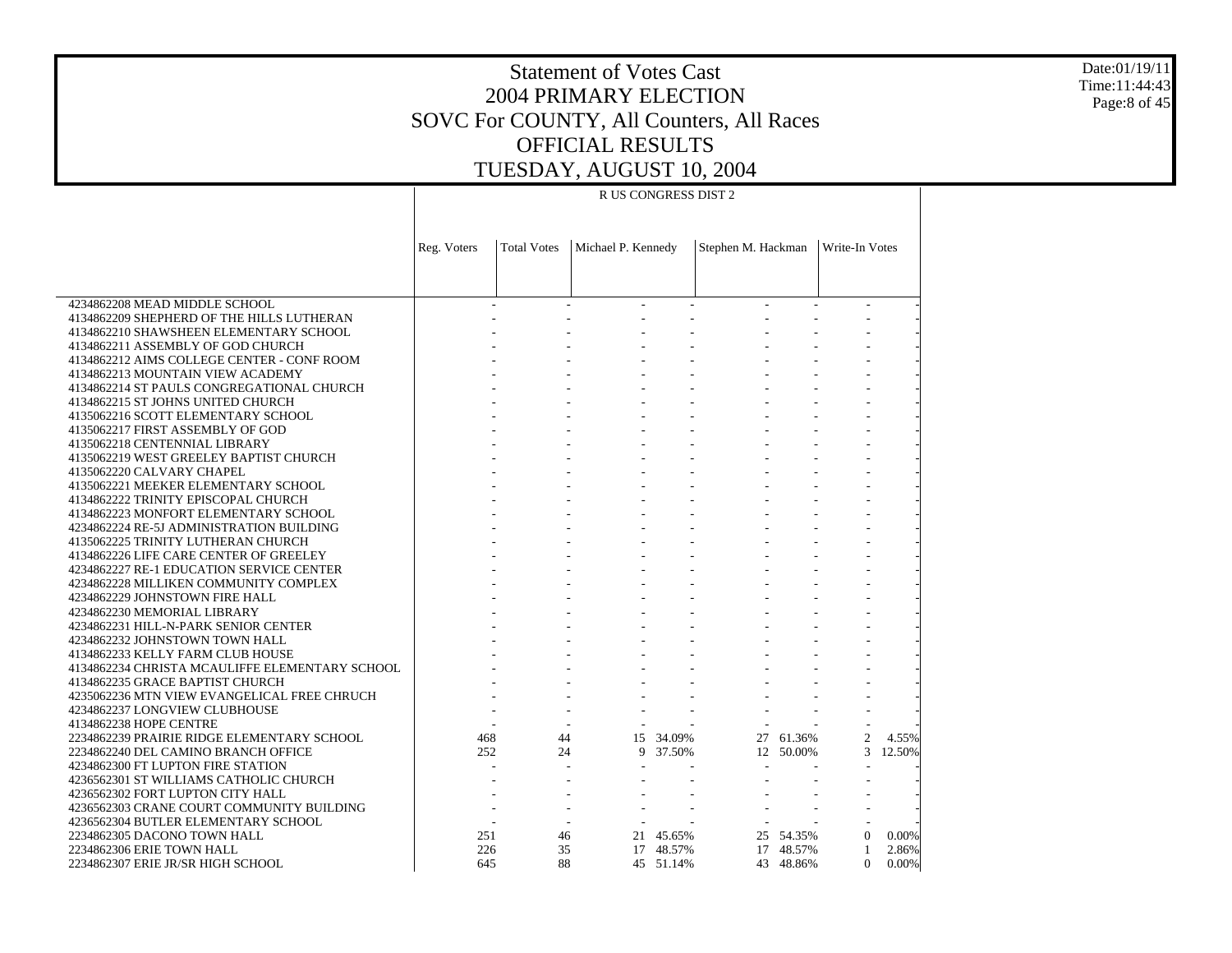# Statement of Votes Cast
# 2004 PRIMARY ELECTION
# SOVC For COUNTY, All Counters, All Races
# OFFICIAL RESULTS
# TUESDAY, AUGUST 10, 2004

Date:01/19/11
Time:11:44:43

| | R US CONGRESS DIST 2 | | | | | | | |
|---|---|---|---|---|---|---|---|---|
| | Reg. Voters | Total Votes | Michael P. Kennedy | | Stephen M. Hackman | | Write-In Votes | |
| 4234862208 MEAD MIDDLE SCHOOL | - | - | - | - | - | - | - | - |
| 4134862209 SHEPHERD OF THE HILLS LUTHERAN | - | - | - | - | - | - | - | - |
| 4134862210 SHAWSHEEN ELEMENTARY SCHOOL | - | - | - | - | - | - | - | - |
| 4134862211 ASSEMBLY OF GOD CHURCH | - | - | - | - | - | - | - | - |
| 4134862212 AIMS COLLEGE CENTER - CONF ROOM | - | - | - | - | - | - | - | - |
| 4134862213 MOUNTAIN VIEW ACADEMY | - | - | - | - | - | - | - | - |
| 4134862214 ST PAULS CONGREGATIONAL CHURCH | - | - | - | - | - | - | - | - |
| 4134862215 ST JOHNS UNITED CHURCH | - | - | - | - | - | - | - | - |
| 4134862216 SCOTT ELEMENTARY SCHOOL | - | - | - | - | - | - | - | - |
| 4135062217 FIRST ASSEMBLY OF GOD | - | - | - | - | - | - | - | - |
| 4135062218 CENTENNIAL LIBRARY | - | - | - | - | - | - | - | - |
| 4135062219 WEST GREELEY BAPTIST CHURCH | - | - | - | - | - | - | - | - |
| 4135062220 CALVARY CHAPEL | - | - | - | - | - | - | - | - |
| 4135062221 MEEKER ELEMENTARY SCHOOL | - | - | - | - | - | - | - | - |
| 4134862222 TRINITY EPISCOPAL CHURCH | - | - | - | - | - | - | - | - |
| 4134862223 MONFORT ELEMENTARY SCHOOL | - | - | - | - | - | - | - | - |
| 4234862224 RE-5J ADMINISTRATION BUILDING | - | - | - | - | - | - | - | - |
| 4135062225 TRINITY LUTHERAN CHURCH | - | - | - | - | - | - | - | - |
| 4134862226 LIFE CARE CENTER OF GREELEY | - | - | - | - | - | - | - | - |
| 4234862227 RE-1 EDUCATION SERVICE CENTER | - | - | - | - | - | - | - | - |
| 4234862228 MILLIKEN COMMUNITY COMPLEX | - | - | - | - | - | - | - | - |
| 4234862229 JOHNSTOWN FIRE HALL | - | - | - | - | - | - | - | - |
| 4234862230 MEMORIAL LIBRARY | - | - | - | - | - | - | - | - |
| 4234862231 HILL-N-PARK SENIOR CENTER | - | - | - | - | - | - | - | - |
| 4234862232 JOHNSTOWN TOWN HALL | - | - | - | - | - | - | - | - |
| 4134862233 KELLY FARM CLUB HOUSE | - | - | - | - | - | - | - | - |
| 4134862234 CHRISTA MCAULIFFE ELEMENTARY SCHOOL | - | - | - | - | - | - | - | - |
| 4134862235 GRACE BAPTIST CHURCH | - | - | - | - | - | - | - | - |
| 4235062236 MTN VIEW EVANGELICAL FREE CHRUCH | - | - | - | - | - | - | - | - |
| 4234862237 LONGVIEW CLUBHOUSE | - | - | - | - | - | - | - | - |
| 4134862238 HOPE CENTRE | - | - | - | - | - | - | - | - |
| 2234862239 PRAIRIE RIDGE ELEMENTARY SCHOOL | 468 | 44 | 15 | 34.09% | 27 | 61.36% | 2 | 4.55% |
| 2234862240 DEL CAMINO BRANCH OFFICE | 252 | 24 | 9 | 37.50% | 12 | 50.00% | 3 | 12.50% |
| 4234862300 FT LUPTON FIRE STATION | - | - | - | - | - | - | - | - |
| 4236562301 ST WILLIAMS CATHOLIC CHURCH | - | - | - | - | - | - | - | - |
| 4236562302 FORT LUPTON CITY HALL | - | - | - | - | - | - | - | - |
| 4236562303 CRANE COURT COMMUNITY BUILDING | - | - | - | - | - | - | - | - |
| 4236562304 BUTLER ELEMENTARY SCHOOL | - | - | - | - | - | - | - | - |
| 2234862305 DACONO TOWN HALL | 251 | 46 | 21 | 45.65% | 25 | 54.35% | 0 | 0.00% |
| 2234862306 ERIE TOWN HALL | 226 | 35 | 17 | 48.57% | 17 | 48.57% | 1 | 2.86% |
| 2234862307 ERIE JR/SR HIGH SCHOOL | 645 | 88 | 45 | 51.14% | 43 | 48.86% | 0 | 0.00% |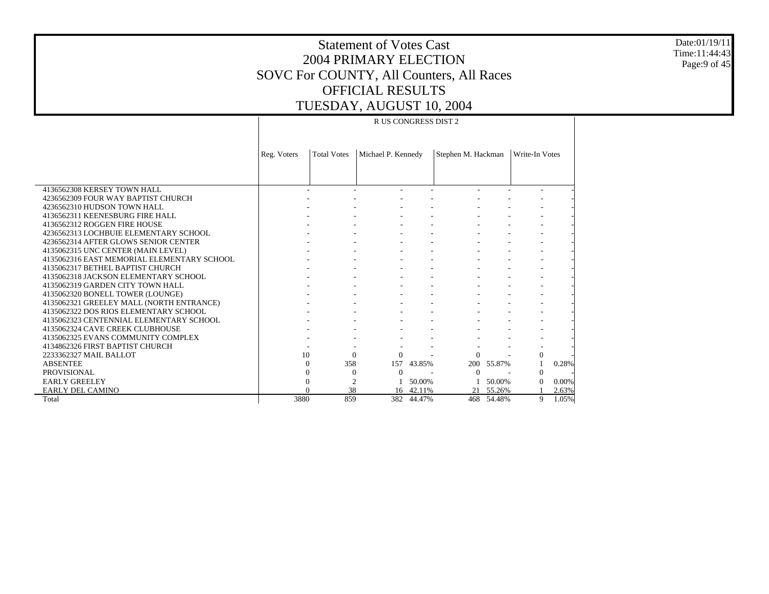# Statement of Votes Cast
## 2004 PRIMARY ELECTION
## SOVC For COUNTY, All Counters, All Races
## OFFICIAL RESULTS
## TUESDAY, AUGUST 10, 2004

Date:01/19/11
Time:11:44:43

| | R US CONGRESS DIST 2 | | | | | | | |
|---|---|---|---|---|---|---|---|---|
| | Reg. Voters | Total Votes | Michael P. Kennedy | | Stephen M. Hackman | | Write-In Votes | |
| 4136562308 KERSEY TOWN HALL | - | - | - | - | - | - | - | - |
| 4236562309 FOUR WAY BAPTIST CHURCH | - | - | - | - | - | - | - | - |
| 4236562310 HUDSON TOWN HALL | - | - | - | - | - | - | - | - |
| 4136562311 KEENESBURG FIRE HALL | - | - | - | - | - | - | - | - |
| 4136562312 ROGGEN FIRE HOUSE | - | - | - | - | - | - | - | - |
| 4236562313 LOCHBUIE ELEMENTARY SCHOOL | - | - | - | - | - | - | - | - |
| 4236562314 AFTER GLOWS SENIOR CENTER | - | - | - | - | - | - | - | - |
| 4135062315 UNC CENTER (MAIN LEVEL) | - | - | - | - | - | - | - | - |
| 4135062316 EAST MEMORIAL ELEMENTARY SCHOOL | - | - | - | - | - | - | - | - |
| 4135062317 BETHEL BAPTIST CHURCH | - | - | - | - | - | - | - | - |
| 4135062318 JACKSON ELEMENTARY SCHOOL | - | - | - | - | - | - | - | - |
| 4135062319 GARDEN CITY TOWN HALL | - | - | - | - | - | - | - | - |
| 4135062320 BONELL TOWER (LOUNGE) | - | - | - | - | - | - | - | - |
| 4135062321 GREELEY MALL (NORTH ENTRANCE) | - | - | - | - | - | - | - | - |
| 4135062322 DOS RIOS ELEMENTARY SCHOOL | - | - | - | - | - | - | - | - |
| 4135062323 CENTENNIAL ELEMENTARY SCHOOL | - | - | - | - | - | - | - | - |
| 4135062324 CAVE CREEK CLUBHOUSE | - | - | - | - | - | - | - | - |
| 4135062325 EVANS COMMUNITY COMPLEX | - | - | - | - | - | - | - | - |
| 4134862326 FIRST BAPTIST CHURCH | - | - | - | - | - | - | - | - |
| 2233362327 MAIL BALLOT | 10 | 0 | 0 | - | 0 | - | 0 | - |
| ABSENTEE | 0 | 358 | 157 | 43.85% | 200 | 55.87% | 1 | 0.28% |
| PROVISIONAL | 0 | 0 | 0 | - | 0 | - | 0 | - |
| EARLY GREELEY | 0 | 2 | 1 | 50.00% | 1 | 50.00% | 0 | 0.00% |
| EARLY DEL CAMINO | 0 | 38 | 16 | 42.11% | 21 | 55.26% | 1 | 2.63% |
| Total | 3880 | 859 | 382 | 44.47% | 468 | 54.48% | 9 | 1.05% |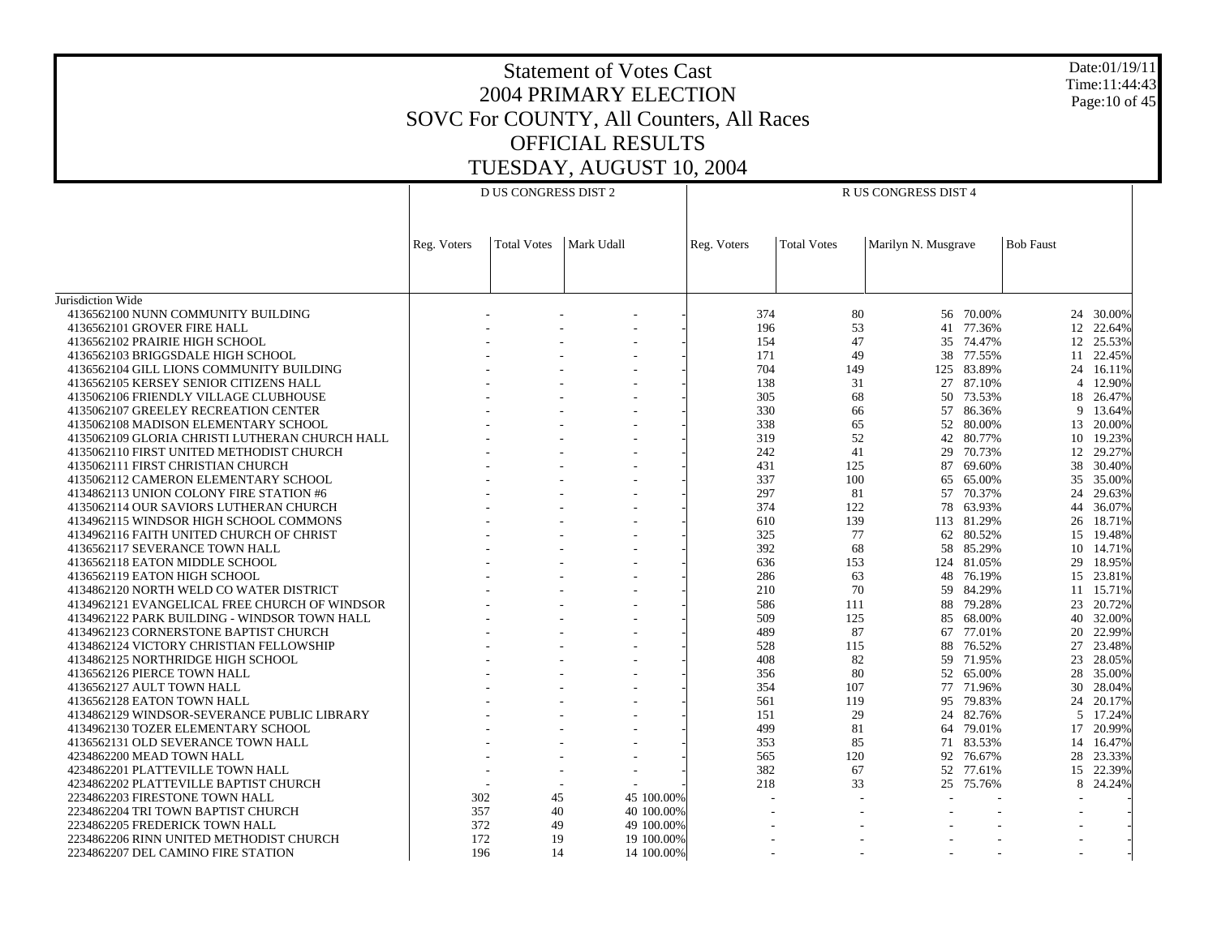# Statement of Votes Cast
## 2004 PRIMARY ELECTION
## SOVC For COUNTY, All Counters, All Races
## OFFICIAL RESULTS
## TUESDAY, AUGUST 10, 2004

Date:01/19/11
Time:11:44:43

| | D US CONGRESS DIST 2 | | | | R US CONGRESS DIST 4 | | | | | |
|---|---|---|---|---|---|---|---|---|---|---|
| | Reg. Voters | Total Votes | Mark Udall | | Reg. Voters | Total Votes | Marilyn N. Musgrave | | Bob Faust | |
| Jurisdiction Wide | | | | | | | | | | |
| 4136562100 NUNN COMMUNITY BUILDING | - | - | - | - | 374 | 80 | 56 | 70.00% | 24 | 30.00% |
| 4136562101 GROVER FIRE HALL | - | - | - | - | 196 | 53 | 41 | 77.36% | 12 | 22.64% |
| 4136562102 PRAIRIE HIGH SCHOOL | - | - | - | - | 154 | 47 | 35 | 74.47% | 12 | 25.53% |
| 4136562103 BRIGGSDALE HIGH SCHOOL | - | - | - | - | 171 | 49 | 38 | 77.55% | 11 | 22.45% |
| 4136562104 GILL LIONS COMMUNITY BUILDING | - | - | - | - | 704 | 149 | 125 | 83.89% | 24 | 16.11% |
| 4136562105 KERSEY SENIOR CITIZENS HALL | - | - | - | - | 138 | 31 | 27 | 87.10% | 4 | 12.90% |
| 4135062106 FRIENDLY VILLAGE CLUBHOUSE | - | - | - | - | 305 | 68 | 50 | 73.53% | 18 | 26.47% |
| 4135062107 GREELEY RECREATION CENTER | - | - | - | - | 330 | 66 | 57 | 86.36% | 9 | 13.64% |
| 4135062108 MADISON ELEMENTARY SCHOOL | - | - | - | - | 338 | 65 | 52 | 80.00% | 13 | 20.00% |
| 4135062109 GLORIA CHRISTI LUTHERAN CHURCH HALL | - | - | - | - | 319 | 52 | 42 | 80.77% | 10 | 19.23% |
| 4135062110 FIRST UNITED METHODIST CHURCH | - | - | - | - | 242 | 41 | 29 | 70.73% | 12 | 29.27% |
| 4135062111 FIRST CHRISTIAN CHURCH | - | - | - | - | 431 | 125 | 87 | 69.60% | 38 | 30.40% |
| 4135062112 CAMERON ELEMENTARY SCHOOL | - | - | - | - | 337 | 100 | 65 | 65.00% | 35 | 35.00% |
| 4134862113 UNION COLONY FIRE STATION #6 | - | - | - | - | 297 | 81 | 57 | 70.37% | 24 | 29.63% |
| 4135062114 OUR SAVIORS LUTHERAN CHURCH | - | - | - | - | 374 | 122 | 78 | 63.93% | 44 | 36.07% |
| 4134962115 WINDSOR HIGH SCHOOL COMMONS | - | - | - | - | 610 | 139 | 113 | 81.29% | 26 | 18.71% |
| 4134962116 FAITH UNITED CHURCH OF CHRIST | - | - | - | - | 325 | 77 | 62 | 80.52% | 15 | 19.48% |
| 4136562117 SEVERANCE TOWN HALL | - | - | - | - | 392 | 68 | 58 | 85.29% | 10 | 14.71% |
| 4136562118 EATON MIDDLE SCHOOL | - | - | - | - | 636 | 153 | 124 | 81.05% | 29 | 18.95% |
| 4136562119 EATON HIGH SCHOOL | - | - | - | - | 286 | 63 | 48 | 76.19% | 15 | 23.81% |
| 4134862120 NORTH WELD CO WATER DISTRICT | - | - | - | - | 210 | 70 | 59 | 84.29% | 11 | 15.71% |
| 4134962121 EVANGELICAL FREE CHURCH OF WINDSOR | - | - | - | - | 586 | 111 | 88 | 79.28% | 23 | 20.72% |
| 4134962122 PARK BUILDING - WINDSOR TOWN HALL | - | - | - | - | 509 | 125 | 85 | 68.00% | 40 | 32.00% |
| 4134962123 CORNERSTONE BAPTIST CHURCH | - | - | - | - | 489 | 87 | 67 | 77.01% | 20 | 22.99% |
| 4134862124 VICTORY CHRISTIAN FELLOWSHIP | - | - | - | - | 528 | 115 | 88 | 76.52% | 27 | 23.48% |
| 4134862125 NORTHRIDGE HIGH SCHOOL | - | - | - | - | 408 | 82 | 59 | 71.95% | 23 | 28.05% |
| 4136562126 PIERCE TOWN HALL | - | - | - | - | 356 | 80 | 52 | 65.00% | 28 | 35.00% |
| 4136562127 AULT TOWN HALL | - | - | - | - | 354 | 107 | 77 | 71.96% | 30 | 28.04% |
| 4136562128 EATON TOWN HALL | - | - | - | - | 561 | 119 | 95 | 79.83% | 24 | 20.17% |
| 4134862129 WINDSOR-SEVERANCE PUBLIC LIBRARY | - | - | - | - | 151 | 29 | 24 | 82.76% | 5 | 17.24% |
| 4134962130 TOZER ELEMENTARY SCHOOL | - | - | - | - | 499 | 81 | 64 | 79.01% | 17 | 20.99% |
| 4136562131 OLD SEVERANCE TOWN HALL | - | - | - | - | 353 | 85 | 71 | 83.53% | 14 | 16.47% |
| 4234862200 MEAD TOWN HALL | - | - | - | - | 565 | 120 | 92 | 76.67% | 28 | 23.33% |
| 4234862201 PLATTEVILLE TOWN HALL | - | - | - | - | 382 | 67 | 52 | 77.61% | 15 | 22.39% |
| 4234862202 PLATTEVILLE BAPTIST CHURCH | - | - | - | - | 218 | 33 | 25 | 75.76% | 8 | 24.24% |
| 2234862203 FIRESTONE TOWN HALL | 302 | 45 | 45 | 100.00% | - | - | - | - | - | - |
| 2234862204 TRI TOWN BAPTIST CHURCH | 357 | 40 | 40 | 100.00% | - | - | - | - | - | - |
| 2234862205 FREDERICK TOWN HALL | 372 | 49 | 49 | 100.00% | - | - | - | - | - | - |
| 2234862206 RINN UNITED METHODIST CHURCH | 172 | 19 | 19 | 100.00% | - | - | - | - | - | - |
| 2234862207 DEL CAMINO FIRE STATION | 196 | 14 | 14 | 100.00% | - | - | - | - | - | - |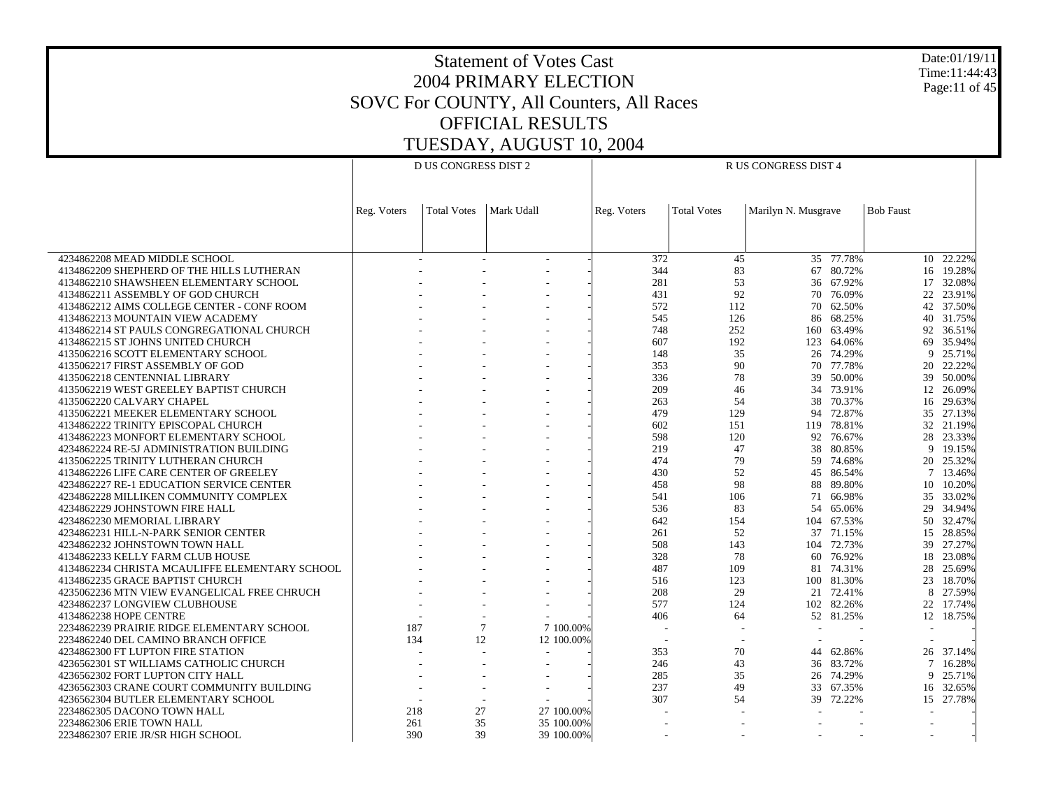# Statement of Votes Cast
## 2004 PRIMARY ELECTION
## SOVC For COUNTY, All Counters, All Races
## OFFICIAL RESULTS
## TUESDAY, AUGUST 10, 2004

Date:01/19/11
Time:11:44:43

| | D US CONGRESS DIST 2 | | | | R US CONGRESS DIST 4 | | | | | |
|---|---|---|---|---|---|---|---|---|---|---|
| | Reg. Voters | Total Votes | Mark Udall | | Reg. Voters | Total Votes | Marilyn N. Musgrave | | Bob Faust | |
| 4234862208 MEAD MIDDLE SCHOOL | - | - | - | - | 372 | 45 | 35 | 77.78% | 10 | 22.22% |
| 4134862209 SHEPHERD OF THE HILLS LUTHERAN | - | - | - | - | 344 | 83 | 67 | 80.72% | 16 | 19.28% |
| 4134862210 SHAWSHEEN ELEMENTARY SCHOOL | - | - | - | - | 281 | 53 | 36 | 67.92% | 17 | 32.08% |
| 4134862211 ASSEMBLY OF GOD CHURCH | - | - | - | - | 431 | 92 | 70 | 76.09% | 22 | 23.91% |
| 4134862212 AIMS COLLEGE CENTER - CONF ROOM | - | - | - | - | 572 | 112 | 70 | 62.50% | 42 | 37.50% |
| 4134862213 MOUNTAIN VIEW ACADEMY | - | - | - | - | 545 | 126 | 86 | 68.25% | 40 | 31.75% |
| 4134862214 ST PAULS CONGREGATIONAL CHURCH | - | - | - | - | 748 | 252 | 160 | 63.49% | 92 | 36.51% |
| 4134862215 ST JOHNS UNITED CHURCH | - | - | - | - | 607 | 192 | 123 | 64.06% | 69 | 35.94% |
| 4135062216 SCOTT ELEMENTARY SCHOOL | - | - | - | - | 148 | 35 | 26 | 74.29% | 9 | 25.71% |
| 4135062217 FIRST ASSEMBLY OF GOD | - | - | - | - | 353 | 90 | 70 | 77.78% | 20 | 22.22% |
| 4135062218 CENTENNIAL LIBRARY | - | - | - | - | 336 | 78 | 39 | 50.00% | 39 | 50.00% |
| 4135062219 WEST GREELEY BAPTIST CHURCH | - | - | - | - | 209 | 46 | 34 | 73.91% | 12 | 26.09% |
| 4135062220 CALVARY CHAPEL | - | - | - | - | 263 | 54 | 38 | 70.37% | 16 | 29.63% |
| 4135062221 MEEKER ELEMENTARY SCHOOL | - | - | - | - | 479 | 129 | 94 | 72.87% | 35 | 27.13% |
| 4134862222 TRINITY EPISCOPAL CHURCH | - | - | - | - | 602 | 151 | 119 | 78.81% | 32 | 21.19% |
| 4134862223 MONFORT ELEMENTARY SCHOOL | - | - | - | - | 598 | 120 | 92 | 76.67% | 28 | 23.33% |
| 4234862224 RE-5J ADMINISTRATION BUILDING | - | - | - | - | 219 | 47 | 38 | 80.85% | 9 | 19.15% |
| 4135062225 TRINITY LUTHERAN CHURCH | - | - | - | - | 474 | 79 | 59 | 74.68% | 20 | 25.32% |
| 4134862226 LIFE CARE CENTER OF GREELEY | - | - | - | - | 430 | 52 | 45 | 86.54% | 7 | 13.46% |
| 4234862227 RE-1 EDUCATION SERVICE CENTER | - | - | - | - | 458 | 98 | 88 | 89.80% | 10 | 10.20% |
| 4234862228 MILLIKEN COMMUNITY COMPLEX | - | - | - | - | 541 | 106 | 71 | 66.98% | 35 | 33.02% |
| 4234862229 JOHNSTOWN FIRE HALL | - | - | - | - | 536 | 83 | 54 | 65.06% | 29 | 34.94% |
| 4234862230 MEMORIAL LIBRARY | - | - | - | - | 642 | 154 | 104 | 67.53% | 50 | 32.47% |
| 4234862231 HILL-N-PARK SENIOR CENTER | - | - | - | - | 261 | 52 | 37 | 71.15% | 15 | 28.85% |
| 4234862232 JOHNSTOWN TOWN HALL | - | - | - | - | 508 | 143 | 104 | 72.73% | 39 | 27.27% |
| 4134862233 KELLY FARM CLUB HOUSE | - | - | - | - | 328 | 78 | 60 | 76.92% | 18 | 23.08% |
| 4134862234 CHRISTA MCAULIFFE ELEMENTARY SCHOOL | - | - | - | - | 487 | 109 | 81 | 74.31% | 28 | 25.69% |
| 4134862235 GRACE BAPTIST CHURCH | - | - | - | - | 516 | 123 | 100 | 81.30% | 23 | 18.70% |
| 4235062236 MTN VIEW EVANGELICAL FREE CHRUCH | - | - | - | - | 208 | 29 | 21 | 72.41% | 8 | 27.59% |
| 4234862237 LONGVIEW CLUBHOUSE | - | - | - | - | 577 | 124 | 102 | 82.26% | 22 | 17.74% |
| 4134862238 HOPE CENTRE | - | - | - | - | 406 | 64 | 52 | 81.25% | 12 | 18.75% |
| 2234862239 PRAIRIE RIDGE ELEMENTARY SCHOOL | 187 | 7 | 7 | 100.00% | - | - | - | - | - | - |
| 2234862240 DEL CAMINO BRANCH OFFICE | 134 | 12 | 12 | 100.00% | - | - | - | - | - | - |
| 4234862300 FT LUPTON FIRE STATION | - | - | - | - | 353 | 70 | 44 | 62.86% | 26 | 37.14% |
| 4236562301 ST WILLIAMS CATHOLIC CHURCH | - | - | - | - | 246 | 43 | 36 | 83.72% | 7 | 16.28% |
| 4236562302 FORT LUPTON CITY HALL | - | - | - | - | 285 | 35 | 26 | 74.29% | 9 | 25.71% |
| 4236562303 CRANE COURT COMMUNITY BUILDING | - | - | - | - | 237 | 49 | 33 | 67.35% | 16 | 32.65% |
| 4236562304 BUTLER ELEMENTARY SCHOOL | - | - | - | - | 307 | 54 | 39 | 72.22% | 15 | 27.78% |
| 2234862305 DACONO TOWN HALL | 218 | 27 | 27 | 100.00% | - | - | - | - | - | - |
| 2234862306 ERIE TOWN HALL | 261 | 35 | 35 | 100.00% | - | - | - | - | - | - |
| 2234862307 ERIE JR/SR HIGH SCHOOL | 390 | 39 | 39 | 100.00% | - | - | - | - | - | - |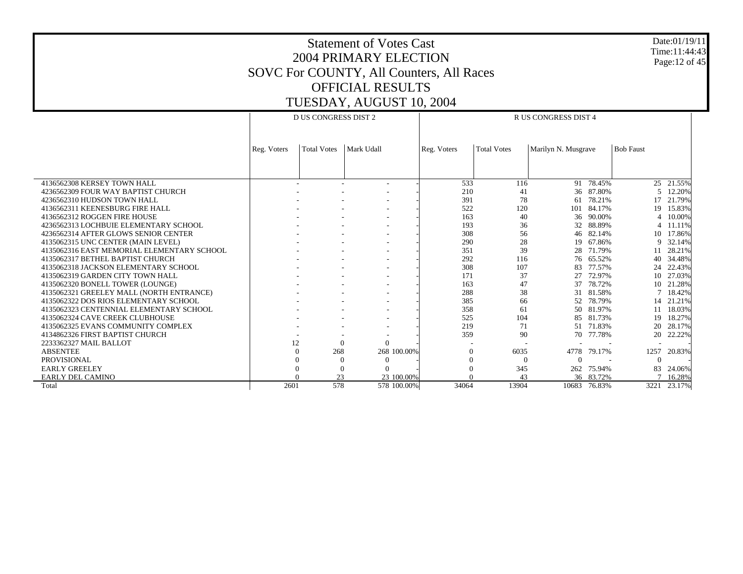# Statement of Votes Cast
## 2004 PRIMARY ELECTION
## SOVC For COUNTY, All Counters, All Races
## OFFICIAL RESULTS
## TUESDAY, AUGUST 10, 2004

Date:01/19/11
Time:11:44:43

| | D US CONGRESS DIST 2 | | | | R US CONGRESS DIST 4 | | | | | |
|---|---|---|---|---|---|---|---|---|---|---|
| | Reg. Voters | Total Votes | Mark Udall | | Reg. Voters | Total Votes | Marilyn N. Musgrave | | Bob Faust | |
| 4136562308 KERSEY TOWN HALL | - | - | - | - | 533 | 116 | 91 | 78.45% | 25 | 21.55% |
| 4236562309 FOUR WAY BAPTIST CHURCH | - | - | - | - | 210 | 41 | 36 | 87.80% | 5 | 12.20% |
| 4236562310 HUDSON TOWN HALL | - | - | - | - | 391 | 78 | 61 | 78.21% | 17 | 21.79% |
| 4136562311 KEENESBURG FIRE HALL | - | - | - | - | 522 | 120 | 101 | 84.17% | 19 | 15.83% |
| 4136562312 ROGGEN FIRE HOUSE | - | - | - | - | 163 | 40 | 36 | 90.00% | 4 | 10.00% |
| 4236562313 LOCHBUIE ELEMENTARY SCHOOL | - | - | - | - | 193 | 36 | 32 | 88.89% | 4 | 11.11% |
| 4236562314 AFTER GLOWS SENIOR CENTER | - | - | - | - | 308 | 56 | 46 | 82.14% | 10 | 17.86% |
| 4135062315 UNC CENTER (MAIN LEVEL) | - | - | - | - | 290 | 28 | 19 | 67.86% | 9 | 32.14% |
| 4135062316 EAST MEMORIAL ELEMENTARY SCHOOL | - | - | - | - | 351 | 39 | 28 | 71.79% | 11 | 28.21% |
| 4135062317 BETHEL BAPTIST CHURCH | - | - | - | - | 292 | 116 | 76 | 65.52% | 40 | 34.48% |
| 4135062318 JACKSON ELEMENTARY SCHOOL | - | - | - | - | 308 | 107 | 83 | 77.57% | 24 | 22.43% |
| 4135062319 GARDEN CITY TOWN HALL | - | - | - | - | 171 | 37 | 27 | 72.97% | 10 | 27.03% |
| 4135062320 BONELL TOWER (LOUNGE) | - | - | - | - | 163 | 47 | 37 | 78.72% | 10 | 21.28% |
| 4135062321 GREELEY MALL (NORTH ENTRANCE) | - | - | - | - | 288 | 38 | 31 | 81.58% | 7 | 18.42% |
| 4135062322 DOS RIOS ELEMENTARY SCHOOL | - | - | - | - | 385 | 66 | 52 | 78.79% | 14 | 21.21% |
| 4135062323 CENTENNIAL ELEMENTARY SCHOOL | - | - | - | - | 358 | 61 | 50 | 81.97% | 11 | 18.03% |
| 4135062324 CAVE CREEK CLUBHOUSE | - | - | - | - | 525 | 104 | 85 | 81.73% | 19 | 18.27% |
| 4135062325 EVANS COMMUNITY COMPLEX | - | - | - | - | 219 | 71 | 51 | 71.83% | 20 | 28.17% |
| 4134862326 FIRST BAPTIST CHURCH | - | - | - | - | 359 | 90 | 70 | 77.78% | 20 | 22.22% |
| 2233362327 MAIL BALLOT | 12 | 0 | 0 | - | - | - | - | - | - | - |
| ABSENTEE | 0 | 268 | 268 | 100.00% | 0 | 6035 | 4778 | 79.17% | 1257 | 20.83% |
| PROVISIONAL | 0 | 0 | 0 | - | 0 | 0 | 0 | - | 0 | - |
| EARLY GREELEY | 0 | 0 | 0 | - | 0 | 345 | 262 | 75.94% | 83 | 24.06% |
| EARLY DEL CAMINO | 0 | 23 | 23 | 100.00% | 0 | 43 | 36 | 83.72% | 7 | 16.28% |
| Total | 2601 | 578 | 578 | 100.00% | 34064 | 13904 | 10683 | 76.83% | 3221 | 23.17% |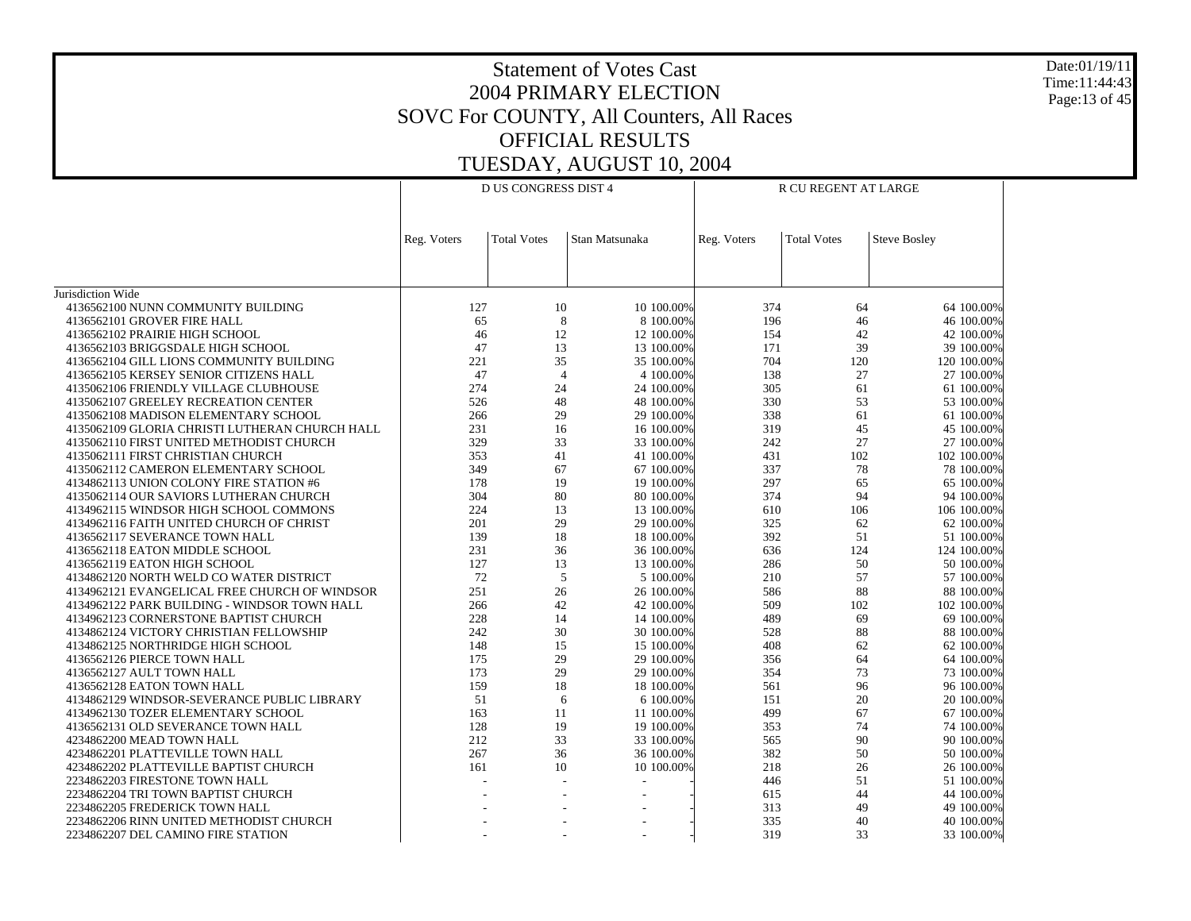# Statement of Votes Cast
## 2004 PRIMARY ELECTION
## SOVC For COUNTY, All Counters, All Races
## OFFICIAL RESULTS
## TUESDAY, AUGUST 10, 2004

| | D US CONGRESS DIST 4 | | | | R CU REGENT AT LARGE | | | |
|---|---|---|---|---|---|---|---|---|
| | Reg. Voters | Total Votes | Stan Matsunaka | | Reg. Voters | Total Votes | Steve Bosley | |
| Jurisdiction Wide | | | | | | | | |
| 4136562100 NUNN COMMUNITY BUILDING | 127 | 10 | 10 | 100.00% | 374 | 64 | 64 | 100.00% |
| 4136562101 GROVER FIRE HALL | 65 | 8 | 8 | 100.00% | 196 | 46 | 46 | 100.00% |
| 4136562102 PRAIRIE HIGH SCHOOL | 46 | 12 | 12 | 100.00% | 154 | 42 | 42 | 100.00% |
| 4136562103 BRIGGSDALE HIGH SCHOOL | 47 | 13 | 13 | 100.00% | 171 | 39 | 39 | 100.00% |
| 4136562104 GILL LIONS COMMUNITY BUILDING | 221 | 35 | 35 | 100.00% | 704 | 120 | 120 | 100.00% |
| 4136562105 KERSEY SENIOR CITIZENS HALL | 47 | 4 | 4 | 100.00% | 138 | 27 | 27 | 100.00% |
| 4135062106 FRIENDLY VILLAGE CLUBHOUSE | 274 | 24 | 24 | 100.00% | 305 | 61 | 61 | 100.00% |
| 4135062107 GREELEY RECREATION CENTER | 526 | 48 | 48 | 100.00% | 330 | 53 | 53 | 100.00% |
| 4135062108 MADISON ELEMENTARY SCHOOL | 266 | 29 | 29 | 100.00% | 338 | 61 | 61 | 100.00% |
| 4135062109 GLORIA CHRISTI LUTHERAN CHURCH HALL | 231 | 16 | 16 | 100.00% | 319 | 45 | 45 | 100.00% |
| 4135062110 FIRST UNITED METHODIST CHURCH | 329 | 33 | 33 | 100.00% | 242 | 27 | 27 | 100.00% |
| 4135062111 FIRST CHRISTIAN CHURCH | 353 | 41 | 41 | 100.00% | 431 | 102 | 102 | 100.00% |
| 4135062112 CAMERON ELEMENTARY SCHOOL | 349 | 67 | 67 | 100.00% | 337 | 78 | 78 | 100.00% |
| 4134862113 UNION COLONY FIRE STATION #6 | 178 | 19 | 19 | 100.00% | 297 | 65 | 65 | 100.00% |
| 4135062114 OUR SAVIORS LUTHERAN CHURCH | 304 | 80 | 80 | 100.00% | 374 | 94 | 94 | 100.00% |
| 4134962115 WINDSOR HIGH SCHOOL COMMONS | 224 | 13 | 13 | 100.00% | 610 | 106 | 106 | 100.00% |
| 4134962116 FAITH UNITED CHURCH OF CHRIST | 201 | 29 | 29 | 100.00% | 325 | 62 | 62 | 100.00% |
| 4136562117 SEVERANCE TOWN HALL | 139 | 18 | 18 | 100.00% | 392 | 51 | 51 | 100.00% |
| 4136562118 EATON MIDDLE SCHOOL | 231 | 36 | 36 | 100.00% | 636 | 124 | 124 | 100.00% |
| 4136562119 EATON HIGH SCHOOL | 127 | 13 | 13 | 100.00% | 286 | 50 | 50 | 100.00% |
| 4134862120 NORTH WELD CO WATER DISTRICT | 72 | 5 | 5 | 100.00% | 210 | 57 | 57 | 100.00% |
| 4134962121 EVANGELICAL FREE CHURCH OF WINDSOR | 251 | 26 | 26 | 100.00% | 586 | 88 | 88 | 100.00% |
| 4134962122 PARK BUILDING - WINDSOR TOWN HALL | 266 | 42 | 42 | 100.00% | 509 | 102 | 102 | 100.00% |
| 4134962123 CORNERSTONE BAPTIST CHURCH | 228 | 14 | 14 | 100.00% | 489 | 69 | 69 | 100.00% |
| 4134862124 VICTORY CHRISTIAN FELLOWSHIP | 242 | 30 | 30 | 100.00% | 528 | 88 | 88 | 100.00% |
| 4134862125 NORTHRIDGE HIGH SCHOOL | 148 | 15 | 15 | 100.00% | 408 | 62 | 62 | 100.00% |
| 4136562126 PIERCE TOWN HALL | 175 | 29 | 29 | 100.00% | 356 | 64 | 64 | 100.00% |
| 4136562127 AULT TOWN HALL | 173 | 29 | 29 | 100.00% | 354 | 73 | 73 | 100.00% |
| 4136562128 EATON TOWN HALL | 159 | 18 | 18 | 100.00% | 561 | 96 | 96 | 100.00% |
| 4134862129 WINDSOR-SEVERANCE PUBLIC LIBRARY | 51 | 6 | 6 | 100.00% | 151 | 20 | 20 | 100.00% |
| 4134962130 TOZER ELEMENTARY SCHOOL | 163 | 11 | 11 | 100.00% | 499 | 67 | 67 | 100.00% |
| 4136562131 OLD SEVERANCE TOWN HALL | 128 | 19 | 19 | 100.00% | 353 | 74 | 74 | 100.00% |
| 4234862200 MEAD TOWN HALL | 212 | 33 | 33 | 100.00% | 565 | 90 | 90 | 100.00% |
| 4234862201 PLATTEVILLE TOWN HALL | 267 | 36 | 36 | 100.00% | 382 | 50 | 50 | 100.00% |
| 4234862202 PLATTEVILLE BAPTIST CHURCH | 161 | 10 | 10 | 100.00% | 218 | 26 | 26 | 100.00% |
| 2234862203 FIRESTONE TOWN HALL | - | - | - | - | 446 | 51 | 51 | 100.00% |
| 2234862204 TRI TOWN BAPTIST CHURCH | - | - | - | - | 615 | 44 | 44 | 100.00% |
| 2234862205 FREDERICK TOWN HALL | - | - | - | - | 313 | 49 | 49 | 100.00% |
| 2234862206 RINN UNITED METHODIST CHURCH | - | - | - | - | 335 | 40 | 40 | 100.00% |
| 2234862207 DEL CAMINO FIRE STATION | - | - | - | - | 319 | 33 | 33 | 100.00% |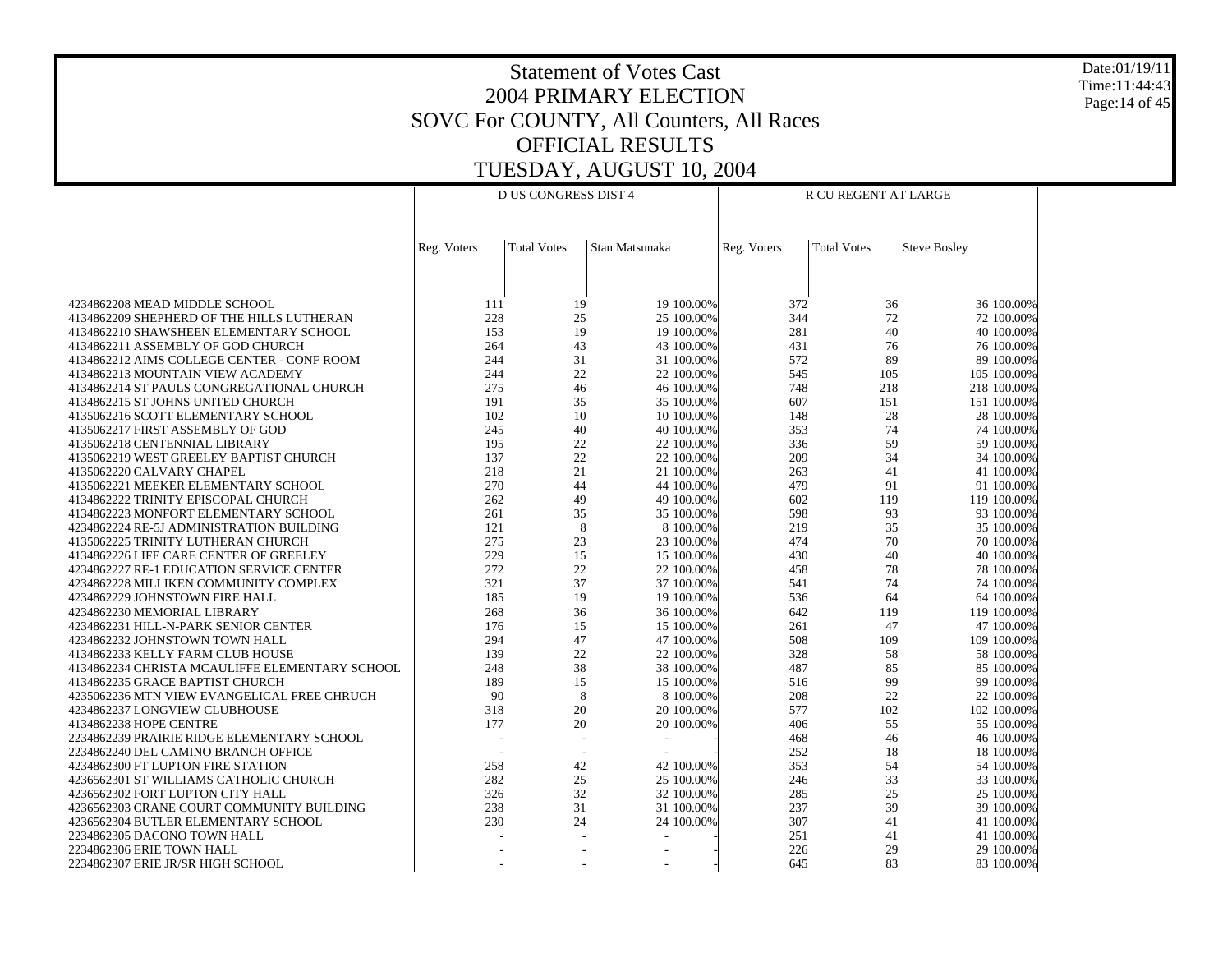# Statement of Votes Cast
## 2004 PRIMARY ELECTION
## SOVC For COUNTY, All Counters, All Races
## OFFICIAL RESULTS
## TUESDAY, AUGUST 10, 2004

Date:01/19/11
Time:11:44:43

| | D US CONGRESS DIST 4 | | | | R CU REGENT AT LARGE | | | |
|---|---|---|---|---|---|---|---|---|
| | Reg. Voters | Total Votes | Stan Matsunaka | | Reg. Voters | Total Votes | Steve Bosley | |
| 4234862208 MEAD MIDDLE SCHOOL | 111 | 19 | 19 | 100.00% | 372 | 36 | 36 | 100.00% |
| 4134862209 SHEPHERD OF THE HILLS LUTHERAN | 228 | 25 | 25 | 100.00% | 344 | 72 | 72 | 100.00% |
| 4134862210 SHAWSHEEN ELEMENTARY SCHOOL | 153 | 19 | 19 | 100.00% | 281 | 40 | 40 | 100.00% |
| 4134862211 ASSEMBLY OF GOD CHURCH | 264 | 43 | 43 | 100.00% | 431 | 76 | 76 | 100.00% |
| 4134862212 AIMS COLLEGE CENTER - CONF ROOM | 244 | 31 | 31 | 100.00% | 572 | 89 | 89 | 100.00% |
| 4134862213 MOUNTAIN VIEW ACADEMY | 244 | 22 | 22 | 100.00% | 545 | 105 | 105 | 100.00% |
| 4134862214 ST PAULS CONGREGATIONAL CHURCH | 275 | 46 | 46 | 100.00% | 748 | 218 | 218 | 100.00% |
| 4134862215 ST JOHNS UNITED CHURCH | 191 | 35 | 35 | 100.00% | 607 | 151 | 151 | 100.00% |
| 4135062216 SCOTT ELEMENTARY SCHOOL | 102 | 10 | 10 | 100.00% | 148 | 28 | 28 | 100.00% |
| 4135062217 FIRST ASSEMBLY OF GOD | 245 | 40 | 40 | 100.00% | 353 | 74 | 74 | 100.00% |
| 4135062218 CENTENNIAL LIBRARY | 195 | 22 | 22 | 100.00% | 336 | 59 | 59 | 100.00% |
| 4135062219 WEST GREELEY BAPTIST CHURCH | 137 | 22 | 22 | 100.00% | 209 | 34 | 34 | 100.00% |
| 4135062220 CALVARY CHAPEL | 218 | 21 | 21 | 100.00% | 263 | 41 | 41 | 100.00% |
| 4135062221 MEEKER ELEMENTARY SCHOOL | 270 | 44 | 44 | 100.00% | 479 | 91 | 91 | 100.00% |
| 4134862222 TRINITY EPISCOPAL CHURCH | 262 | 49 | 49 | 100.00% | 602 | 119 | 119 | 100.00% |
| 4134862223 MONFORT ELEMENTARY SCHOOL | 261 | 35 | 35 | 100.00% | 598 | 93 | 93 | 100.00% |
| 4234862224 RE-5J ADMINISTRATION BUILDING | 121 | 8 | 8 | 100.00% | 219 | 35 | 35 | 100.00% |
| 4135062225 TRINITY LUTHERAN CHURCH | 275 | 23 | 23 | 100.00% | 474 | 70 | 70 | 100.00% |
| 4134862226 LIFE CARE CENTER OF GREELEY | 229 | 15 | 15 | 100.00% | 430 | 40 | 40 | 100.00% |
| 4234862227 RE-1 EDUCATION SERVICE CENTER | 272 | 22 | 22 | 100.00% | 458 | 78 | 78 | 100.00% |
| 4234862228 MILLIKEN COMMUNITY COMPLEX | 321 | 37 | 37 | 100.00% | 541 | 74 | 74 | 100.00% |
| 4234862229 JOHNSTOWN FIRE HALL | 185 | 19 | 19 | 100.00% | 536 | 64 | 64 | 100.00% |
| 4234862230 MEMORIAL LIBRARY | 268 | 36 | 36 | 100.00% | 642 | 119 | 119 | 100.00% |
| 4234862231 HILL-N-PARK SENIOR CENTER | 176 | 15 | 15 | 100.00% | 261 | 47 | 47 | 100.00% |
| 4234862232 JOHNSTOWN TOWN HALL | 294 | 47 | 47 | 100.00% | 508 | 109 | 109 | 100.00% |
| 4134862233 KELLY FARM CLUB HOUSE | 139 | 22 | 22 | 100.00% | 328 | 58 | 58 | 100.00% |
| 4134862234 CHRISTA MCAULIFFE ELEMENTARY SCHOOL | 248 | 38 | 38 | 100.00% | 487 | 85 | 85 | 100.00% |
| 4134862235 GRACE BAPTIST CHURCH | 189 | 15 | 15 | 100.00% | 516 | 99 | 99 | 100.00% |
| 4235062236 MTN VIEW EVANGELICAL FREE CHRUCH | 90 | 8 | 8 | 100.00% | 208 | 22 | 22 | 100.00% |
| 4234862237 LONGVIEW CLUBHOUSE | 318 | 20 | 20 | 100.00% | 577 | 102 | 102 | 100.00% |
| 4134862238 HOPE CENTRE | 177 | 20 | 20 | 100.00% | 406 | 55 | 55 | 100.00% |
| 2234862239 PRAIRIE RIDGE ELEMENTARY SCHOOL | - | - | - | - | 468 | 46 | 46 | 100.00% |
| 2234862240 DEL CAMINO BRANCH OFFICE | - | - | - | - | 252 | 18 | 18 | 100.00% |
| 4234862300 FT LUPTON FIRE STATION | 258 | 42 | 42 | 100.00% | 353 | 54 | 54 | 100.00% |
| 4236562301 ST WILLIAMS CATHOLIC CHURCH | 282 | 25 | 25 | 100.00% | 246 | 33 | 33 | 100.00% |
| 4236562302 FORT LUPTON CITY HALL | 326 | 32 | 32 | 100.00% | 285 | 25 | 25 | 100.00% |
| 4236562303 CRANE COURT COMMUNITY BUILDING | 238 | 31 | 31 | 100.00% | 237 | 39 | 39 | 100.00% |
| 4236562304 BUTLER ELEMENTARY SCHOOL | 230 | 24 | 24 | 100.00% | 307 | 41 | 41 | 100.00% |
| 2234862305 DACONO TOWN HALL | - | - | - | - | 251 | 41 | 41 | 100.00% |
| 2234862306 ERIE TOWN HALL | - | - | - | - | 226 | 29 | 29 | 100.00% |
| 2234862307 ERIE JR/SR HIGH SCHOOL | - | - | - | - | 645 | 83 | 83 | 100.00% |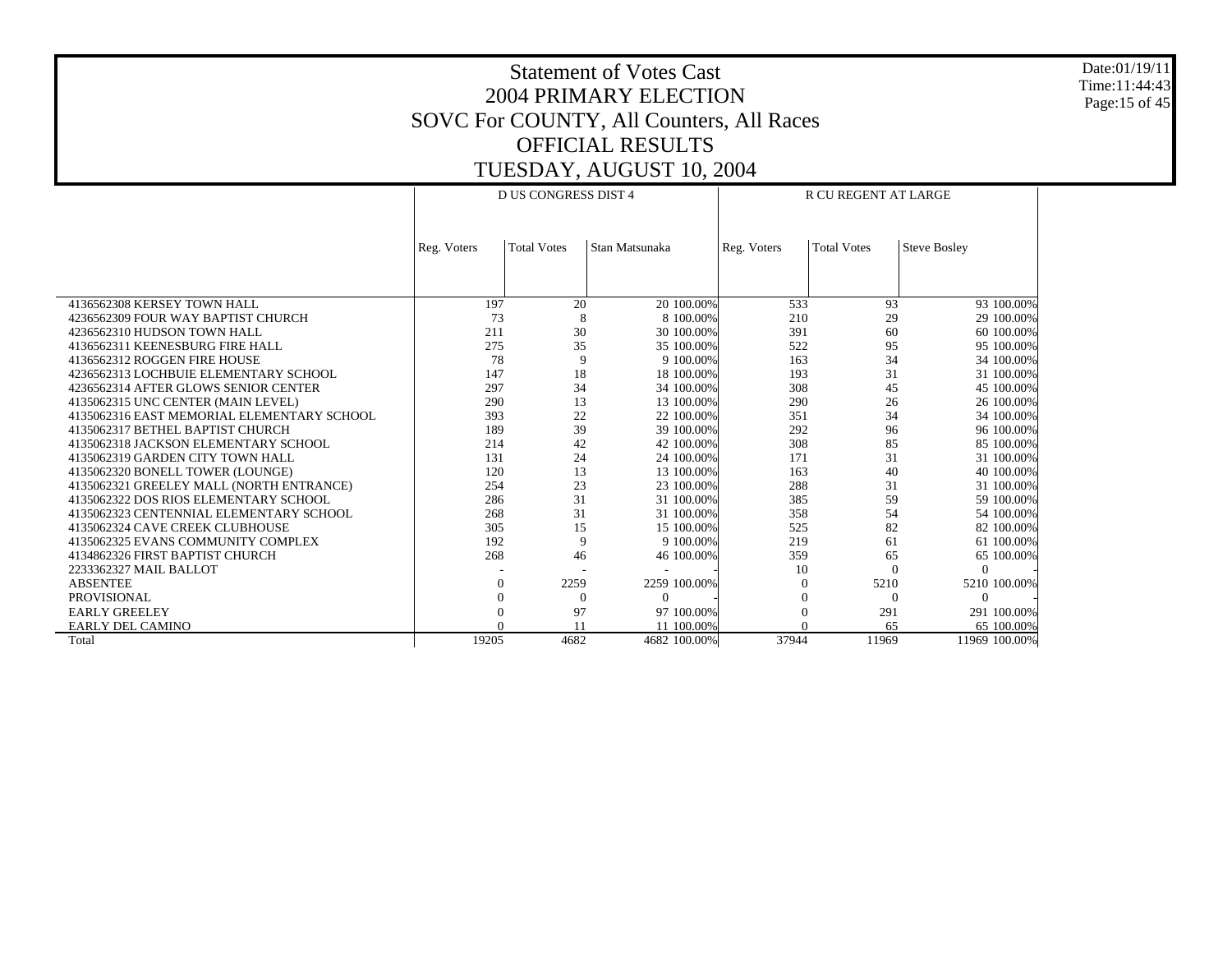# Statement of Votes Cast
## 2004 PRIMARY ELECTION
## SOVC For COUNTY, All Counters, All Races
## OFFICIAL RESULTS
## TUESDAY, AUGUST 10, 2004

| | D US CONGRESS DIST 4 | | | | R CU REGENT AT LARGE | | | |
|---|---|---|---|---|---|---|---|---|
| | Reg. Voters | Total Votes | Stan Matsunaka | | Reg. Voters | Total Votes | Steve Bosley | |
| 4136562308 KERSEY TOWN HALL | 197 | 20 | 20 | 100.00% | 533 | 93 | 93 | 100.00% |
| 4236562309 FOUR WAY BAPTIST CHURCH | 73 | 8 | 8 | 100.00% | 210 | 29 | 29 | 100.00% |
| 4236562310 HUDSON TOWN HALL | 211 | 30 | 30 | 100.00% | 391 | 60 | 60 | 100.00% |
| 4136562311 KEENESBURG FIRE HALL | 275 | 35 | 35 | 100.00% | 522 | 95 | 95 | 100.00% |
| 4136562312 ROGGEN FIRE HOUSE | 78 | 9 | 9 | 100.00% | 163 | 34 | 34 | 100.00% |
| 4236562313 LOCHBUIE ELEMENTARY SCHOOL | 147 | 18 | 18 | 100.00% | 193 | 31 | 31 | 100.00% |
| 4236562314 AFTER GLOWS SENIOR CENTER | 297 | 34 | 34 | 100.00% | 308 | 45 | 45 | 100.00% |
| 4135062315 UNC CENTER (MAIN LEVEL) | 290 | 13 | 13 | 100.00% | 290 | 26 | 26 | 100.00% |
| 4135062316 EAST MEMORIAL ELEMENTARY SCHOOL | 393 | 22 | 22 | 100.00% | 351 | 34 | 34 | 100.00% |
| 4135062317 BETHEL BAPTIST CHURCH | 189 | 39 | 39 | 100.00% | 292 | 96 | 96 | 100.00% |
| 4135062318 JACKSON ELEMENTARY SCHOOL | 214 | 42 | 42 | 100.00% | 308 | 85 | 85 | 100.00% |
| 4135062319 GARDEN CITY TOWN HALL | 131 | 24 | 24 | 100.00% | 171 | 31 | 31 | 100.00% |
| 4135062320 BONELL TOWER (LOUNGE) | 120 | 13 | 13 | 100.00% | 163 | 40 | 40 | 100.00% |
| 4135062321 GREELEY MALL (NORTH ENTRANCE) | 254 | 23 | 23 | 100.00% | 288 | 31 | 31 | 100.00% |
| 4135062322 DOS RIOS ELEMENTARY SCHOOL | 286 | 31 | 31 | 100.00% | 385 | 59 | 59 | 100.00% |
| 4135062323 CENTENNIAL ELEMENTARY SCHOOL | 268 | 31 | 31 | 100.00% | 358 | 54 | 54 | 100.00% |
| 4135062324 CAVE CREEK CLUBHOUSE | 305 | 15 | 15 | 100.00% | 525 | 82 | 82 | 100.00% |
| 4135062325 EVANS COMMUNITY COMPLEX | 192 | 9 | 9 | 100.00% | 219 | 61 | 61 | 100.00% |
| 4134862326 FIRST BAPTIST CHURCH | 268 | 46 | 46 | 100.00% | 359 | 65 | 65 | 100.00% |
| 2233362327 MAIL BALLOT | - | - | - | - | 10 | 0 | 0 | - |
| ABSENTEE | 0 | 2259 | 2259 | 100.00% | 0 | 5210 | 5210 | 100.00% |
| PROVISIONAL | 0 | 0 | 0 | - | 0 | 0 | 0 | - |
| EARLY GREELEY | 0 | 97 | 97 | 100.00% | 0 | 291 | 291 | 100.00% |
| EARLY DEL CAMINO | 0 | 11 | 11 | 100.00% | 0 | 65 | 65 | 100.00% |
| Total | 19205 | 4682 | 4682 | 100.00% | 37944 | 11969 | 11969 | 100.00% |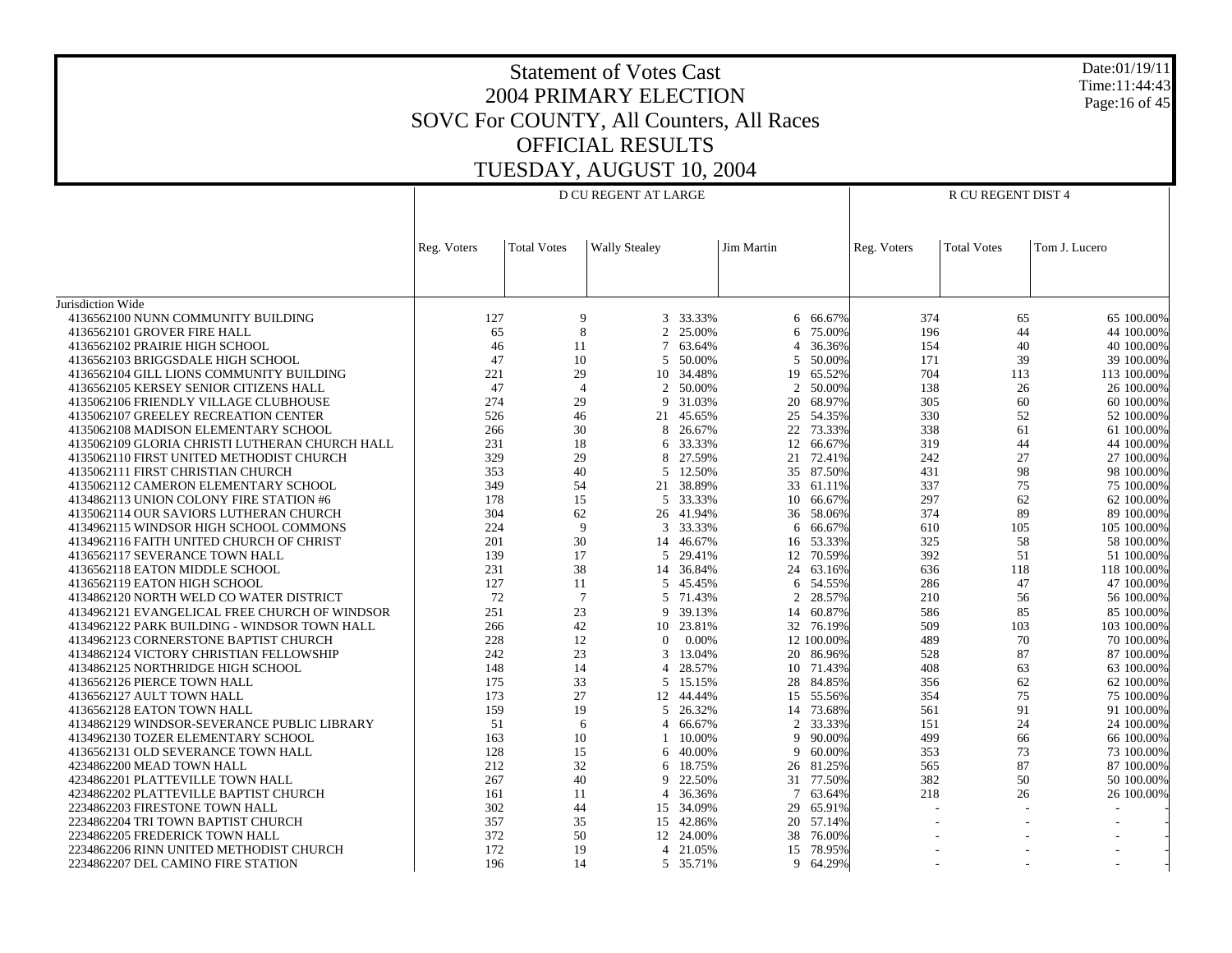# Statement of Votes Cast
# 2004 PRIMARY ELECTION
# SOVC For COUNTY, All Counters, All Races
# OFFICIAL RESULTS
# TUESDAY, AUGUST 10, 2004

Date:01/19/11
Time:11:44:43

| | D CU REGENT AT LARGE | | | | | | R CU REGENT DIST 4 | | | |
|---|---|---|---|---|---|---|---|---|---|---|
| | Reg. Voters | Total Votes | Wally Stealey | | Jim Martin | | Reg. Voters | Total Votes | Tom J. Lucero | |
| Jurisdiction Wide | | | | | | | | | | |
| 4136562100 NUNN COMMUNITY BUILDING | 127 | 9 | 3 | 33.33% | 6 | 66.67% | 374 | 65 | 65 | 100.00% |
| 4136562101 GROVER FIRE HALL | 65 | 8 | 2 | 25.00% | 6 | 75.00% | 196 | 44 | 44 | 100.00% |
| 4136562102 PRAIRIE HIGH SCHOOL | 46 | 11 | 7 | 63.64% | 4 | 36.36% | 154 | 40 | 40 | 100.00% |
| 4136562103 BRIGGSDALE HIGH SCHOOL | 47 | 10 | 5 | 50.00% | 5 | 50.00% | 171 | 39 | 39 | 100.00% |
| 4136562104 GILL LIONS COMMUNITY BUILDING | 221 | 29 | 10 | 34.48% | 19 | 65.52% | 704 | 113 | 113 | 100.00% |
| 4136562105 KERSEY SENIOR CITIZENS HALL | 47 | 4 | 2 | 50.00% | 2 | 50.00% | 138 | 26 | 26 | 100.00% |
| 4135062106 FRIENDLY VILLAGE CLUBHOUSE | 274 | 29 | 9 | 31.03% | 20 | 68.97% | 305 | 60 | 60 | 100.00% |
| 4135062107 GREELEY RECREATION CENTER | 526 | 46 | 21 | 45.65% | 25 | 54.35% | 330 | 52 | 52 | 100.00% |
| 4135062108 MADISON ELEMENTARY SCHOOL | 266 | 30 | 8 | 26.67% | 22 | 73.33% | 338 | 61 | 61 | 100.00% |
| 4135062109 GLORIA CHRISTI LUTHERAN CHURCH HALL | 231 | 18 | 6 | 33.33% | 12 | 66.67% | 319 | 44 | 44 | 100.00% |
| 4135062110 FIRST UNITED METHODIST CHURCH | 329 | 29 | 8 | 27.59% | 21 | 72.41% | 242 | 27 | 27 | 100.00% |
| 4135062111 FIRST CHRISTIAN CHURCH | 353 | 40 | 5 | 12.50% | 35 | 87.50% | 431 | 98 | 98 | 100.00% |
| 4135062112 CAMERON ELEMENTARY SCHOOL | 349 | 54 | 21 | 38.89% | 33 | 61.11% | 337 | 75 | 75 | 100.00% |
| 4134862113 UNION COLONY FIRE STATION #6 | 178 | 15 | 5 | 33.33% | 10 | 66.67% | 297 | 62 | 62 | 100.00% |
| 4135062114 OUR SAVIORS LUTHERAN CHURCH | 304 | 62 | 26 | 41.94% | 36 | 58.06% | 374 | 89 | 89 | 100.00% |
| 4134962115 WINDSOR HIGH SCHOOL COMMONS | 224 | 9 | 3 | 33.33% | 6 | 66.67% | 610 | 105 | 105 | 100.00% |
| 4134962116 FAITH UNITED CHURCH OF CHRIST | 201 | 30 | 14 | 46.67% | 16 | 53.33% | 325 | 58 | 58 | 100.00% |
| 4136562117 SEVERANCE TOWN HALL | 139 | 17 | 5 | 29.41% | 12 | 70.59% | 392 | 51 | 51 | 100.00% |
| 4136562118 EATON MIDDLE SCHOOL | 231 | 38 | 14 | 36.84% | 24 | 63.16% | 636 | 118 | 118 | 100.00% |
| 4136562119 EATON HIGH SCHOOL | 127 | 11 | 5 | 45.45% | 6 | 54.55% | 286 | 47 | 47 | 100.00% |
| 4134862120 NORTH WELD CO WATER DISTRICT | 72 | 7 | 5 | 71.43% | 2 | 28.57% | 210 | 56 | 56 | 100.00% |
| 4134962121 EVANGELICAL FREE CHURCH OF WINDSOR | 251 | 23 | 9 | 39.13% | 14 | 60.87% | 586 | 85 | 85 | 100.00% |
| 4134962122 PARK BUILDING - WINDSOR TOWN HALL | 266 | 42 | 10 | 23.81% | 32 | 76.19% | 509 | 103 | 103 | 100.00% |
| 4134962123 CORNERSTONE BAPTIST CHURCH | 228 | 12 | 0 | 0.00% | 12 | 100.00% | 489 | 70 | 70 | 100.00% |
| 4134962124 VICTORY CHRISTIAN FELLOWSHIP | 242 | 23 | 3 | 13.04% | 20 | 86.96% | 528 | 87 | 87 | 100.00% |
| 4134862125 NORTHRIDGE HIGH SCHOOL | 148 | 14 | 4 | 28.57% | 10 | 71.43% | 408 | 63 | 63 | 100.00% |
| 4136562126 PIERCE TOWN HALL | 175 | 33 | 5 | 15.15% | 28 | 84.85% | 356 | 62 | 62 | 100.00% |
| 4136562127 AULT TOWN HALL | 173 | 27 | 12 | 44.44% | 15 | 55.56% | 354 | 75 | 75 | 100.00% |
| 4136562128 EATON TOWN HALL | 159 | 19 | 5 | 26.32% | 14 | 73.68% | 561 | 91 | 91 | 100.00% |
| 4134862129 WINDSOR-SEVERANCE PUBLIC LIBRARY | 51 | 6 | 4 | 66.67% | 2 | 33.33% | 151 | 24 | 24 | 100.00% |
| 4134962130 TOZER ELEMENTARY SCHOOL | 163 | 10 | 1 | 10.00% | 9 | 90.00% | 499 | 66 | 66 | 100.00% |
| 4136562131 OLD SEVERANCE TOWN HALL | 128 | 15 | 6 | 40.00% | 9 | 60.00% | 353 | 73 | 73 | 100.00% |
| 4234862200 MEAD TOWN HALL | 212 | 32 | 6 | 18.75% | 26 | 81.25% | 565 | 87 | 87 | 100.00% |
| 4234862201 PLATTEVILLE TOWN HALL | 267 | 40 | 9 | 22.50% | 31 | 77.50% | 382 | 50 | 50 | 100.00% |
| 4234862202 PLATTEVILLE BAPTIST CHURCH | 161 | 11 | 4 | 36.36% | 7 | 63.64% | 218 | 26 | 26 | 100.00% |
| 2234862203 FIRESTONE TOWN HALL | 302 | 44 | 15 | 34.09% | 29 | 65.91% | - | - | - | - |
| 2234862204 TRI TOWN BAPTIST CHURCH | 357 | 35 | 15 | 42.86% | 20 | 57.14% | - | - | - | - |
| 2234862205 FREDERICK TOWN HALL | 372 | 50 | 12 | 24.00% | 38 | 76.00% | - | - | - | - |
| 2234862206 RINN UNITED METHODIST CHURCH | 172 | 19 | 4 | 21.05% | 15 | 78.95% | - | - | - | - |
| 2234862207 DEL CAMINO FIRE STATION | 196 | 14 | 5 | 35.71% | 9 | 64.29% | - | - | - | - |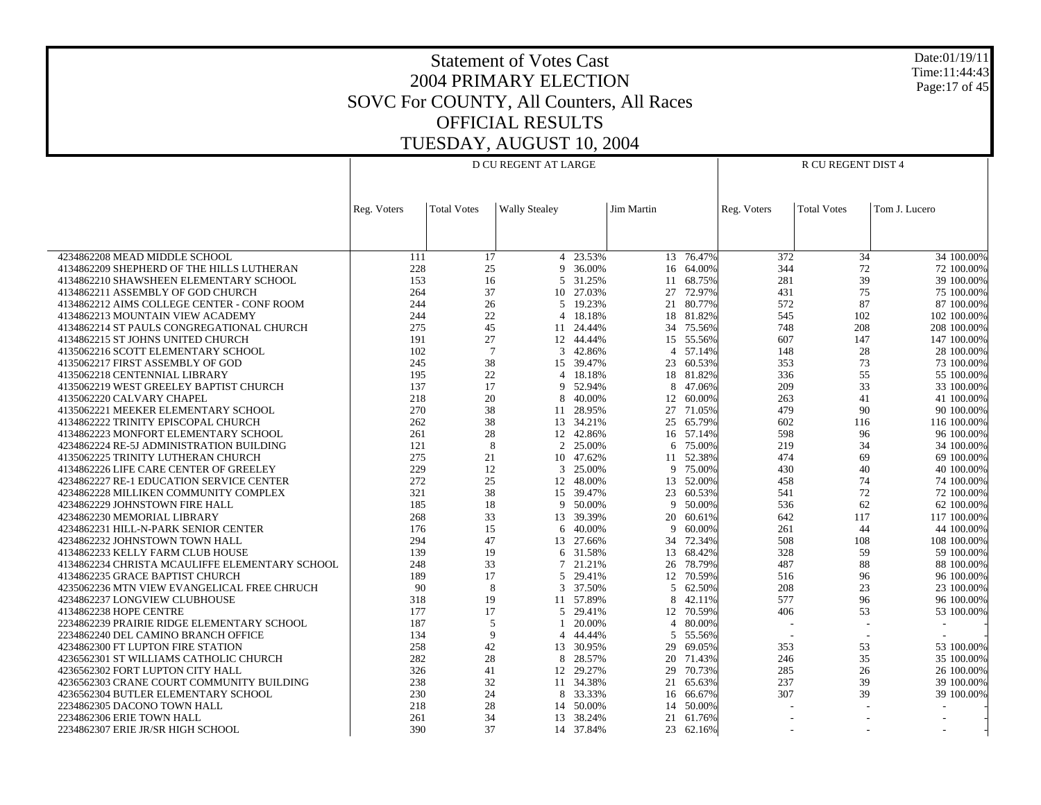# Statement of Votes Cast
# 2004 PRIMARY ELECTION
# SOVC For COUNTY, All Counters, All Races
# OFFICIAL RESULTS
# TUESDAY, AUGUST 10, 2004

Date:01/19/11
Time:11:44:43

| | D CU REGENT AT LARGE | | | | | | R CU REGENT DIST 4 | | | |
|---|---|---|---|---|---|---|---|---|---|---|
| | Reg. Voters | Total Votes | Wally Stealey | | Jim Martin | | Reg. Voters | Total Votes | Tom J. Lucero | |
| 4234862208 MEAD MIDDLE SCHOOL | 111 | 17 | 4 | 23.53% | 13 | 76.47% | 372 | 34 | 34 | 100.00% |
| 4134862209 SHEPHERD OF THE HILLS LUTHERAN | 228 | 25 | 9 | 36.00% | 16 | 64.00% | 344 | 72 | 72 | 100.00% |
| 4134862210 SHAWSHEEN ELEMENTARY SCHOOL | 153 | 16 | 5 | 31.25% | 11 | 68.75% | 281 | 39 | 39 | 100.00% |
| 4134862211 ASSEMBLY OF GOD CHURCH | 264 | 37 | 10 | 27.03% | 27 | 72.97% | 431 | 75 | 75 | 100.00% |
| 4134862212 AIMS COLLEGE CENTER - CONF ROOM | 244 | 26 | 5 | 19.23% | 21 | 80.77% | 572 | 87 | 87 | 100.00% |
| 4134862213 MOUNTAIN VIEW ACADEMY | 244 | 22 | 4 | 18.18% | 18 | 81.82% | 545 | 102 | 102 | 100.00% |
| 4134862214 ST PAULS CONGREGATIONAL CHURCH | 275 | 45 | 11 | 24.44% | 34 | 75.56% | 748 | 208 | 208 | 100.00% |
| 4134862215 ST JOHNS UNITED CHURCH | 191 | 27 | 12 | 44.44% | 15 | 55.56% | 607 | 147 | 147 | 100.00% |
| 4135062216 SCOTT ELEMENTARY SCHOOL | 102 | 7 | 3 | 42.86% | 4 | 57.14% | 148 | 28 | 28 | 100.00% |
| 4135062217 FIRST ASSEMBLY OF GOD | 245 | 38 | 15 | 39.47% | 23 | 60.53% | 353 | 73 | 73 | 100.00% |
| 4135062218 CENTENNIAL LIBRARY | 195 | 22 | 4 | 18.18% | 18 | 81.82% | 336 | 55 | 55 | 100.00% |
| 4135062219 WEST GREELEY BAPTIST CHURCH | 137 | 17 | 9 | 52.94% | 8 | 47.06% | 209 | 33 | 33 | 100.00% |
| 4135062220 CALVARY CHAPEL | 218 | 20 | 8 | 40.00% | 12 | 60.00% | 263 | 41 | 41 | 100.00% |
| 4135062221 MEEKER ELEMENTARY SCHOOL | 270 | 38 | 11 | 28.95% | 27 | 71.05% | 479 | 90 | 90 | 100.00% |
| 4134862222 TRINITY EPISCOPAL CHURCH | 262 | 38 | 13 | 34.21% | 25 | 65.79% | 602 | 116 | 116 | 100.00% |
| 4134862223 MONFORT ELEMENTARY SCHOOL | 261 | 28 | 12 | 42.86% | 16 | 57.14% | 598 | 96 | 96 | 100.00% |
| 4234862224 RE-5J ADMINISTRATION BUILDING | 121 | 8 | 2 | 25.00% | 6 | 75.00% | 219 | 34 | 34 | 100.00% |
| 4135062225 TRINITY LUTHERAN CHURCH | 275 | 21 | 10 | 47.62% | 11 | 52.38% | 474 | 69 | 69 | 100.00% |
| 4134862226 LIFE CARE CENTER OF GREELEY | 229 | 12 | 3 | 25.00% | 9 | 75.00% | 430 | 40 | 40 | 100.00% |
| 4234862227 RE-1 EDUCATION SERVICE CENTER | 272 | 25 | 12 | 48.00% | 13 | 52.00% | 458 | 74 | 74 | 100.00% |
| 4234862228 MILLIKEN COMMUNITY COMPLEX | 321 | 38 | 15 | 39.47% | 23 | 60.53% | 541 | 72 | 72 | 100.00% |
| 4234862229 JOHNSTOWN FIRE HALL | 185 | 18 | 9 | 50.00% | 9 | 50.00% | 536 | 62 | 62 | 100.00% |
| 4234862230 MEMORIAL LIBRARY | 268 | 33 | 13 | 39.39% | 20 | 60.61% | 642 | 117 | 117 | 100.00% |
| 4234862231 HILL-N-PARK SENIOR CENTER | 176 | 15 | 6 | 40.00% | 9 | 60.00% | 261 | 44 | 44 | 100.00% |
| 4234862232 JOHNSTOWN TOWN HALL | 294 | 47 | 13 | 27.66% | 34 | 72.34% | 508 | 108 | 108 | 100.00% |
| 4134862233 KELLY FARM CLUB HOUSE | 139 | 19 | 6 | 31.58% | 13 | 68.42% | 328 | 59 | 59 | 100.00% |
| 4134862234 CHRISTA MCAULIFFE ELEMENTARY SCHOOL | 248 | 33 | 7 | 21.21% | 26 | 78.79% | 487 | 88 | 88 | 100.00% |
| 4134862235 GRACE BAPTIST CHURCH | 189 | 17 | 5 | 29.41% | 12 | 70.59% | 516 | 96 | 96 | 100.00% |
| 4235062236 MTN VIEW EVANGELICAL FREE CHRUCH | 90 | 8 | 3 | 37.50% | 5 | 62.50% | 208 | 23 | 23 | 100.00% |
| 4234862237 LONGVIEW CLUBHOUSE | 318 | 19 | 11 | 57.89% | 8 | 42.11% | 577 | 96 | 96 | 100.00% |
| 4134862238 HOPE CENTRE | 177 | 17 | 5 | 29.41% | 12 | 70.59% | 406 | 53 | 53 | 100.00% |
| 2234862239 PRAIRIE RIDGE ELEMENTARY SCHOOL | 187 | 5 | 1 | 20.00% | 4 | 80.00% | - | - | - | - |
| 2234862240 DEL CAMINO BRANCH OFFICE | 134 | 9 | 4 | 44.44% | 5 | 55.56% | - | - | - | - |
| 4234862300 FT LUPTON FIRE STATION | 258 | 42 | 13 | 30.95% | 29 | 69.05% | 353 | 53 | 53 | 100.00% |
| 4236562301 ST WILLIAMS CATHOLIC CHURCH | 282 | 28 | 8 | 28.57% | 20 | 71.43% | 246 | 35 | 35 | 100.00% |
| 4236562302 FORT LUPTON CITY HALL | 326 | 41 | 12 | 29.27% | 29 | 70.73% | 285 | 26 | 26 | 100.00% |
| 4236562303 CRANE COURT COMMUNITY BUILDING | 238 | 32 | 11 | 34.38% | 21 | 65.63% | 237 | 39 | 39 | 100.00% |
| 4236562304 BUTLER ELEMENTARY SCHOOL | 230 | 24 | 8 | 33.33% | 16 | 66.67% | 307 | 39 | 39 | 100.00% |
| 2234862305 DACONO TOWN HALL | 218 | 28 | 14 | 50.00% | 14 | 50.00% | - | - | - | - |
| 2234862306 ERIE TOWN HALL | 261 | 34 | 13 | 38.24% | 21 | 61.76% | - | - | - | - |
| 2234862307 ERIE JR/SR HIGH SCHOOL | 390 | 37 | 14 | 37.84% | 23 | 62.16% | - | - | - | - |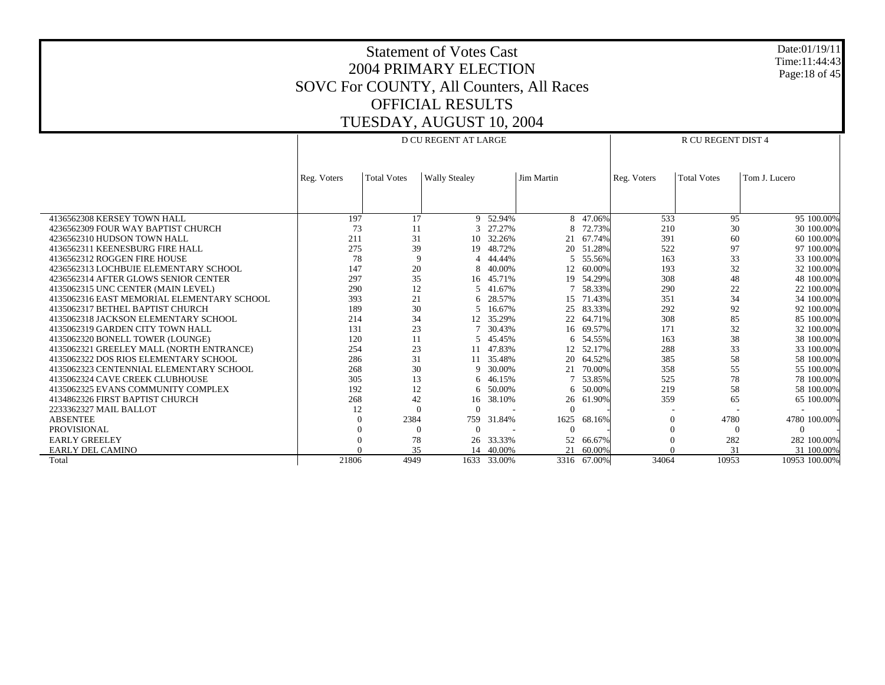# Statement of Votes Cast
## 2004 PRIMARY ELECTION
## SOVC For COUNTY, All Counters, All Races
## OFFICIAL RESULTS
## TUESDAY, AUGUST 10, 2004

Date:01/19/11
Time:11:44:43

| | D CU REGENT AT LARGE | | | | | | R CU REGENT DIST 4 | | | |
|---|---|---|---|---|---|---|---|---|---|---|
| | Reg. Voters | Total Votes | Wally Stealey | | Jim Martin | | Reg. Voters | Total Votes | Tom J. Lucero | |
| 4136562308 KERSEY TOWN HALL | 197 | 17 | 9 | 52.94% | 8 | 47.06% | 533 | 95 | 95 | 100.00% |
| 4236562309 FOUR WAY BAPTIST CHURCH | 73 | 11 | 3 | 27.27% | 8 | 72.73% | 210 | 30 | 30 | 100.00% |
| 4236562310 HUDSON TOWN HALL | 211 | 31 | 10 | 32.26% | 21 | 67.74% | 391 | 60 | 60 | 100.00% |
| 4136562311 KEENESBURG FIRE HALL | 275 | 39 | 19 | 48.72% | 20 | 51.28% | 522 | 97 | 97 | 100.00% |
| 4136562312 ROGGEN FIRE HOUSE | 78 | 9 | 4 | 44.44% | 5 | 55.56% | 163 | 33 | 33 | 100.00% |
| 4236562313 LOCHBUIE ELEMENTARY SCHOOL | 147 | 20 | 8 | 40.00% | 12 | 60.00% | 193 | 32 | 32 | 100.00% |
| 4236562314 AFTER GLOWS SENIOR CENTER | 297 | 35 | 16 | 45.71% | 19 | 54.29% | 308 | 48 | 48 | 100.00% |
| 4135062315 UNC CENTER (MAIN LEVEL) | 290 | 12 | 5 | 41.67% | 7 | 58.33% | 290 | 22 | 22 | 100.00% |
| 4135062316 EAST MEMORIAL ELEMENTARY SCHOOL | 393 | 21 | 6 | 28.57% | 15 | 71.43% | 351 | 34 | 34 | 100.00% |
| 4135062317 BETHEL BAPTIST CHURCH | 189 | 30 | 5 | 16.67% | 25 | 83.33% | 292 | 92 | 92 | 100.00% |
| 4135062318 JACKSON ELEMENTARY SCHOOL | 214 | 34 | 12 | 35.29% | 22 | 64.71% | 308 | 85 | 85 | 100.00% |
| 4135062319 GARDEN CITY TOWN HALL | 131 | 23 | 7 | 30.43% | 16 | 69.57% | 171 | 32 | 32 | 100.00% |
| 4135062320 BONELL TOWER (LOUNGE) | 120 | 11 | 5 | 45.45% | 6 | 54.55% | 163 | 38 | 38 | 100.00% |
| 4135062321 GREELEY MALL (NORTH ENTRANCE) | 254 | 23 | 11 | 47.83% | 12 | 52.17% | 288 | 33 | 33 | 100.00% |
| 4135062322 DOS RIOS ELEMENTARY SCHOOL | 286 | 31 | 11 | 35.48% | 20 | 64.52% | 385 | 58 | 58 | 100.00% |
| 4135062323 CENTENNIAL ELEMENTARY SCHOOL | 268 | 30 | 9 | 30.00% | 21 | 70.00% | 358 | 55 | 55 | 100.00% |
| 4135062324 CAVE CREEK CLUBHOUSE | 305 | 13 | 6 | 46.15% | 7 | 53.85% | 525 | 78 | 78 | 100.00% |
| 4135062325 EVANS COMMUNITY COMPLEX | 192 | 12 | 6 | 50.00% | 6 | 50.00% | 219 | 58 | 58 | 100.00% |
| 4134862326 FIRST BAPTIST CHURCH | 268 | 42 | 16 | 38.10% | 26 | 61.90% | 359 | 65 | 65 | 100.00% |
| 2233362327 MAIL BALLOT | 12 | 0 | 0 | - | 0 | - | - | - | - | - |
| ABSENTEE | 0 | 2384 | 759 | 31.84% | 1625 | 68.16% | 0 | 4780 | 4780 | 100.00% |
| PROVISIONAL | 0 | 0 | 0 | - | 0 | - | 0 | 0 | 0 | - |
| EARLY GREELEY | 0 | 78 | 26 | 33.33% | 52 | 66.67% | 0 | 282 | 282 | 100.00% |
| EARLY DEL CAMINO | 0 | 35 | 14 | 40.00% | 21 | 60.00% | 0 | 31 | 31 | 100.00% |
| Total | 21806 | 4949 | 1633 | 33.00% | 3316 | 67.00% | 34064 | 10953 | 10953 | 100.00% |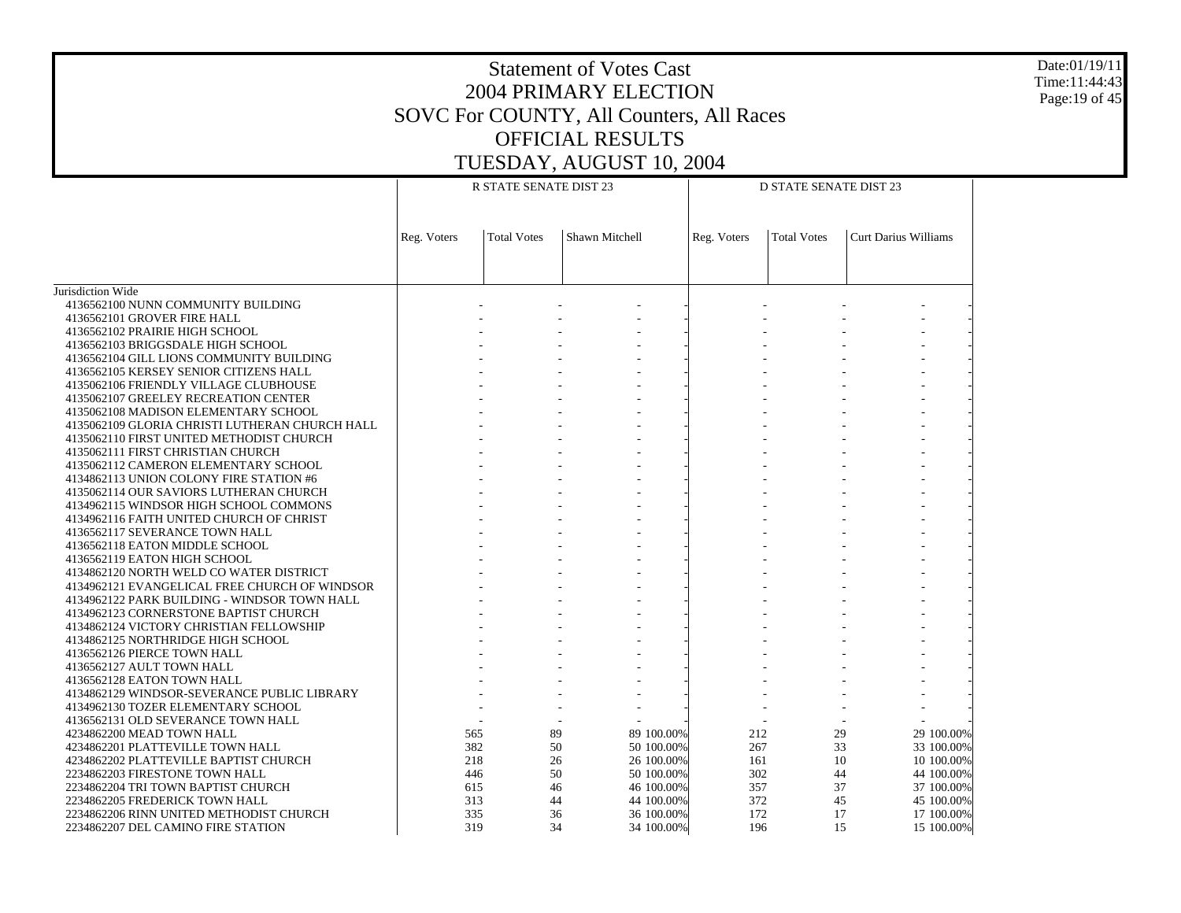# Statement of Votes Cast
## 2004 PRIMARY ELECTION
## SOVC For COUNTY, All Counters, All Races
## OFFICIAL RESULTS
## TUESDAY, AUGUST 10, 2004

Date:01/19/11
Time:11:44:43

| | R STATE SENATE DIST 23 | | | | D STATE SENATE DIST 23 | | | |
|---|---|---|---|---|---|---|---|---|
| | Reg. Voters | Total Votes | Shawn Mitchell | | Reg. Voters | Total Votes | Curt Darius Williams | |
| Jurisdiction Wide | | | | | | | | |
| 4136562100 NUNN COMMUNITY BUILDING | - | - | - | - | - | - | - | - |
| 4136562101 GROVER FIRE HALL | - | - | - | - | - | - | - | - |
| 4136562102 PRAIRIE HIGH SCHOOL | - | - | - | - | - | - | - | - |
| 4136562103 BRIGGSDALE HIGH SCHOOL | - | - | - | - | - | - | - | - |
| 4136562104 GILL LIONS COMMUNITY BUILDING | - | - | - | - | - | - | - | - |
| 4136562105 KERSEY SENIOR CITIZENS HALL | - | - | - | - | - | - | - | - |
| 4135062106 FRIENDLY VILLAGE CLUBHOUSE | - | - | - | - | - | - | - | - |
| 4135062107 GREELEY RECREATION CENTER | - | - | - | - | - | - | - | - |
| 4135062108 MADISON ELEMENTARY SCHOOL | - | - | - | - | - | - | - | - |
| 4135062109 GLORIA CHRISTI LUTHERAN CHURCH HALL | - | - | - | - | - | - | - | - |
| 4135062110 FIRST UNITED METHODIST CHURCH | - | - | - | - | - | - | - | - |
| 4135062111 FIRST CHRISTIAN CHURCH | - | - | - | - | - | - | - | - |
| 4135062112 CAMERON ELEMENTARY SCHOOL | - | - | - | - | - | - | - | - |
| 4134862113 UNION COLONY FIRE STATION #6 | - | - | - | - | - | - | - | - |
| 4135062114 OUR SAVIORS LUTHERAN CHURCH | - | - | - | - | - | - | - | - |
| 4134962115 WINDSOR HIGH SCHOOL COMMONS | - | - | - | - | - | - | - | - |
| 4134962116 FAITH UNITED CHURCH OF CHRIST | - | - | - | - | - | - | - | - |
| 4136562117 SEVERANCE TOWN HALL | - | - | - | - | - | - | - | - |
| 4136562118 EATON MIDDLE SCHOOL | - | - | - | - | - | - | - | - |
| 4136562119 EATON HIGH SCHOOL | - | - | - | - | - | - | - | - |
| 4134862120 NORTH WELD CO WATER DISTRICT | - | - | - | - | - | - | - | - |
| 4134962121 EVANGELICAL FREE CHURCH OF WINDSOR | - | - | - | - | - | - | - | - |
| 4134962122 PARK BUILDING - WINDSOR TOWN HALL | - | - | - | - | - | - | - | - |
| 4134962123 CORNERSTONE BAPTIST CHURCH | - | - | - | - | - | - | - | - |
| 4134862124 VICTORY CHRISTIAN FELLOWSHIP | - | - | - | - | - | - | - | - |
| 4134862125 NORTHRIDGE HIGH SCHOOL | - | - | - | - | - | - | - | - |
| 4136562126 PIERCE TOWN HALL | - | - | - | - | - | - | - | - |
| 4136562127 AULT TOWN HALL | - | - | - | - | - | - | - | - |
| 4136562128 EATON TOWN HALL | - | - | - | - | - | - | - | - |
| 4134862129 WINDSOR-SEVERANCE PUBLIC LIBRARY | - | - | - | - | - | - | - | - |
| 4134962130 TOZER ELEMENTARY SCHOOL | - | - | - | - | - | - | - | - |
| 4136562131 OLD SEVERANCE TOWN HALL | - | - | - | - | - | - | - | - |
| 4234862200 MEAD TOWN HALL | 565 | 89 | 89 | 100.00% | 212 | 29 | 29 | 100.00% |
| 4234862201 PLATTEVILLE TOWN HALL | 382 | 50 | 50 | 100.00% | 267 | 33 | 33 | 100.00% |
| 4234862202 PLATTEVILLE BAPTIST CHURCH | 218 | 26 | 26 | 100.00% | 161 | 10 | 10 | 100.00% |
| 2234862203 FIRESTONE TOWN HALL | 446 | 50 | 50 | 100.00% | 302 | 44 | 44 | 100.00% |
| 2234862204 TRI TOWN BAPTIST CHURCH | 615 | 46 | 46 | 100.00% | 357 | 37 | 37 | 100.00% |
| 2234862205 FREDERICK TOWN HALL | 313 | 44 | 44 | 100.00% | 372 | 45 | 45 | 100.00% |
| 2234862206 RINN UNITED METHODIST CHURCH | 335 | 36 | 36 | 100.00% | 172 | 17 | 17 | 100.00% |
| 2234862207 DEL CAMINO FIRE STATION | 319 | 34 | 34 | 100.00% | 196 | 15 | 15 | 100.00% |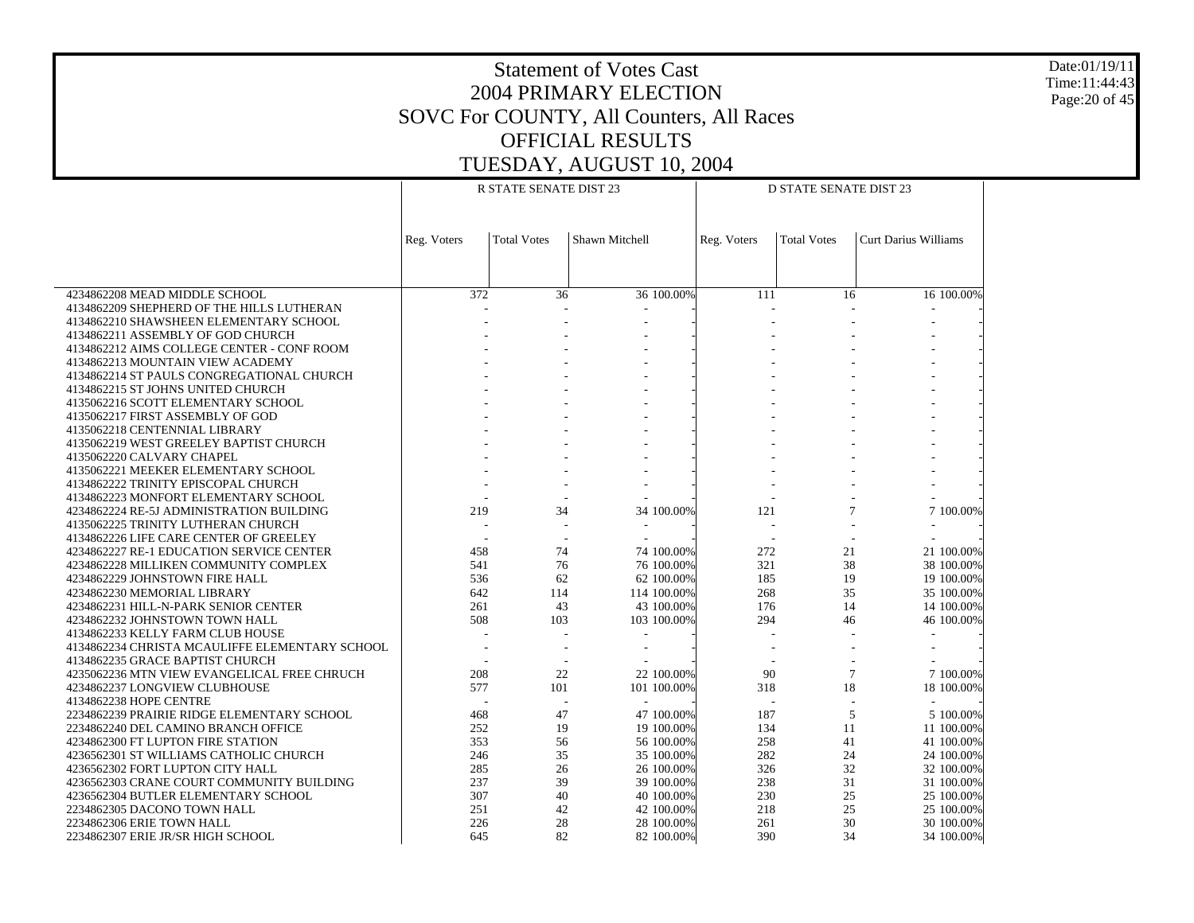# Statement of Votes Cast
## 2004 PRIMARY ELECTION
## SOVC For COUNTY, All Counters, All Races
## OFFICIAL RESULTS
## TUESDAY, AUGUST 10, 2004

Date:01/19/11
Time:11:44:43

| | R STATE SENATE DIST 23 | | | | D STATE SENATE DIST 23 | | | |
|---|---|---|---|---|---|---|---|---|
| | Reg. Voters | Total Votes | Shawn Mitchell | | Reg. Voters | Total Votes | Curt Darius Williams | |
| 4234862208 MEAD MIDDLE SCHOOL | 372 | 36 | 36 | 100.00% | 111 | 16 | 16 | 100.00% |
| 4134862209 SHEPHERD OF THE HILLS LUTHERAN | - | - | - | - | - | - | - | - |
| 4134862210 SHAWSHEEN ELEMENTARY SCHOOL | - | - | - | - | - | - | - | - |
| 4134862211 ASSEMBLY OF GOD CHURCH | - | - | - | - | - | - | - | - |
| 4134862212 AIMS COLLEGE CENTER - CONF ROOM | - | - | - | - | - | - | - | - |
| 4134862213 MOUNTAIN VIEW ACADEMY | - | - | - | - | - | - | - | - |
| 4134862214 ST PAULS CONGREGATIONAL CHURCH | - | - | - | - | - | - | - | - |
| 4134862215 ST JOHNS UNITED CHURCH | - | - | - | - | - | - | - | - |
| 4135062216 SCOTT ELEMENTARY SCHOOL | - | - | - | - | - | - | - | - |
| 4135062217 FIRST ASSEMBLY OF GOD | - | - | - | - | - | - | - | - |
| 4135062218 CENTENNIAL LIBRARY | - | - | - | - | - | - | - | - |
| 4135062219 WEST GREELEY BAPTIST CHURCH | - | - | - | - | - | - | - | - |
| 4135062220 CALVARY CHAPEL | - | - | - | - | - | - | - | - |
| 4135062221 MEEKER ELEMENTARY SCHOOL | - | - | - | - | - | - | - | - |
| 4134862222 TRINITY EPISCOPAL CHURCH | - | - | - | - | - | - | - | - |
| 4134862223 MONFORT ELEMENTARY SCHOOL | - | - | - | - | - | - | - | - |
| 4234862224 RE-5J ADMINISTRATION BUILDING | 219 | 34 | 34 | 100.00% | 121 | 7 | 7 | 100.00% |
| 4135062225 TRINITY LUTHERAN CHURCH | - | - | - | - | - | - | - | - |
| 4134862226 LIFE CARE CENTER OF GREELEY | - | - | - | - | - | - | - | - |
| 4234862227 RE-1 EDUCATION SERVICE CENTER | 458 | 74 | 74 | 100.00% | 272 | 21 | 21 | 100.00% |
| 4234862228 MILLIKEN COMMUNITY COMPLEX | 541 | 76 | 76 | 100.00% | 321 | 38 | 38 | 100.00% |
| 4234862229 JOHNSTOWN FIRE HALL | 536 | 62 | 62 | 100.00% | 185 | 19 | 19 | 100.00% |
| 4234862230 MEMORIAL LIBRARY | 642 | 114 | 114 | 100.00% | 268 | 35 | 35 | 100.00% |
| 4234862231 HILL-N-PARK SENIOR CENTER | 261 | 43 | 43 | 100.00% | 176 | 14 | 14 | 100.00% |
| 4234862232 JOHNSTOWN TOWN HALL | 508 | 103 | 103 | 100.00% | 294 | 46 | 46 | 100.00% |
| 4134862233 KELLY FARM CLUB HOUSE | - | - | - | - | - | - | - | - |
| 4134862234 CHRISTA MCAULIFFE ELEMENTARY SCHOOL | - | - | - | - | - | - | - | - |
| 4134862235 GRACE BAPTIST CHURCH | - | - | - | - | - | - | - | - |
| 4235062236 MTN VIEW EVANGELICAL FREE CHRUCH | 208 | 22 | 22 | 100.00% | 90 | 7 | 7 | 100.00% |
| 4234862237 LONGVIEW CLUBHOUSE | 577 | 101 | 101 | 100.00% | 318 | 18 | 18 | 100.00% |
| 4134862238 HOPE CENTRE | - | - | - | - | - | - | - | - |
| 2234862239 PRAIRIE RIDGE ELEMENTARY SCHOOL | 468 | 47 | 47 | 100.00% | 187 | 5 | 5 | 100.00% |
| 2234862240 DEL CAMINO BRANCH OFFICE | 252 | 19 | 19 | 100.00% | 134 | 11 | 11 | 100.00% |
| 4234862300 FT LUPTON FIRE STATION | 353 | 56 | 56 | 100.00% | 258 | 41 | 41 | 100.00% |
| 4236562301 ST WILLIAMS CATHOLIC CHURCH | 246 | 35 | 35 | 100.00% | 282 | 24 | 24 | 100.00% |
| 4236562302 FORT LUPTON CITY HALL | 285 | 26 | 26 | 100.00% | 326 | 32 | 32 | 100.00% |
| 4236562303 CRANE COURT COMMUNITY BUILDING | 237 | 39 | 39 | 100.00% | 238 | 31 | 31 | 100.00% |
| 4236562304 BUTLER ELEMENTARY SCHOOL | 307 | 40 | 40 | 100.00% | 230 | 25 | 25 | 100.00% |
| 2234862305 DACONO TOWN HALL | 251 | 42 | 42 | 100.00% | 218 | 25 | 25 | 100.00% |
| 2234862306 ERIE TOWN HALL | 226 | 28 | 28 | 100.00% | 261 | 30 | 30 | 100.00% |
| 2234862307 ERIE JR/SR HIGH SCHOOL | 645 | 82 | 82 | 100.00% | 390 | 34 | 34 | 100.00% |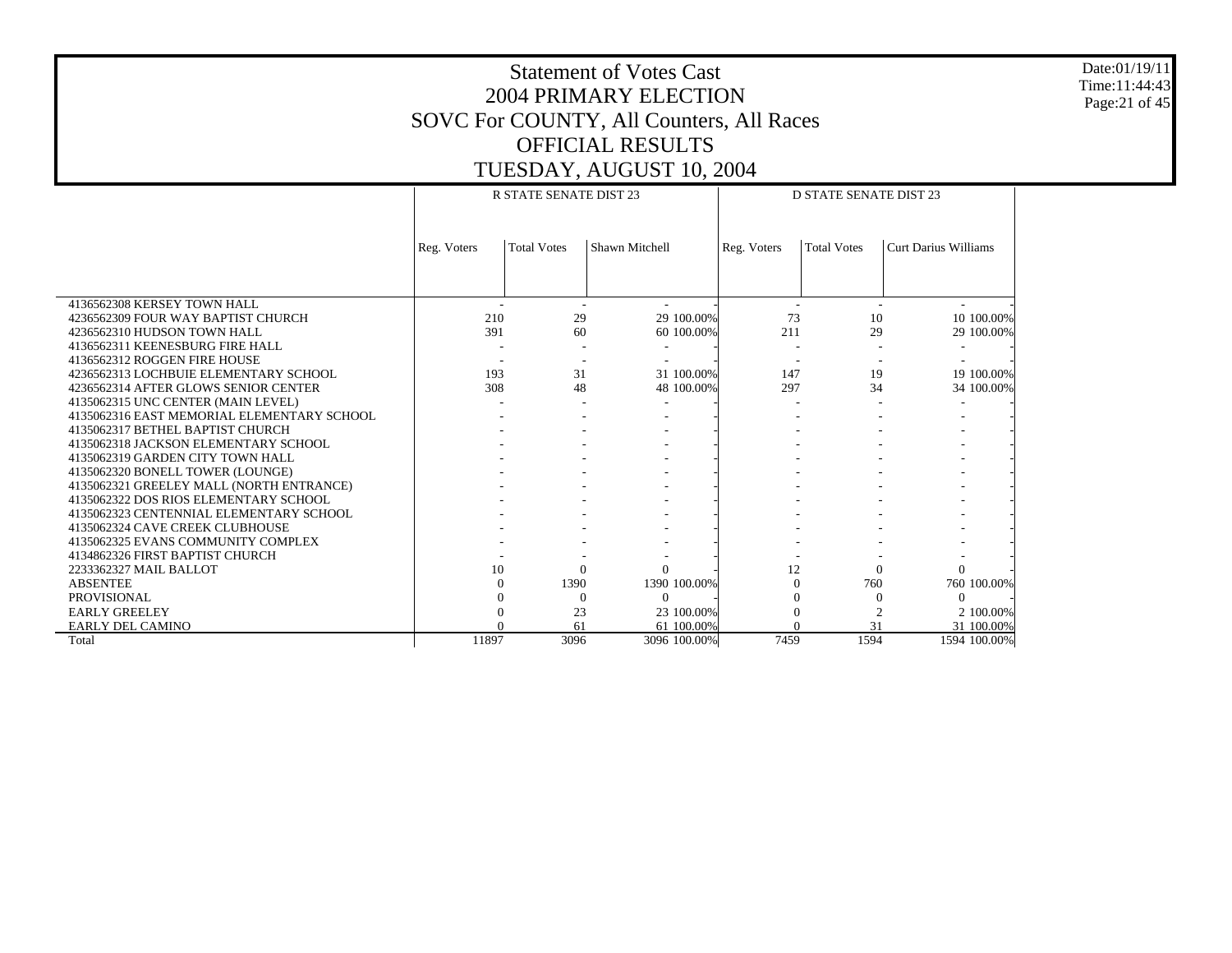# Statement of Votes Cast
## 2004 PRIMARY ELECTION
## SOVC For COUNTY, All Counters, All Races
## OFFICIAL RESULTS
## TUESDAY, AUGUST 10, 2004

| | R STATE SENATE DIST 23 | | | | D STATE SENATE DIST 23 | | | |
|---|---|---|---|---|---|---|---|---|
| | Reg. Voters | Total Votes | Shawn Mitchell | | Reg. Voters | Total Votes | Curt Darius Williams | |
| 4136562308 KERSEY TOWN HALL | - | - | - | - | - | - | - | - |
| 4236562309 FOUR WAY BAPTIST CHURCH | 210 | 29 | 29 | 100.00% | 73 | 10 | 10 | 100.00% |
| 4236562310 HUDSON TOWN HALL | 391 | 60 | 60 | 100.00% | 211 | 29 | 29 | 100.00% |
| 4136562311 KEENESBURG FIRE HALL | - | - | - | - | - | - | - | - |
| 4136562312 ROGGEN FIRE HOUSE | - | - | - | - | - | - | - | - |
| 4236562313 LOCHBUIE ELEMENTARY SCHOOL | 193 | 31 | 31 | 100.00% | 147 | 19 | 19 | 100.00% |
| 4236562314 AFTER GLOWS SENIOR CENTER | 308 | 48 | 48 | 100.00% | 297 | 34 | 34 | 100.00% |
| 4135062315 UNC CENTER (MAIN LEVEL) | - | - | - | - | - | - | - | - |
| 4135062316 EAST MEMORIAL ELEMENTARY SCHOOL | - | - | - | - | - | - | - | - |
| 4135062317 BETHEL BAPTIST CHURCH | - | - | - | - | - | - | - | - |
| 4135062318 JACKSON ELEMENTARY SCHOOL | - | - | - | - | - | - | - | - |
| 4135062319 GARDEN CITY TOWN HALL | - | - | - | - | - | - | - | - |
| 4135062320 BONELL TOWER (LOUNGE) | - | - | - | - | - | - | - | - |
| 4135062321 GREELEY MALL (NORTH ENTRANCE) | - | - | - | - | - | - | - | - |
| 4135062322 DOS RIOS ELEMENTARY SCHOOL | - | - | - | - | - | - | - | - |
| 4135062323 CENTENNIAL ELEMENTARY SCHOOL | - | - | - | - | - | - | - | - |
| 4135062324 CAVE CREEK CLUBHOUSE | - | - | - | - | - | - | - | - |
| 4135062325 EVANS COMMUNITY COMPLEX | - | - | - | - | - | - | - | - |
| 4134862326 FIRST BAPTIST CHURCH | - | - | - | - | - | - | - | - |
| 2233362327 MAIL BALLOT | 10 | 0 | 0 | - | 12 | 0 | 0 | - |
| ABSENTEE | 0 | 1390 | 1390 | 100.00% | 0 | 760 | 760 | 100.00% |
| PROVISIONAL | 0 | 0 | 0 | - | 0 | 0 | 0 | - |
| EARLY GREELEY | 0 | 23 | 23 | 100.00% | 0 | 2 | 2 | 100.00% |
| EARLY DEL CAMINO | 0 | 61 | 61 | 100.00% | 0 | 31 | 31 | 100.00% |
| Total | 11897 | 3096 | 3096 | 100.00% | 7459 | 1594 | 1594 | 100.00% |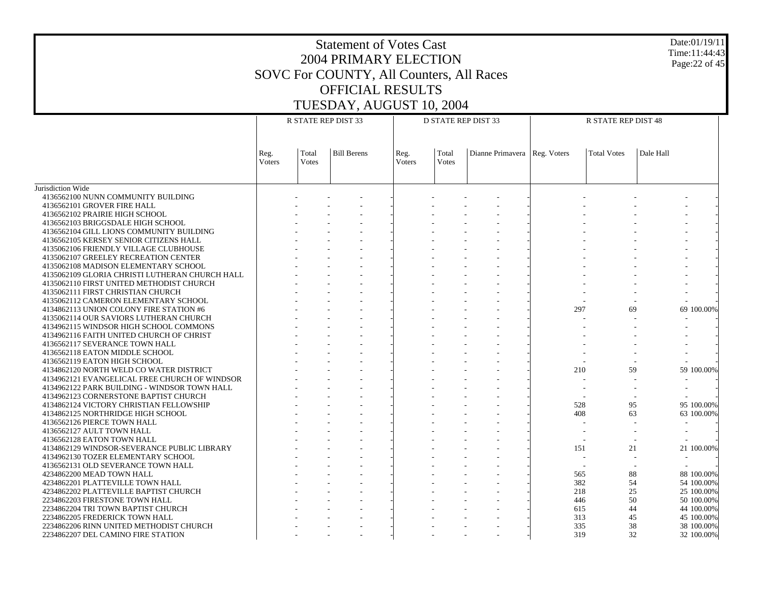# Statement of Votes Cast
## 2004 PRIMARY ELECTION
## SOVC For COUNTY, All Counters, All Races
## OFFICIAL RESULTS
## TUESDAY, AUGUST 10, 2004

Date:01/19/11
Time:11:44:43

| | R STATE REP DIST 33 | | | | D STATE REP DIST 33 | | | | R STATE REP DIST 48 | | | |
|---|---|---|---|---|---|---|---|---|---|---|---|---|
| | Reg. Voters | Total Votes | Bill Berens | | Reg. Voters | Total Votes | Dianne Primavera | | Reg. Voters | Total Votes | Dale Hall | |
| Jurisdiction Wide | | | | | | | | | | | | |
| 4136562100 NUNN COMMUNITY BUILDING | - | - | - | - | - | - | - | - | - | - | - | - |
| 4136562101 GROVER FIRE HALL | - | - | - | - | - | - | - | - | - | - | - | - |
| 4136562102 PRAIRIE HIGH SCHOOL | - | - | - | - | - | - | - | - | - | - | - | - |
| 4136562103 BRIGGSDALE HIGH SCHOOL | - | - | - | - | - | - | - | - | - | - | - | - |
| 4136562104 GILL LIONS COMMUNITY BUILDING | - | - | - | - | - | - | - | - | - | - | - | - |
| 4136562105 KERSEY SENIOR CITIZENS HALL | - | - | - | - | - | - | - | - | - | - | - | - |
| 4135062106 FRIENDLY VILLAGE CLUBHOUSE | - | - | - | - | - | - | - | - | - | - | - | - |
| 4135062107 GREELEY RECREATION CENTER | - | - | - | - | - | - | - | - | - | - | - | - |
| 4135062108 MADISON ELEMENTARY SCHOOL | - | - | - | - | - | - | - | - | - | - | - | - |
| 4135062109 GLORIA CHRISTI LUTHERAN CHURCH HALL | - | - | - | - | - | - | - | - | - | - | - | - |
| 4135062110 FIRST UNITED METHODIST CHURCH | - | - | - | - | - | - | - | - | - | - | - | - |
| 4135062111 FIRST CHRISTIAN CHURCH | - | - | - | - | - | - | - | - | - | - | - | - |
| 4135062112 CAMERON ELEMENTARY SCHOOL | - | - | - | - | - | - | - | - | - | - | - | - |
| 4134862113 UNION COLONY FIRE STATION #6 | - | - | - | - | - | - | - | - | 297 | 69 | 69 | 100.00% |
| 4135062114 OUR SAVIORS LUTHERAN CHURCH | - | - | - | - | - | - | - | - | - | - | - | - |
| 4134962115 WINDSOR HIGH SCHOOL COMMONS | - | - | - | - | - | - | - | - | - | - | - | - |
| 4134962116 FAITH UNITED CHURCH OF CHRIST | - | - | - | - | - | - | - | - | - | - | - | - |
| 4136562117 SEVERANCE TOWN HALL | - | - | - | - | - | - | - | - | - | - | - | - |
| 4136562118 EATON MIDDLE SCHOOL | - | - | - | - | - | - | - | - | - | - | - | - |
| 4136562119 EATON HIGH SCHOOL | - | - | - | - | - | - | - | - | - | - | - | - |
| 4134862120 NORTH WELD CO WATER DISTRICT | - | - | - | - | - | - | - | - | 210 | 59 | 59 | 100.00% |
| 4134962121 EVANGELICAL FREE CHURCH OF WINDSOR | - | - | - | - | - | - | - | - | - | - | - | - |
| 4134962122 PARK BUILDING - WINDSOR TOWN HALL | - | - | - | - | - | - | - | - | - | - | - | - |
| 4134962123 CORNERSTONE BAPTIST CHURCH | - | - | - | - | - | - | - | - | - | - | - | - |
| 4134862124 VICTORY CHRISTIAN FELLOWSHIP | - | - | - | - | - | - | - | - | 528 | 95 | 95 | 100.00% |
| 4134862125 NORTHRIDGE HIGH SCHOOL | - | - | - | - | - | - | - | - | 408 | 63 | 63 | 100.00% |
| 4136562126 PIERCE TOWN HALL | - | - | - | - | - | - | - | - | - | - | - | - |
| 4136562127 AULT TOWN HALL | - | - | - | - | - | - | - | - | - | - | - | - |
| 4136562128 EATON TOWN HALL | - | - | - | - | - | - | - | - | - | - | - | - |
| 4134862129 WINDSOR-SEVERANCE PUBLIC LIBRARY | - | - | - | - | - | - | - | - | 151 | 21 | 21 | 100.00% |
| 4134962130 TOZER ELEMENTARY SCHOOL | - | - | - | - | - | - | - | - | - | - | - | - |
| 4136562131 OLD SEVERANCE TOWN HALL | - | - | - | - | - | - | - | - | - | - | - | - |
| 4234862200 MEAD TOWN HALL | - | - | - | - | - | - | - | - | 565 | 88 | 88 | 100.00% |
| 4234862201 PLATTEVILLE TOWN HALL | - | - | - | - | - | - | - | - | 382 | 54 | 54 | 100.00% |
| 4234862202 PLATTEVILLE BAPTIST CHURCH | - | - | - | - | - | - | - | - | 218 | 25 | 25 | 100.00% |
| 2234862203 FIRESTONE TOWN HALL | - | - | - | - | - | - | - | - | 446 | 50 | 50 | 100.00% |
| 2234862204 TRI TOWN BAPTIST CHURCH | - | - | - | - | - | - | - | - | 615 | 44 | 44 | 100.00% |
| 2234862205 FREDERICK TOWN HALL | - | - | - | - | - | - | - | - | 313 | 45 | 45 | 100.00% |
| 2234862206 RINN UNITED METHODIST CHURCH | - | - | - | - | - | - | - | - | 335 | 38 | 38 | 100.00% |
| 2234862207 DEL CAMINO FIRE STATION | - | - | - | - | - | - | - | - | 319 | 32 | 32 | 100.00% |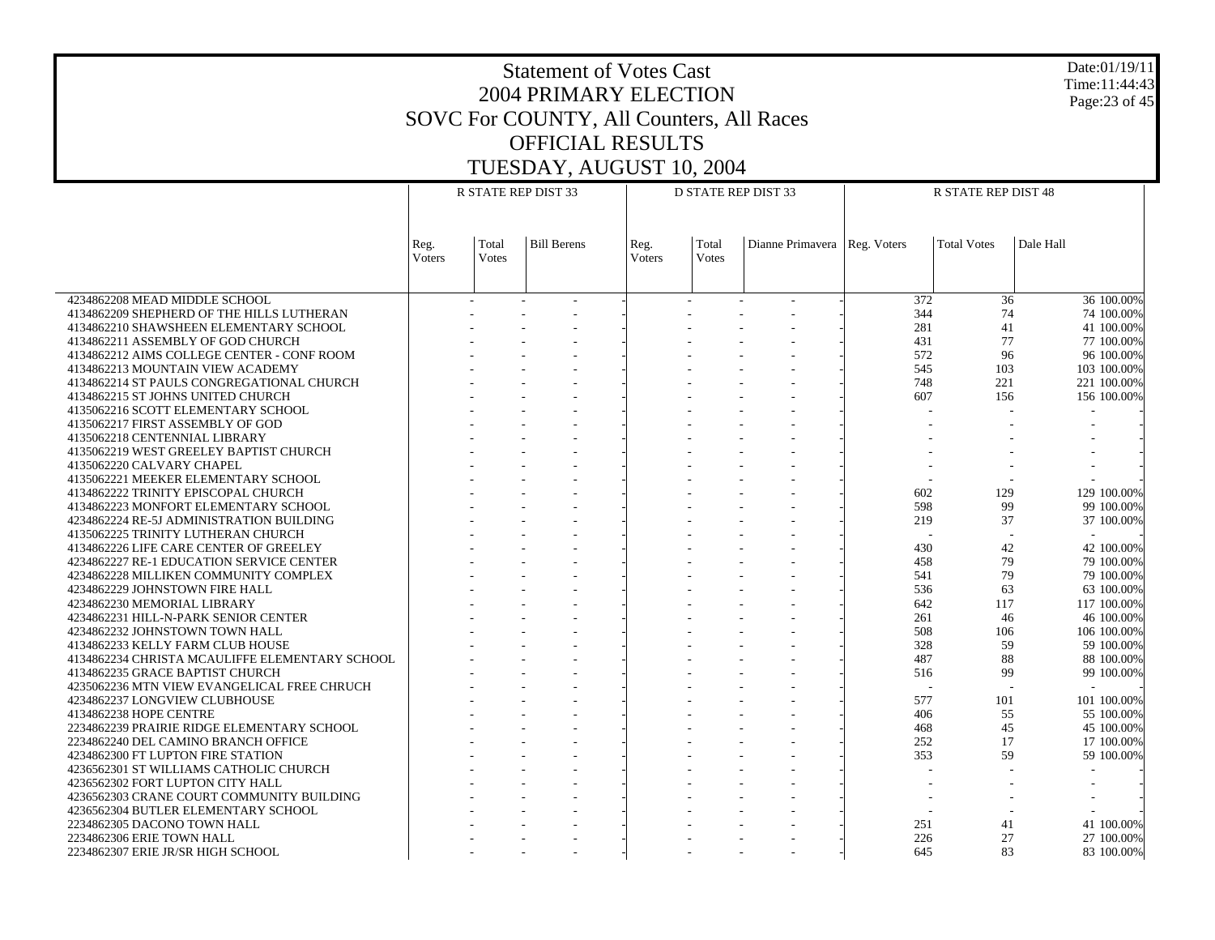# Statement of Votes Cast
## 2004 PRIMARY ELECTION
## SOVC For COUNTY, All Counters, All Races
## OFFICIAL RESULTS
## TUESDAY, AUGUST 10, 2004

Date:01/19/11
Time:11:44:43

| | R STATE REP DIST 33 | | | | D STATE REP DIST 33 | | | | R STATE REP DIST 48 | | | |
|---|---|---|---|---|---|---|---|---|---|---|---|---|
| | Reg. Voters | Total Votes | Bill Berens | | Reg. Voters | Total Votes | Dianne Primavera | | Reg. Voters | Total Votes | Dale Hall | |
| 4234862208 MEAD MIDDLE SCHOOL | - | - | - | - | - | - | - | - | 372 | 36 | 36 | 100.00% |
| 4134862209 SHEPHERD OF THE HILLS LUTHERAN | - | - | - | - | - | - | - | - | 344 | 74 | 74 | 100.00% |
| 4134862210 SHAWSHEEN ELEMENTARY SCHOOL | - | - | - | - | - | - | - | - | 281 | 41 | 41 | 100.00% |
| 4134862211 ASSEMBLY OF GOD CHURCH | - | - | - | - | - | - | - | - | 431 | 77 | 77 | 100.00% |
| 4134862212 AIMS COLLEGE CENTER - CONF ROOM | - | - | - | - | - | - | - | - | 572 | 96 | 96 | 100.00% |
| 4134862213 MOUNTAIN VIEW ACADEMY | - | - | - | - | - | - | - | - | 545 | 103 | 103 | 100.00% |
| 4134862214 ST PAULS CONGREGATIONAL CHURCH | - | - | - | - | - | - | - | - | 748 | 221 | 221 | 100.00% |
| 4134862215 ST JOHNS UNITED CHURCH | - | - | - | - | - | - | - | - | 607 | 156 | 156 | 100.00% |
| 4135062216 SCOTT ELEMENTARY SCHOOL | - | - | - | - | - | - | - | - | - | - | - | - |
| 4135062217 FIRST ASSEMBLY OF GOD | - | - | - | - | - | - | - | - | - | - | - | - |
| 4135062218 CENTENNIAL LIBRARY | - | - | - | - | - | - | - | - | - | - | - | - |
| 4135062219 WEST GREELEY BAPTIST CHURCH | - | - | - | - | - | - | - | - | - | - | - | - |
| 4135062220 CALVARY CHAPEL | - | - | - | - | - | - | - | - | - | - | - | - |
| 4135062221 MEEKER ELEMENTARY SCHOOL | - | - | - | - | - | - | - | - | - | - | - | - |
| 4134862222 TRINITY EPISCOPAL CHURCH | - | - | - | - | - | - | - | - | 602 | 129 | 129 | 100.00% |
| 4134862223 MONFORT ELEMENTARY SCHOOL | - | - | - | - | - | - | - | - | 598 | 99 | 99 | 100.00% |
| 4234862224 RE-5J ADMINISTRATION BUILDING | - | - | - | - | - | - | - | - | 219 | 37 | 37 | 100.00% |
| 4135062225 TRINITY LUTHERAN CHURCH | - | - | - | - | - | - | - | - | - | - | - | - |
| 4134862226 LIFE CARE CENTER OF GREELEY | - | - | - | - | - | - | - | - | 430 | 42 | 42 | 100.00% |
| 4234862227 RE-1 EDUCATION SERVICE CENTER | - | - | - | - | - | - | - | - | 458 | 79 | 79 | 100.00% |
| 4234862228 MILLIKEN COMMUNITY COMPLEX | - | - | - | - | - | - | - | - | 541 | 79 | 79 | 100.00% |
| 4234862229 JOHNSTOWN FIRE HALL | - | - | - | - | - | - | - | - | 536 | 63 | 63 | 100.00% |
| 4234862230 MEMORIAL LIBRARY | - | - | - | - | - | - | - | - | 642 | 117 | 117 | 100.00% |
| 4234862231 HILL-N-PARK SENIOR CENTER | - | - | - | - | - | - | - | - | 261 | 46 | 46 | 100.00% |
| 4234862232 JOHNSTOWN TOWN HALL | - | - | - | - | - | - | - | - | 508 | 106 | 106 | 100.00% |
| 4134862233 KELLY FARM CLUB HOUSE | - | - | - | - | - | - | - | - | 328 | 59 | 59 | 100.00% |
| 4134862234 CHRISTA MCAULIFFE ELEMENTARY SCHOOL | - | - | - | - | - | - | - | - | 487 | 88 | 88 | 100.00% |
| 4134862235 GRACE BAPTIST CHURCH | - | - | - | - | - | - | - | - | 516 | 99 | 99 | 100.00% |
| 4235062236 MTN VIEW EVANGELICAL FREE CHRUCH | - | - | - | - | - | - | - | - | - | - | - | - |
| 4234862237 LONGVIEW CLUBHOUSE | - | - | - | - | - | - | - | - | 577 | 101 | 101 | 100.00% |
| 4134862238 HOPE CENTRE | - | - | - | - | - | - | - | - | 406 | 55 | 55 | 100.00% |
| 2234862239 PRAIRIE RIDGE ELEMENTARY SCHOOL | - | - | - | - | - | - | - | - | 468 | 45 | 45 | 100.00% |
| 2234862240 DEL CAMINO BRANCH OFFICE | - | - | - | - | - | - | - | - | 252 | 17 | 17 | 100.00% |
| 4234862300 FT LUPTON FIRE STATION | - | - | - | - | - | - | - | - | 353 | 59 | 59 | 100.00% |
| 4236562301 ST WILLIAMS CATHOLIC CHURCH | - | - | - | - | - | - | - | - | - | - | - | - |
| 4236562302 FORT LUPTON CITY HALL | - | - | - | - | - | - | - | - | - | - | - | - |
| 4236562303 CRANE COURT COMMUNITY BUILDING | - | - | - | - | - | - | - | - | - | - | - | - |
| 4236562304 BUTLER ELEMENTARY SCHOOL | - | - | - | - | - | - | - | - | - | - | - | - |
| 2234862305 DACONO TOWN HALL | - | - | - | - | - | - | - | - | 251 | 41 | 41 | 100.00% |
| 2234862306 ERIE TOWN HALL | - | - | - | - | - | - | - | - | 226 | 27 | 27 | 100.00% |
| 2234862307 ERIE JR/SR HIGH SCHOOL | - | - | - | - | - | - | - | - | 645 | 83 | 83 | 100.00% |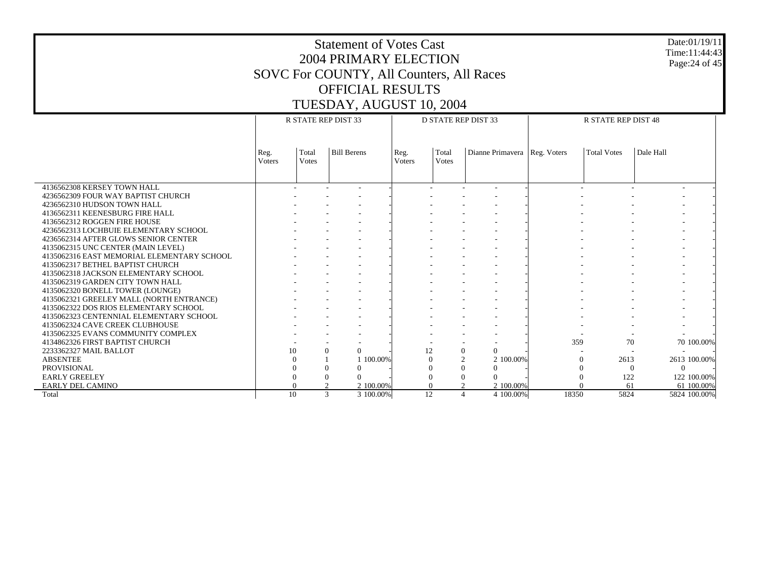# Statement of Votes Cast
## 2004 PRIMARY ELECTION
## SOVC For COUNTY, All Counters, All Races
## OFFICIAL RESULTS
## TUESDAY, AUGUST 10, 2004

Date:01/19/11
Time:11:44:43

| | R STATE REP DIST 33 | | | | D STATE REP DIST 33 | | | | R STATE REP DIST 48 | | | |
|---|---|---|---|---|---|---|---|---|---|---|---|---|
| | Reg. Voters | Total Votes | Bill Berens | | Reg. Voters | Total Votes | Dianne Primavera | | Reg. Voters | Total Votes | Dale Hall | |
| 4136562308 KERSEY TOWN HALL | - | - | - | - | - | - | - | - | - | - | - | - |
| 4236562309 FOUR WAY BAPTIST CHURCH | - | - | - | - | - | - | - | - | - | - | - | - |
| 4236562310 HUDSON TOWN HALL | - | - | - | - | - | - | - | - | - | - | - | - |
| 4136562311 KEENESBURG FIRE HALL | - | - | - | - | - | - | - | - | - | - | - | - |
| 4136562312 ROGGEN FIRE HOUSE | - | - | - | - | - | - | - | - | - | - | - | - |
| 4236562313 LOCHBUIE ELEMENTARY SCHOOL | - | - | - | - | - | - | - | - | - | - | - | - |
| 4236562314 AFTER GLOWS SENIOR CENTER | - | - | - | - | - | - | - | - | - | - | - | - |
| 4135062315 UNC CENTER (MAIN LEVEL) | - | - | - | - | - | - | - | - | - | - | - | - |
| 4135062316 EAST MEMORIAL ELEMENTARY SCHOOL | - | - | - | - | - | - | - | - | - | - | - | - |
| 4135062317 BETHEL BAPTIST CHURCH | - | - | - | - | - | - | - | - | - | - | - | - |
| 4135062318 JACKSON ELEMENTARY SCHOOL | - | - | - | - | - | - | - | - | - | - | - | - |
| 4135062319 GARDEN CITY TOWN HALL | - | - | - | - | - | - | - | - | - | - | - | - |
| 4135062320 BONELL TOWER (LOUNGE) | - | - | - | - | - | - | - | - | - | - | - | - |
| 4135062321 GREELEY MALL (NORTH ENTRANCE) | - | - | - | - | - | - | - | - | - | - | - | - |
| 4135062322 DOS RIOS ELEMENTARY SCHOOL | - | - | - | - | - | - | - | - | - | - | - | - |
| 4135062323 CENTENNIAL ELEMENTARY SCHOOL | - | - | - | - | - | - | - | - | - | - | - | - |
| 4135062324 CAVE CREEK CLUBHOUSE | - | - | - | - | - | - | - | - | - | - | - | - |
| 4135062325 EVANS COMMUNITY COMPLEX | - | - | - | - | - | - | - | - | - | - | - | - |
| 4134862326 FIRST BAPTIST CHURCH | - | - | - | - | - | - | - | - | 359 | 70 | 70 | 100.00% |
| 2233362327 MAIL BALLOT | 10 | 0 | 0 | - | 12 | 0 | 0 | - | - | - | - | - |
| ABSENTEE | 0 | 1 | 1 | 100.00% | 0 | 2 | 2 | 100.00% | 0 | 2613 | 2613 | 100.00% |
| PROVISIONAL | 0 | 0 | 0 | - | 0 | 0 | 0 | - | 0 | 0 | 0 | - |
| EARLY GREELEY | 0 | 0 | 0 | - | 0 | 0 | 0 | - | 0 | 122 | 122 | 100.00% |
| EARLY DEL CAMINO | 0 | 2 | 2 | 100.00% | 0 | 2 | 2 | 100.00% | 0 | 61 | 61 | 100.00% |
| Total | 10 | 3 | 3 | 100.00% | 12 | 4 | 4 | 100.00% | 18350 | 5824 | 5824 | 100.00% |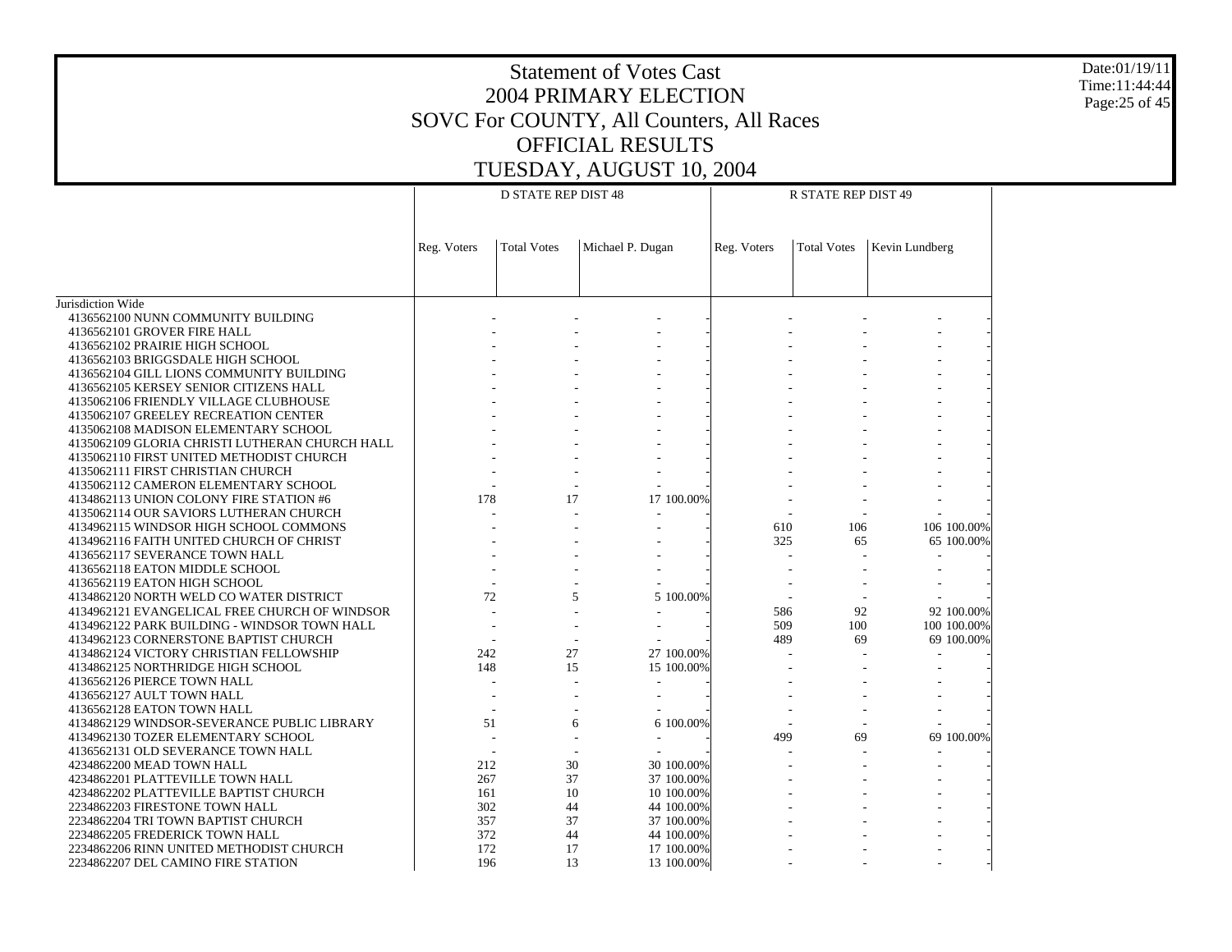# Statement of Votes Cast
# 2004 PRIMARY ELECTION
# SOVC For COUNTY, All Counters, All Races
# OFFICIAL RESULTS
# TUESDAY, AUGUST 10, 2004

Date:01/19/11
Time:11:44:44

| | D STATE REP DIST 48 | | | | R STATE REP DIST 49 | | | |
|---|---|---|---|---|---|---|---|---|
| | Reg. Voters | Total Votes | Michael P. Dugan | | Reg. Voters | Total Votes | Kevin Lundberg | |
| Jurisdiction Wide | | | | | | | | |
| 4136562100 NUNN COMMUNITY BUILDING | - | - | - | - | - | - | - | - |
| 4136562101 GROVER FIRE HALL | - | - | - | - | - | - | - | - |
| 4136562102 PRAIRIE HIGH SCHOOL | - | - | - | - | - | - | - | - |
| 4136562103 BRIGGSDALE HIGH SCHOOL | - | - | - | - | - | - | - | - |
| 4136562104 GILL LIONS COMMUNITY BUILDING | - | - | - | - | - | - | - | - |
| 4136562105 KERSEY SENIOR CITIZENS HALL | - | - | - | - | - | - | - | - |
| 4135062106 FRIENDLY VILLAGE CLUBHOUSE | - | - | - | - | - | - | - | - |
| 4135062107 GREELEY RECREATION CENTER | - | - | - | - | - | - | - | - |
| 4135062108 MADISON ELEMENTARY SCHOOL | - | - | - | - | - | - | - | - |
| 4135062109 GLORIA CHRISTI LUTHERAN CHURCH HALL | - | - | - | - | - | - | - | - |
| 4135062110 FIRST UNITED METHODIST CHURCH | - | - | - | - | - | - | - | - |
| 4135062111 FIRST CHRISTIAN CHURCH | - | - | - | - | - | - | - | - |
| 4135062112 CAMERON ELEMENTARY SCHOOL | - | - | - | - | - | - | - | - |
| 4134862113 UNION COLONY FIRE STATION #6 | 178 | 17 | 17 | 100.00% | - | - | - | - |
| 4135062114 OUR SAVIORS LUTHERAN CHURCH | - | - | - | - | - | - | - | - |
| 4134962115 WINDSOR HIGH SCHOOL COMMONS | - | - | - | - | 610 | 106 | 106 | 100.00% |
| 4134962116 FAITH UNITED CHURCH OF CHRIST | - | - | - | - | 325 | 65 | 65 | 100.00% |
| 4136562117 SEVERANCE TOWN HALL | - | - | - | - | - | - | - | - |
| 4136562118 EATON MIDDLE SCHOOL | - | - | - | - | - | - | - | - |
| 4136562119 EATON HIGH SCHOOL | - | - | - | - | - | - | - | - |
| 4134862120 NORTH WELD CO WATER DISTRICT | 72 | 5 | 5 | 100.00% | - | - | - | - |
| 4134962121 EVANGELICAL FREE CHURCH OF WINDSOR | - | - | - | - | 586 | 92 | 92 | 100.00% |
| 4134962122 PARK BUILDING - WINDSOR TOWN HALL | - | - | - | - | 509 | 100 | 100 | 100.00% |
| 4134962123 CORNERSTONE BAPTIST CHURCH | - | - | - | - | 489 | 69 | 69 | 100.00% |
| 4134862124 VICTORY CHRISTIAN FELLOWSHIP | 242 | 27 | 27 | 100.00% | - | - | - | - |
| 4134862125 NORTHRIDGE HIGH SCHOOL | 148 | 15 | 15 | 100.00% | - | - | - | - |
| 4136562126 PIERCE TOWN HALL | - | - | - | - | - | - | - | - |
| 4136562127 AULT TOWN HALL | - | - | - | - | - | - | - | - |
| 4136562128 EATON TOWN HALL | - | - | - | - | - | - | - | - |
| 4134862129 WINDSOR-SEVERANCE PUBLIC LIBRARY | 51 | 6 | 6 | 100.00% | - | - | - | - |
| 4134962130 TOZER ELEMENTARY SCHOOL | - | - | - | - | 499 | 69 | 69 | 100.00% |
| 4136562131 OLD SEVERANCE TOWN HALL | - | - | - | - | - | - | - | - |
| 4234862200 MEAD TOWN HALL | 212 | 30 | 30 | 100.00% | - | - | - | - |
| 4234862201 PLATTEVILLE TOWN HALL | 267 | 37 | 37 | 100.00% | - | - | - | - |
| 4234862202 PLATTEVILLE BAPTIST CHURCH | 161 | 10 | 10 | 100.00% | - | - | - | - |
| 2234862203 FIRESTONE TOWN HALL | 302 | 44 | 44 | 100.00% | - | - | - | - |
| 2234862204 TRI TOWN BAPTIST CHURCH | 357 | 37 | 37 | 100.00% | - | - | - | - |
| 2234862205 FREDERICK TOWN HALL | 372 | 44 | 44 | 100.00% | - | - | - | - |
| 2234862206 RINN UNITED METHODIST CHURCH | 172 | 17 | 17 | 100.00% | - | - | - | - |
| 2234862207 DEL CAMINO FIRE STATION | 196 | 13 | 13 | 100.00% | - | - | - | - |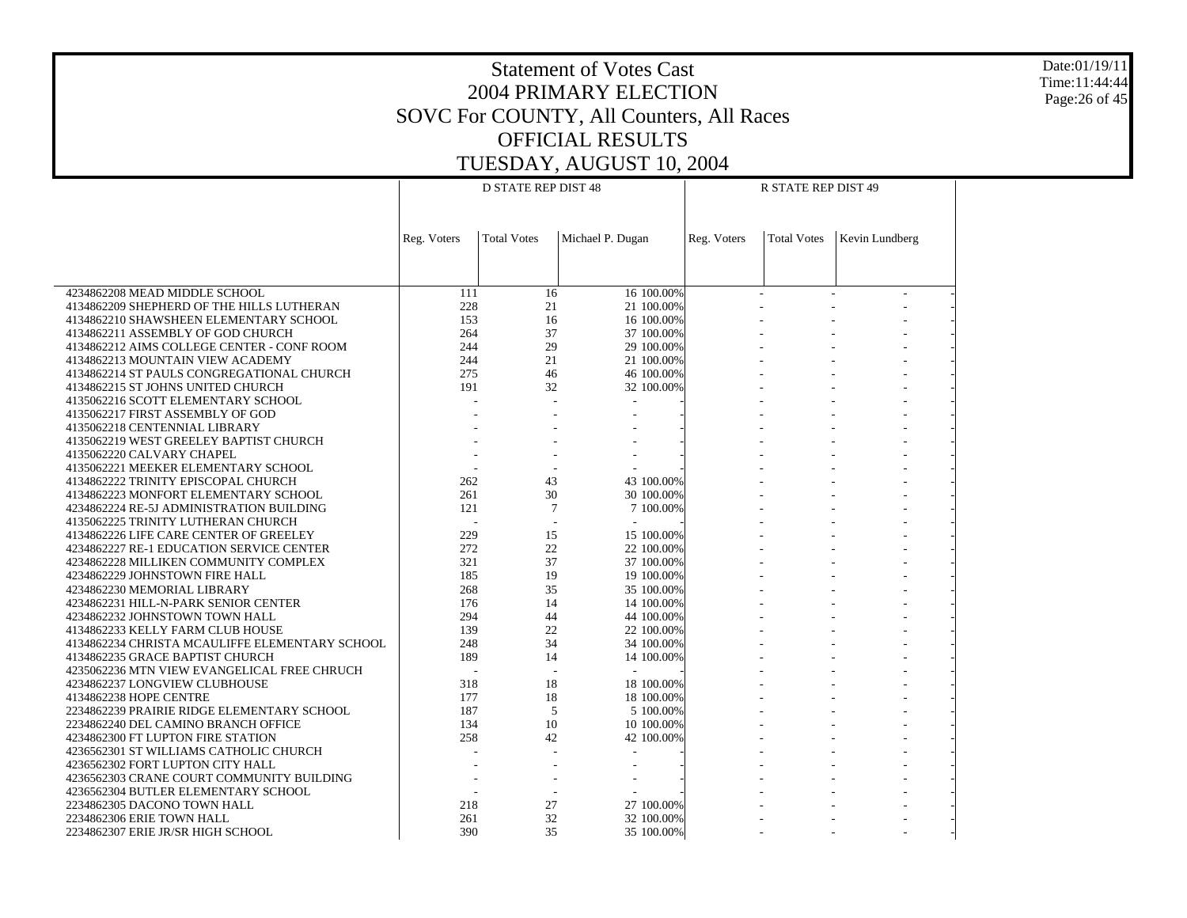# Statement of Votes Cast
## 2004 PRIMARY ELECTION
## SOVC For COUNTY, All Counters, All Races
## OFFICIAL RESULTS
## TUESDAY, AUGUST 10, 2004

Date:01/19/11
Time:11:44:44

| | D STATE REP DIST 48 | | | | R STATE REP DIST 49 | | | |
|---|---|---|---|---|---|---|---|---|
| | Reg. Voters | Total Votes | Michael P. Dugan | | Reg. Voters | Total Votes | Kevin Lundberg | |
| 4234862208 MEAD MIDDLE SCHOOL | 111 | 16 | 16 | 100.00% | - | - | - | - |
| 4134862209 SHEPHERD OF THE HILLS LUTHERAN | 228 | 21 | 21 | 100.00% | - | - | - | - |
| 4134862210 SHAWSHEEN ELEMENTARY SCHOOL | 153 | 16 | 16 | 100.00% | - | - | - | - |
| 4134862211 ASSEMBLY OF GOD CHURCH | 264 | 37 | 37 | 100.00% | - | - | - | - |
| 4134862212 AIMS COLLEGE CENTER - CONF ROOM | 244 | 29 | 29 | 100.00% | - | - | - | - |
| 4134862213 MOUNTAIN VIEW ACADEMY | 244 | 21 | 21 | 100.00% | - | - | - | - |
| 4134862214 ST PAULS CONGREGATIONAL CHURCH | 275 | 46 | 46 | 100.00% | - | - | - | - |
| 4134862215 ST JOHNS UNITED CHURCH | 191 | 32 | 32 | 100.00% | - | - | - | - |
| 4135062216 SCOTT ELEMENTARY SCHOOL | - | - | - | - | - | - | - | - |
| 4135062217 FIRST ASSEMBLY OF GOD | - | - | - | - | - | - | - | - |
| 4135062218 CENTENNIAL LIBRARY | - | - | - | - | - | - | - | - |
| 4135062219 WEST GREELEY BAPTIST CHURCH | - | - | - | - | - | - | - | - |
| 4135062220 CALVARY CHAPEL | - | - | - | - | - | - | - | - |
| 4135062221 MEEKER ELEMENTARY SCHOOL | - | - | - | - | - | - | - | - |
| 4134862222 TRINITY EPISCOPAL CHURCH | 262 | 43 | 43 | 100.00% | - | - | - | - |
| 4134862223 MONFORT ELEMENTARY SCHOOL | 261 | 30 | 30 | 100.00% | - | - | - | - |
| 4234862224 RE-5J ADMINISTRATION BUILDING | 121 | 7 | 7 | 100.00% | - | - | - | - |
| 4135062225 TRINITY LUTHERAN CHURCH | - | - | - | - | - | - | - | - |
| 4134862226 LIFE CARE CENTER OF GREELEY | 229 | 15 | 15 | 100.00% | - | - | - | - |
| 4234862227 RE-1 EDUCATION SERVICE CENTER | 272 | 22 | 22 | 100.00% | - | - | - | - |
| 4234862228 MILLIKEN COMMUNITY COMPLEX | 321 | 37 | 37 | 100.00% | - | - | - | - |
| 4234862229 JOHNSTOWN FIRE HALL | 185 | 19 | 19 | 100.00% | - | - | - | - |
| 4234862230 MEMORIAL LIBRARY | 268 | 35 | 35 | 100.00% | - | - | - | - |
| 4234862231 HILL-N-PARK SENIOR CENTER | 176 | 14 | 14 | 100.00% | - | - | - | - |
| 4234862232 JOHNSTOWN TOWN HALL | 294 | 44 | 44 | 100.00% | - | - | - | - |
| 4134862233 KELLY FARM CLUB HOUSE | 139 | 22 | 22 | 100.00% | - | - | - | - |
| 4134862234 CHRISTA MCAULIFFE ELEMENTARY SCHOOL | 248 | 34 | 34 | 100.00% | - | - | - | - |
| 4134862235 GRACE BAPTIST CHURCH | 189 | 14 | 14 | 100.00% | - | - | - | - |
| 4235062236 MTN VIEW EVANGELICAL FREE CHRUCH | - | - | - | - | - | - | - | - |
| 4234862237 LONGVIEW CLUBHOUSE | 318 | 18 | 18 | 100.00% | - | - | - | - |
| 4134862238 HOPE CENTRE | 177 | 18 | 18 | 100.00% | - | - | - | - |
| 2234862239 PRAIRIE RIDGE ELEMENTARY SCHOOL | 187 | 5 | 5 | 100.00% | - | - | - | - |
| 2234862240 DEL CAMINO BRANCH OFFICE | 134 | 10 | 10 | 100.00% | - | - | - | - |
| 4234862300 FT LUPTON FIRE STATION | 258 | 42 | 42 | 100.00% | - | - | - | - |
| 4236562301 ST WILLIAMS CATHOLIC CHURCH | - | - | - | - | - | - | - | - |
| 4236562302 FORT LUPTON CITY HALL | - | - | - | - | - | - | - | - |
| 4236562303 CRANE COURT COMMUNITY BUILDING | - | - | - | - | - | - | - | - |
| 4236562304 BUTLER ELEMENTARY SCHOOL | - | - | - | - | - | - | - | - |
| 2234862305 DACONO TOWN HALL | 218 | 27 | 27 | 100.00% | - | - | - | - |
| 2234862306 ERIE TOWN HALL | 261 | 32 | 32 | 100.00% | - | - | - | - |
| 2234862307 ERIE JR/SR HIGH SCHOOL | 390 | 35 | 35 | 100.00% | - | - | - | - |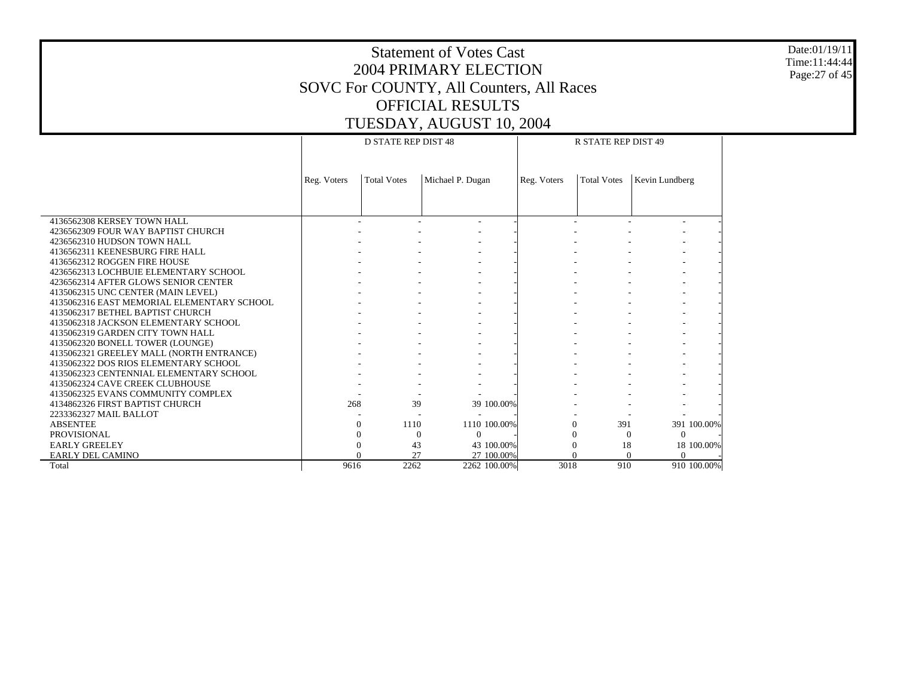# Statement of Votes Cast
## 2004 PRIMARY ELECTION
## SOVC For COUNTY, All Counters, All Races
## OFFICIAL RESULTS
## TUESDAY, AUGUST 10, 2004

Date:01/19/11
Time:11:44:44

| | D STATE REP DIST 48 | | | | R STATE REP DIST 49 | | | |
|---|---|---|---|---|---|---|---|---|
| | Reg. Voters | Total Votes | Michael P. Dugan | | Reg. Voters | Total Votes | Kevin Lundberg | |
| 4136562308 KERSEY TOWN HALL | - | - | - | - | - | - | - | - |
| 4236562309 FOUR WAY BAPTIST CHURCH | - | - | - | - | - | - | - | - |
| 4236562310 HUDSON TOWN HALL | - | - | - | - | - | - | - | - |
| 4136562311 KEENESBURG FIRE HALL | - | - | - | - | - | - | - | - |
| 4136562312 ROGGEN FIRE HOUSE | - | - | - | - | - | - | - | - |
| 4236562313 LOCHBUIE ELEMENTARY SCHOOL | - | - | - | - | - | - | - | - |
| 4236562314 AFTER GLOWS SENIOR CENTER | - | - | - | - | - | - | - | - |
| 4135062315 UNC CENTER (MAIN LEVEL) | - | - | - | - | - | - | - | - |
| 4135062316 EAST MEMORIAL ELEMENTARY SCHOOL | - | - | - | - | - | - | - | - |
| 4135062317 BETHEL BAPTIST CHURCH | - | - | - | - | - | - | - | - |
| 4135062318 JACKSON ELEMENTARY SCHOOL | - | - | - | - | - | - | - | - |
| 4135062319 GARDEN CITY TOWN HALL | - | - | - | - | - | - | - | - |
| 4135062320 BONELL TOWER (LOUNGE) | - | - | - | - | - | - | - | - |
| 4135062321 GREELEY MALL (NORTH ENTRANCE) | - | - | - | - | - | - | - | - |
| 4135062322 DOS RIOS ELEMENTARY SCHOOL | - | - | - | - | - | - | - | - |
| 4135062323 CENTENNIAL ELEMENTARY SCHOOL | - | - | - | - | - | - | - | - |
| 4135062324 CAVE CREEK CLUBHOUSE | - | - | - | - | - | - | - | - |
| 4135062325 EVANS COMMUNITY COMPLEX | - | - | - | - | - | - | - | - |
| 4134862326 FIRST BAPTIST CHURCH | 268 | 39 | 39 | 100.00% | - | - | - | - |
| 2233362327 MAIL BALLOT | - | - | - | - | - | - | - | - |
| ABSENTEE | 0 | 1110 | 1110 | 100.00% | 0 | 391 | 391 | 100.00% |
| PROVISIONAL | 0 | 0 | 0 | - | 0 | 0 | 0 | - |
| EARLY GREELEY | 0 | 43 | 43 | 100.00% | 0 | 18 | 18 | 100.00% |
| EARLY DEL CAMINO | 0 | 27 | 27 | 100.00% | 0 | 0 | 0 | - |
| Total | 9616 | 2262 | 2262 | 100.00% | 3018 | 910 | 910 | 100.00% |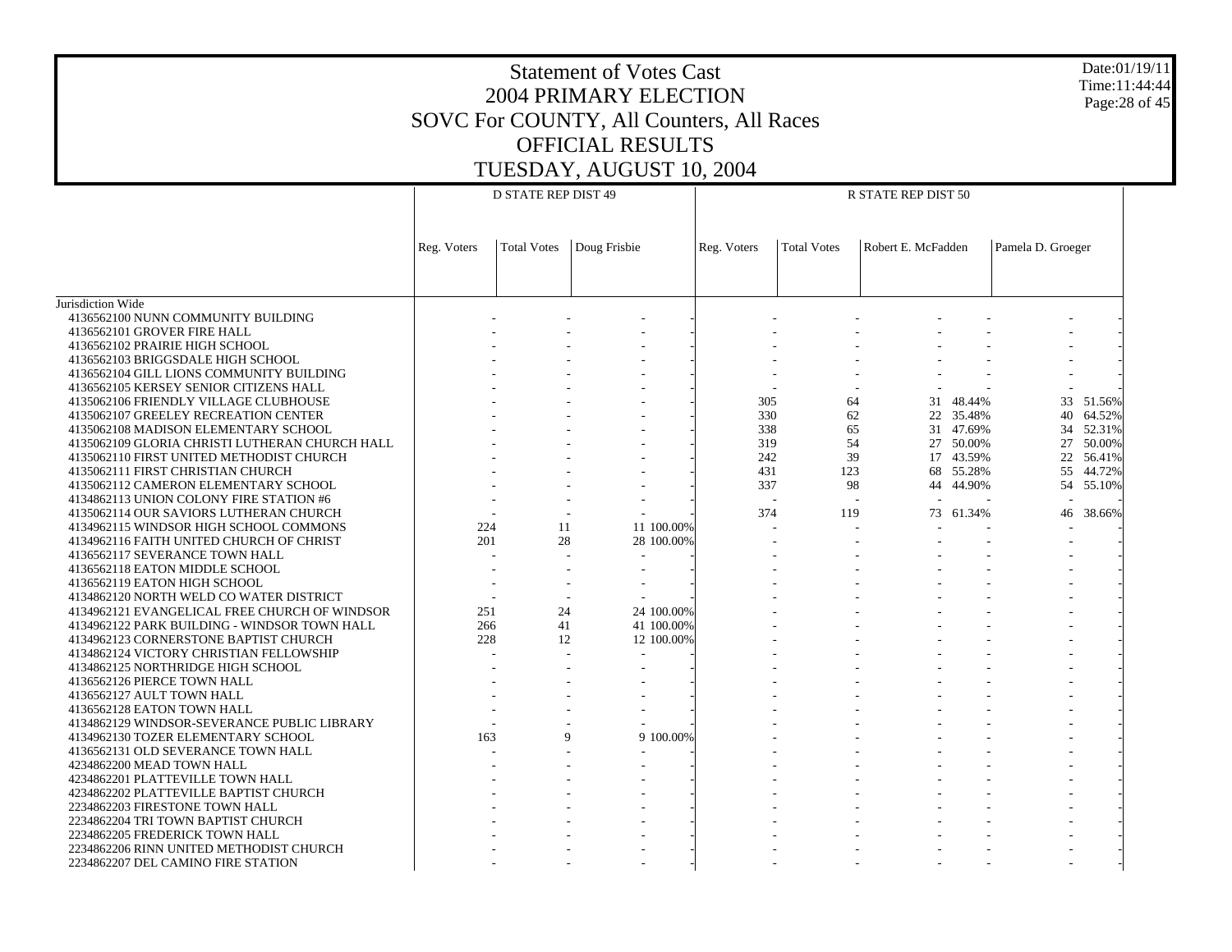# Statement of Votes Cast
## 2004 PRIMARY ELECTION
## SOVC For COUNTY, All Counters, All Races
## OFFICIAL RESULTS
## TUESDAY, AUGUST 10, 2004

| | D STATE REP DIST 49 | | | | R STATE REP DIST 50 | | | | | |
|---|---|---|---|---|---|---|---|---|---|---|
| | Reg. Voters | Total Votes | Doug Frisbie | | Reg. Voters | Total Votes | Robert E. McFadden | | Pamela D. Groeger | |
| Jurisdiction Wide | | | | | | | | | | |
| 4136562100 NUNN COMMUNITY BUILDING | - | - | - | - | - | - | - | - | - | - |
| 4136562101 GROVER FIRE HALL | - | - | - | - | - | - | - | - | - | - |
| 4136562102 PRAIRIE HIGH SCHOOL | - | - | - | - | - | - | - | - | - | - |
| 4136562103 BRIGGSDALE HIGH SCHOOL | - | - | - | - | - | - | - | - | - | - |
| 4136562104 GILL LIONS COMMUNITY BUILDING | - | - | - | - | - | - | - | - | - | - |
| 4136562105 KERSEY SENIOR CITIZENS HALL | - | - | - | - | - | - | - | - | - | - |
| 4135062106 FRIENDLY VILLAGE CLUBHOUSE | - | - | - | - | 305 | 64 | 31 | 48.44% | 33 | 51.56% |
| 4135062107 GREELEY RECREATION CENTER | - | - | - | - | 330 | 62 | 22 | 35.48% | 40 | 64.52% |
| 4135062108 MADISON ELEMENTARY SCHOOL | - | - | - | - | 338 | 65 | 31 | 47.69% | 34 | 52.31% |
| 4135062109 GLORIA CHRISTI LUTHERAN CHURCH HALL | - | - | - | - | 319 | 54 | 27 | 50.00% | 27 | 50.00% |
| 4135062110 FIRST UNITED METHODIST CHURCH | - | - | - | - | 242 | 39 | 17 | 43.59% | 22 | 56.41% |
| 4135062111 FIRST CHRISTIAN CHURCH | - | - | - | - | 431 | 123 | 68 | 55.28% | 55 | 44.72% |
| 4135062112 CAMERON ELEMENTARY SCHOOL | - | - | - | - | 337 | 98 | 44 | 44.90% | 54 | 55.10% |
| 4134862113 UNION COLONY FIRE STATION #6 | - | - | - | - | - | - | - | - | - | - |
| 4135062114 OUR SAVIORS LUTHERAN CHURCH | - | - | - | - | 374 | 119 | 73 | 61.34% | 46 | 38.66% |
| 4134962115 WINDSOR HIGH SCHOOL COMMONS | 224 | 11 | 11 | 100.00% | - | - | - | - | - | - |
| 4134962116 FAITH UNITED CHURCH OF CHRIST | 201 | 28 | 28 | 100.00% | - | - | - | - | - | - |
| 4136562117 SEVERANCE TOWN HALL | - | - | - | - | - | - | - | - | - | - |
| 4136562118 EATON MIDDLE SCHOOL | - | - | - | - | - | - | - | - | - | - |
| 4136562119 EATON HIGH SCHOOL | - | - | - | - | - | - | - | - | - | - |
| 4134862120 NORTH WELD CO WATER DISTRICT | - | - | - | - | - | - | - | - | - | - |
| 4134962121 EVANGELICAL FREE CHURCH OF WINDSOR | 251 | 24 | 24 | 100.00% | - | - | - | - | - | - |
| 4134962122 PARK BUILDING - WINDSOR TOWN HALL | 266 | 41 | 41 | 100.00% | - | - | - | - | - | - |
| 4134962123 CORNERSTONE BAPTIST CHURCH | 228 | 12 | 12 | 100.00% | - | - | - | - | - | - |
| 4134862124 VICTORY CHRISTIAN FELLOWSHIP | - | - | - | - | - | - | - | - | - | - |
| 4134862125 NORTHRIDGE HIGH SCHOOL | - | - | - | - | - | - | - | - | - | - |
| 4136562126 PIERCE TOWN HALL | - | - | - | - | - | - | - | - | - | - |
| 4136562127 AULT TOWN HALL | - | - | - | - | - | - | - | - | - | - |
| 4136562128 EATON TOWN HALL | - | - | - | - | - | - | - | - | - | - |
| 4134862129 WINDSOR-SEVERANCE PUBLIC LIBRARY | - | - | - | - | - | - | - | - | - | - |
| 4134962130 TOZER ELEMENTARY SCHOOL | 163 | 9 | 9 | 100.00% | - | - | - | - | - | - |
| 4136562131 OLD SEVERANCE TOWN HALL | - | - | - | - | - | - | - | - | - | - |
| 4234862200 MEAD TOWN HALL | - | - | - | - | - | - | - | - | - | - |
| 4234862201 PLATTEVILLE TOWN HALL | - | - | - | - | - | - | - | - | - | - |
| 4234862202 PLATTEVILLE BAPTIST CHURCH | - | - | - | - | - | - | - | - | - | - |
| 2234862203 FIRESTONE TOWN HALL | - | - | - | - | - | - | - | - | - | - |
| 2234862204 TRI TOWN BAPTIST CHURCH | - | - | - | - | - | - | - | - | - | - |
| 2234862205 FREDERICK TOWN HALL | - | - | - | - | - | - | - | - | - | - |
| 2234862206 RINN UNITED METHODIST CHURCH | - | - | - | - | - | - | - | - | - | - |
| 2234862207 DEL CAMINO FIRE STATION | - | - | - | - | - | - | - | - | - | - |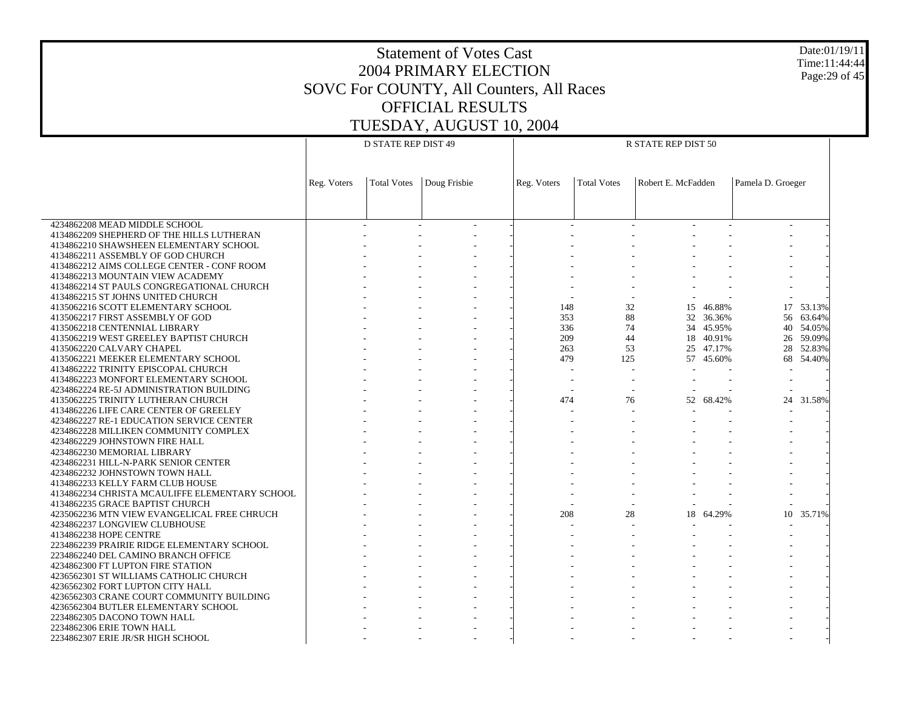# Statement of Votes Cast
## 2004 PRIMARY ELECTION
## SOVC For COUNTY, All Counters, All Races
## OFFICIAL RESULTS
## TUESDAY, AUGUST 10, 2004

Date:01/19/11
Time:11:44:44

| | D STATE REP DIST 49 | | | | R STATE REP DIST 50 | | | | | |
|---|---|---|---|---|---|---|---|---|---|---|
| | Reg. Voters | Total Votes | Doug Frisbie | | Reg. Voters | Total Votes | Robert E. McFadden | | Pamela D. Groeger | |
| 4234862208 MEAD MIDDLE SCHOOL | - | - | - | - | - | - | - | - | - | - |
| 4134862209 SHEPHERD OF THE HILLS LUTHERAN | - | - | - | - | - | - | - | - | - | - |
| 4134862210 SHAWSHEEN ELEMENTARY SCHOOL | - | - | - | - | - | - | - | - | - | - |
| 4134862211 ASSEMBLY OF GOD CHURCH | - | - | - | - | - | - | - | - | - | - |
| 4134862212 AIMS COLLEGE CENTER - CONF ROOM | - | - | - | - | - | - | - | - | - | - |
| 4134862213 MOUNTAIN VIEW ACADEMY | - | - | - | - | - | - | - | - | - | - |
| 4134862214 ST PAULS CONGREGATIONAL CHURCH | - | - | - | - | - | - | - | - | - | - |
| 4134862215 ST JOHNS UNITED CHURCH | - | - | - | - | - | - | - | - | - | - |
| 4135062216 SCOTT ELEMENTARY SCHOOL | - | - | - | - | 148 | 32 | 15 | 46.88% | 17 | 53.13% |
| 4135062217 FIRST ASSEMBLY OF GOD | - | - | - | - | 353 | 88 | 32 | 36.36% | 56 | 63.64% |
| 4135062218 CENTENNIAL LIBRARY | - | - | - | - | 336 | 74 | 34 | 45.95% | 40 | 54.05% |
| 4135062219 WEST GREELEY BAPTIST CHURCH | - | - | - | - | 209 | 44 | 18 | 40.91% | 26 | 59.09% |
| 4135062220 CALVARY CHAPEL | - | - | - | - | 263 | 53 | 25 | 47.17% | 28 | 52.83% |
| 4135062221 MEEKER ELEMENTARY SCHOOL | - | - | - | - | 479 | 125 | 57 | 45.60% | 68 | 54.40% |
| 4134862222 TRINITY EPISCOPAL CHURCH | - | - | - | - | - | - | - | - | - | - |
| 4134862223 MONFORT ELEMENTARY SCHOOL | - | - | - | - | - | - | - | - | - | - |
| 4234862224 RE-5J ADMINISTRATION BUILDING | - | - | - | - | - | - | - | - | - | - |
| 4135062225 TRINITY LUTHERAN CHURCH | - | - | - | - | 474 | 76 | 52 | 68.42% | 24 | 31.58% |
| 4134862226 LIFE CARE CENTER OF GREELEY | - | - | - | - | - | - | - | - | - | - |
| 4234862227 RE-1 EDUCATION SERVICE CENTER | - | - | - | - | - | - | - | - | - | - |
| 4234862228 MILLIKEN COMMUNITY COMPLEX | - | - | - | - | - | - | - | - | - | - |
| 4234862229 JOHNSTOWN FIRE HALL | - | - | - | - | - | - | - | - | - | - |
| 4234862230 MEMORIAL LIBRARY | - | - | - | - | - | - | - | - | - | - |
| 4234862231 HILL-N-PARK SENIOR CENTER | - | - | - | - | - | - | - | - | - | - |
| 4234862232 JOHNSTOWN TOWN HALL | - | - | - | - | - | - | - | - | - | - |
| 4134862233 KELLY FARM CLUB HOUSE | - | - | - | - | - | - | - | - | - | - |
| 4134862234 CHRISTA MCAULIFFE ELEMENTARY SCHOOL | - | - | - | - | - | - | - | - | - | - |
| 4134862235 GRACE BAPTIST CHURCH | - | - | - | - | - | - | - | - | - | - |
| 4235062236 MTN VIEW EVANGELICAL FREE CHRUCH | - | - | - | - | 208 | 28 | 18 | 64.29% | 10 | 35.71% |
| 4234862237 LONGVIEW CLUBHOUSE | - | - | - | - | - | - | - | - | - | - |
| 4134862238 HOPE CENTRE | - | - | - | - | - | - | - | - | - | - |
| 2234862239 PRAIRIE RIDGE ELEMENTARY SCHOOL | - | - | - | - | - | - | - | - | - | - |
| 2234862240 DEL CAMINO BRANCH OFFICE | - | - | - | - | - | - | - | - | - | - |
| 4234862300 FT LUPTON FIRE STATION | - | - | - | - | - | - | - | - | - | - |
| 4236562301 ST WILLIAMS CATHOLIC CHURCH | - | - | - | - | - | - | - | - | - | - |
| 4236562302 FORT LUPTON CITY HALL | - | - | - | - | - | - | - | - | - | - |
| 4236562303 CRANE COURT COMMUNITY BUILDING | - | - | - | - | - | - | - | - | - | - |
| 4236562304 BUTLER ELEMENTARY SCHOOL | - | - | - | - | - | - | - | - | - | - |
| 2234862305 DACONO TOWN HALL | - | - | - | - | - | - | - | - | - | - |
| 2234862306 ERIE TOWN HALL | - | - | - | - | - | - | - | - | - | - |
| 2234862307 ERIE JR/SR HIGH SCHOOL | - | - | - | - | - | - | - | - | - | - |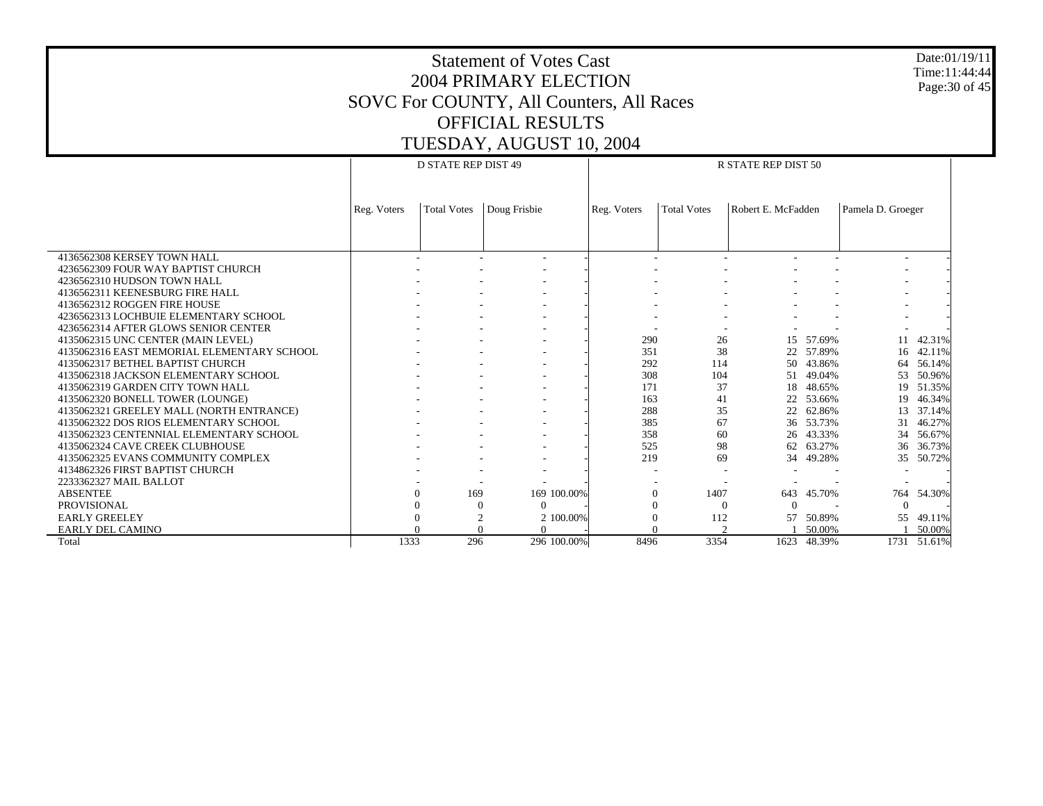# Statement of Votes Cast
## 2004 PRIMARY ELECTION
## SOVC For COUNTY, All Counters, All Races
## OFFICIAL RESULTS
## TUESDAY, AUGUST 10, 2004

Date:01/19/11
Time:11:44:44

| | D STATE REP DIST 49 | | | | R STATE REP DIST 50 | | | | | |
|---|---|---|---|---|---|---|---|---|---|---|
| | Reg. Voters | Total Votes | Doug Frisbie | | Reg. Voters | Total Votes | Robert E. McFadden | | Pamela D. Groeger | |
| 4136562308 KERSEY TOWN HALL | - | - | - | - | - | - | - | - | - | - |
| 4236562309 FOUR WAY BAPTIST CHURCH | - | - | - | - | - | - | - | - | - | - |
| 4236562310 HUDSON TOWN HALL | - | - | - | - | - | - | - | - | - | - |
| 4136562311 KEENESBURG FIRE HALL | - | - | - | - | - | - | - | - | - | - |
| 4136562312 ROGGEN FIRE HOUSE | - | - | - | - | - | - | - | - | - | - |
| 4236562313 LOCHBUIE ELEMENTARY SCHOOL | - | - | - | - | - | - | - | - | - | - |
| 4236562314 AFTER GLOWS SENIOR CENTER | - | - | - | - | - | - | - | - | - | - |
| 4135062315 UNC CENTER (MAIN LEVEL) | - | - | - | - | 290 | 26 | 15 | 57.69% | 11 | 42.31% |
| 4135062316 EAST MEMORIAL ELEMENTARY SCHOOL | - | - | - | - | 351 | 38 | 22 | 57.89% | 16 | 42.11% |
| 4135062317 BETHEL BAPTIST CHURCH | - | - | - | - | 292 | 114 | 50 | 43.86% | 64 | 56.14% |
| 4135062318 JACKSON ELEMENTARY SCHOOL | - | - | - | - | 308 | 104 | 51 | 49.04% | 53 | 50.96% |
| 4135062319 GARDEN CITY TOWN HALL | - | - | - | - | 171 | 37 | 18 | 48.65% | 19 | 51.35% |
| 4135062320 BONELL TOWER (LOUNGE) | - | - | - | - | 163 | 41 | 22 | 53.66% | 19 | 46.34% |
| 4135062321 GREELEY MALL (NORTH ENTRANCE) | - | - | - | - | 288 | 35 | 22 | 62.86% | 13 | 37.14% |
| 4135062322 DOS RIOS ELEMENTARY SCHOOL | - | - | - | - | 385 | 67 | 36 | 53.73% | 31 | 46.27% |
| 4135062323 CENTENNIAL ELEMENTARY SCHOOL | - | - | - | - | 358 | 60 | 26 | 43.33% | 34 | 56.67% |
| 4135062324 CAVE CREEK CLUBHOUSE | - | - | - | - | 525 | 98 | 62 | 63.27% | 36 | 36.73% |
| 4135062325 EVANS COMMUNITY COMPLEX | - | - | - | - | 219 | 69 | 34 | 49.28% | 35 | 50.72% |
| 4134862326 FIRST BAPTIST CHURCH | - | - | - | - | - | - | - | - | - | - |
| 2233362327 MAIL BALLOT | - | - | - | - | - | - | - | - | - | - |
| ABSENTEE | 0 | 169 | 169 | 100.00% | 0 | 1407 | 643 | 45.70% | 764 | 54.30% |
| PROVISIONAL | 0 | 0 | 0 | - | 0 | 0 | 0 | - | 0 | - |
| EARLY GREELEY | 0 | 2 | 2 | 100.00% | 0 | 112 | 57 | 50.89% | 55 | 49.11% |
| EARLY DEL CAMINO | 0 | 0 | 0 | - | 0 | 2 | 1 | 50.00% | 1 | 50.00% |
| Total | 1333 | 296 | 296 | 100.00% | 8496 | 3354 | 1623 | 48.39% | 1731 | 51.61% |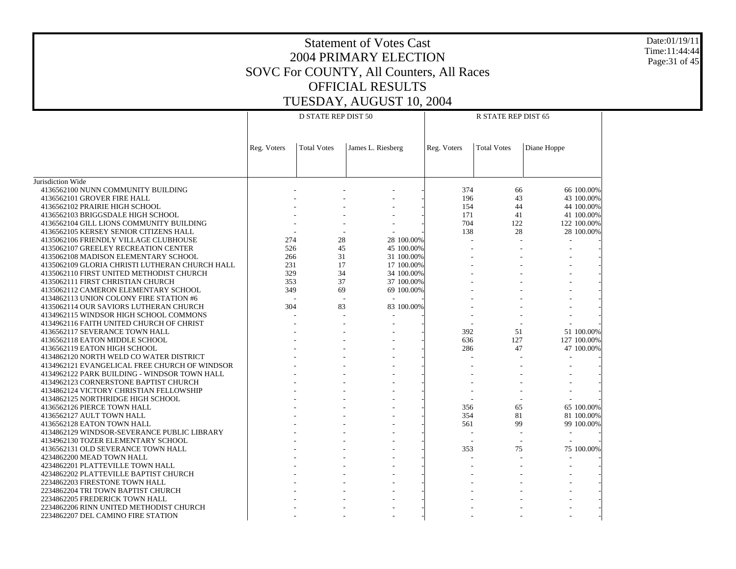# Statement of Votes Cast
## 2004 PRIMARY ELECTION
## SOVC For COUNTY, All Counters, All Races
## OFFICIAL RESULTS
## TUESDAY, AUGUST 10, 2004

| | D STATE REP DIST 50 | | | | R STATE REP DIST 65 | | | |
|---|---|---|---|---|---|---|---|---|
| | Reg. Voters | Total Votes | James L. Riesberg | | Reg. Voters | Total Votes | Diane Hoppe | |
| Jurisdiction Wide | | | | | | | | |
| 4136562100 NUNN COMMUNITY BUILDING | - | - | - | - | 374 | 66 | 66 | 100.00% |
| 4136562101 GROVER FIRE HALL | - | - | - | - | 196 | 43 | 43 | 100.00% |
| 4136562102 PRAIRIE HIGH SCHOOL | - | - | - | - | 154 | 44 | 44 | 100.00% |
| 4136562103 BRIGGSDALE HIGH SCHOOL | - | - | - | - | 171 | 41 | 41 | 100.00% |
| 4136562104 GILL LIONS COMMUNITY BUILDING | - | - | - | - | 704 | 122 | 122 | 100.00% |
| 4136562105 KERSEY SENIOR CITIZENS HALL | - | - | - | - | 138 | 28 | 28 | 100.00% |
| 4135062106 FRIENDLY VILLAGE CLUBHOUSE | 274 | 28 | 28 | 100.00% | - | - | - | - |
| 4135062107 GREELEY RECREATION CENTER | 526 | 45 | 45 | 100.00% | - | - | - | - |
| 4135062108 MADISON ELEMENTARY SCHOOL | 266 | 31 | 31 | 100.00% | - | - | - | - |
| 4135062109 GLORIA CHRISTI LUTHERAN CHURCH HALL | 231 | 17 | 17 | 100.00% | - | - | - | - |
| 4135062110 FIRST UNITED METHODIST CHURCH | 329 | 34 | 34 | 100.00% | - | - | - | - |
| 4135062111 FIRST CHRISTIAN CHURCH | 353 | 37 | 37 | 100.00% | - | - | - | - |
| 4135062112 CAMERON ELEMENTARY SCHOOL | 349 | 69 | 69 | 100.00% | - | - | - | - |
| 4134862113 UNION COLONY FIRE STATION #6 | - | - | - | - | - | - | - | - |
| 4135062114 OUR SAVIORS LUTHERAN CHURCH | 304 | 83 | 83 | 100.00% | - | - | - | - |
| 4134962115 WINDSOR HIGH SCHOOL COMMONS | - | - | - | - | - | - | - | - |
| 4134962116 FAITH UNITED CHURCH OF CHRIST | - | - | - | - | - | - | - | - |
| 4136562117 SEVERANCE TOWN HALL | - | - | - | - | 392 | 51 | 51 | 100.00% |
| 4136562118 EATON MIDDLE SCHOOL | - | - | - | - | 636 | 127 | 127 | 100.00% |
| 4136562119 EATON HIGH SCHOOL | - | - | - | - | 286 | 47 | 47 | 100.00% |
| 4134862120 NORTH WELD CO WATER DISTRICT | - | - | - | - | - | - | - | - |
| 4134962121 EVANGELICAL FREE CHURCH OF WINDSOR | - | - | - | - | - | - | - | - |
| 4134962122 PARK BUILDING - WINDSOR TOWN HALL | - | - | - | - | - | - | - | - |
| 4134962123 CORNERSTONE BAPTIST CHURCH | - | - | - | - | - | - | - | - |
| 4134862124 VICTORY CHRISTIAN FELLOWSHIP | - | - | - | - | - | - | - | - |
| 4134862125 NORTHRIDGE HIGH SCHOOL | - | - | - | - | - | - | - | - |
| 4136562126 PIERCE TOWN HALL | - | - | - | - | 356 | 65 | 65 | 100.00% |
| 4136562127 AULT TOWN HALL | - | - | - | - | 354 | 81 | 81 | 100.00% |
| 4136562128 EATON TOWN HALL | - | - | - | - | 561 | 99 | 99 | 100.00% |
| 4134862129 WINDSOR-SEVERANCE PUBLIC LIBRARY | - | - | - | - | - | - | - | - |
| 4134962130 TOZER ELEMENTARY SCHOOL | - | - | - | - | - | - | - | - |
| 4136562131 OLD SEVERANCE TOWN HALL | - | - | - | - | 353 | 75 | 75 | 100.00% |
| 4234862200 MEAD TOWN HALL | - | - | - | - | - | - | - | - |
| 4234862201 PLATTEVILLE TOWN HALL | - | - | - | - | - | - | - | - |
| 4234862202 PLATTEVILLE BAPTIST CHURCH | - | - | - | - | - | - | - | - |
| 2234862203 FIRESTONE TOWN HALL | - | - | - | - | - | - | - | - |
| 2234862204 TRI TOWN BAPTIST CHURCH | - | - | - | - | - | - | - | - |
| 2234862205 FREDERICK TOWN HALL | - | - | - | - | - | - | - | - |
| 2234862206 RINN UNITED METHODIST CHURCH | - | - | - | - | - | - | - | - |
| 2234862207 DEL CAMINO FIRE STATION | - | - | - | - | - | - | - | - |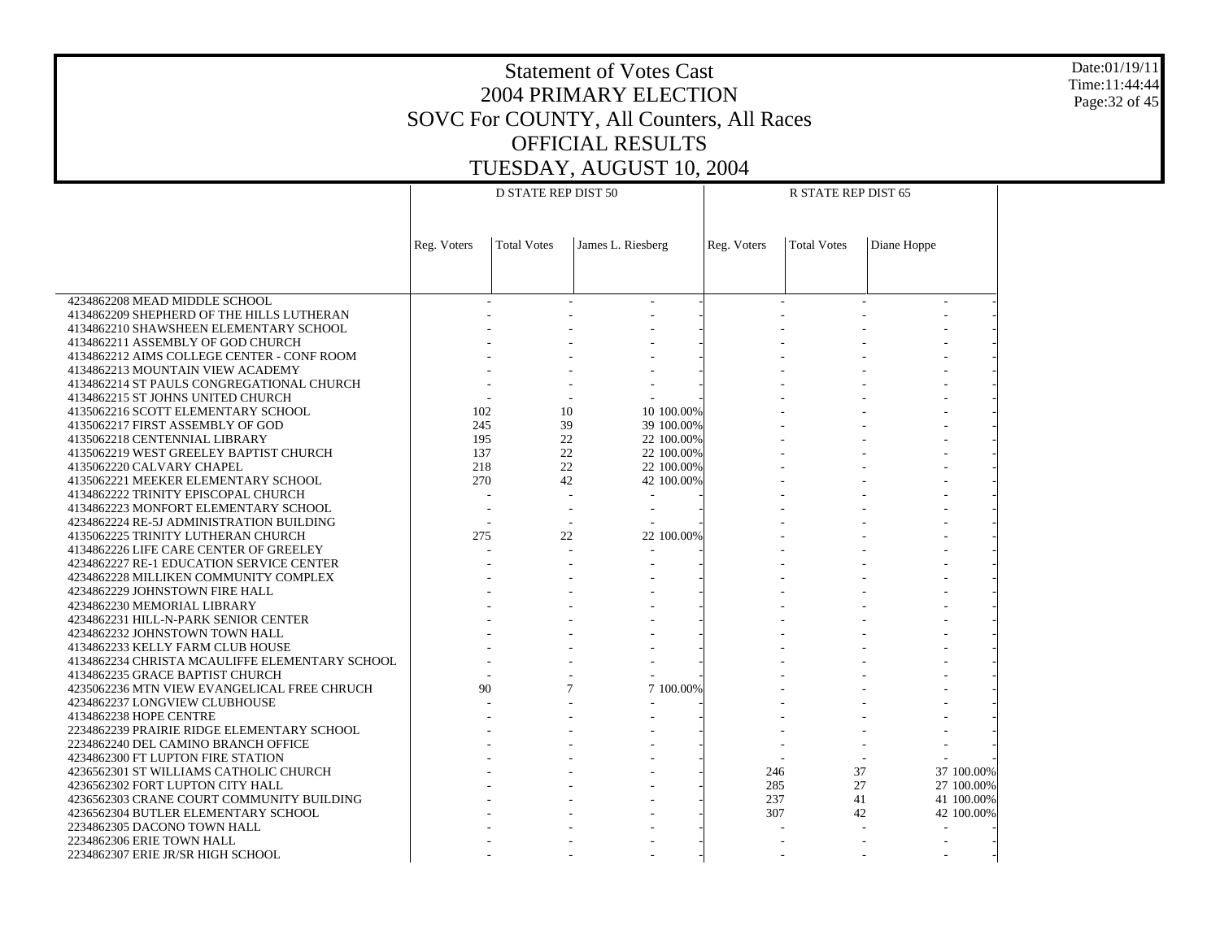# Statement of Votes Cast
## 2004 PRIMARY ELECTION
## SOVC For COUNTY, All Counters, All Races
## OFFICIAL RESULTS
## TUESDAY, AUGUST 10, 2004

Date:01/19/11
Time:11:44:44

| | D STATE REP DIST 50 | | | | R STATE REP DIST 65 | | | |
|---|---|---|---|---|---|---|---|---|
| | Reg. Voters | Total Votes | James L. Riesberg | | Reg. Voters | Total Votes | Diane Hoppe | |
| 4234862208 MEAD MIDDLE SCHOOL | - | - | - | - | - | - | - | - |
| 4134862209 SHEPHERD OF THE HILLS LUTHERAN | - | - | - | - | - | - | - | - |
| 4134862210 SHAWSHEEN ELEMENTARY SCHOOL | - | - | - | - | - | - | - | - |
| 4134862211 ASSEMBLY OF GOD CHURCH | - | - | - | - | - | - | - | - |
| 4134862212 AIMS COLLEGE CENTER - CONF ROOM | - | - | - | - | - | - | - | - |
| 4134862213 MOUNTAIN VIEW ACADEMY | - | - | - | - | - | - | - | - |
| 4134862214 ST PAULS CONGREGATIONAL CHURCH | - | - | - | - | - | - | - | - |
| 4134862215 ST JOHNS UNITED CHURCH | - | - | - | - | - | - | - | - |
| 4135062216 SCOTT ELEMENTARY SCHOOL | 102 | 10 | 10 | 100.00% | - | - | - | - |
| 4135062217 FIRST ASSEMBLY OF GOD | 245 | 39 | 39 | 100.00% | - | - | - | - |
| 4135062218 CENTENNIAL LIBRARY | 195 | 22 | 22 | 100.00% | - | - | - | - |
| 4135062219 WEST GREELEY BAPTIST CHURCH | 137 | 22 | 22 | 100.00% | - | - | - | - |
| 4135062220 CALVARY CHAPEL | 218 | 22 | 22 | 100.00% | - | - | - | - |
| 4135062221 MEEKER ELEMENTARY SCHOOL | 270 | 42 | 42 | 100.00% | - | - | - | - |
| 4134862222 TRINITY EPISCOPAL CHURCH | - | - | - | - | - | - | - | - |
| 4134862223 MONFORT ELEMENTARY SCHOOL | - | - | - | - | - | - | - | - |
| 4234862224 RE-5J ADMINISTRATION BUILDING | - | - | - | - | - | - | - | - |
| 4135062225 TRINITY LUTHERAN CHURCH | 275 | 22 | 22 | 100.00% | - | - | - | - |
| 4134862226 LIFE CARE CENTER OF GREELEY | - | - | - | - | - | - | - | - |
| 4234862227 RE-1 EDUCATION SERVICE CENTER | - | - | - | - | - | - | - | - |
| 4234862228 MILLIKEN COMMUNITY COMPLEX | - | - | - | - | - | - | - | - |
| 4234862229 JOHNSTOWN FIRE HALL | - | - | - | - | - | - | - | - |
| 4234862230 MEMORIAL LIBRARY | - | - | - | - | - | - | - | - |
| 4234862231 HILL-N-PARK SENIOR CENTER | - | - | - | - | - | - | - | - |
| 4234862232 JOHNSTOWN TOWN HALL | - | - | - | - | - | - | - | - |
| 4134862233 KELLY FARM CLUB HOUSE | - | - | - | - | - | - | - | - |
| 4134862234 CHRISTA MCAULIFFE ELEMENTARY SCHOOL | - | - | - | - | - | - | - | - |
| 4134862235 GRACE BAPTIST CHURCH | - | - | - | - | - | - | - | - |
| 4235062236 MTN VIEW EVANGELICAL FREE CHRUCH | 90 | 7 | 7 | 100.00% | - | - | - | - |
| 4234862237 LONGVIEW CLUBHOUSE | - | - | - | - | - | - | - | - |
| 4134862238 HOPE CENTRE | - | - | - | - | - | - | - | - |
| 2234862239 PRAIRIE RIDGE ELEMENTARY SCHOOL | - | - | - | - | - | - | - | - |
| 2234862240 DEL CAMINO BRANCH OFFICE | - | - | - | - | - | - | - | - |
| 4234862300 FT LUPTON FIRE STATION | - | - | - | - | - | - | - | - |
| 4236562301 ST WILLIAMS CATHOLIC CHURCH | - | - | - | - | 246 | 37 | 37 | 100.00% |
| 4236562302 FORT LUPTON CITY HALL | - | - | - | - | 285 | 27 | 27 | 100.00% |
| 4236562303 CRANE COURT COMMUNITY BUILDING | - | - | - | - | 237 | 41 | 41 | 100.00% |
| 4236562304 BUTLER ELEMENTARY SCHOOL | - | - | - | - | 307 | 42 | 42 | 100.00% |
| 2234862305 DACONO TOWN HALL | - | - | - | - | - | - | - | - |
| 2234862306 ERIE TOWN HALL | - | - | - | - | - | - | - | - |
| 2234862307 ERIE JR/SR HIGH SCHOOL | - | - | - | - | - | - | - | - |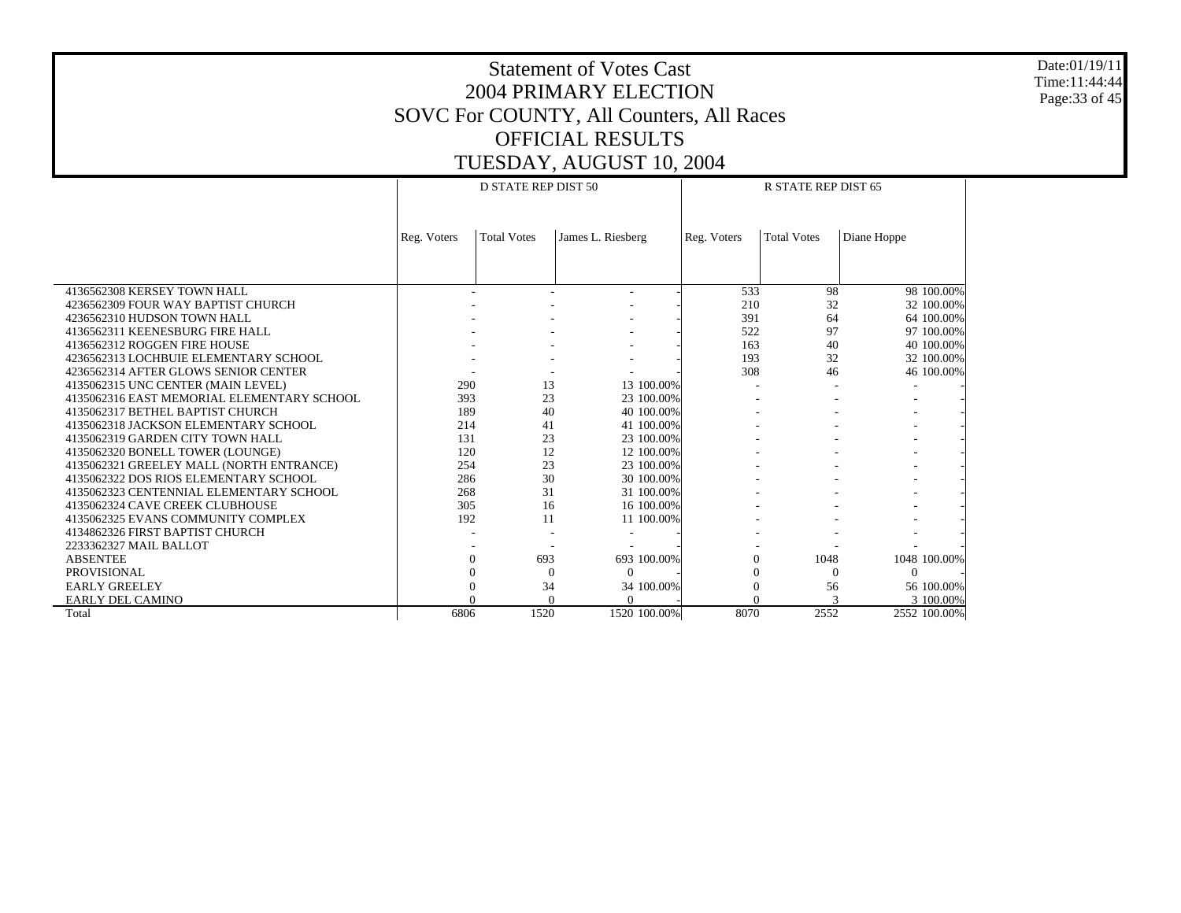# Statement of Votes Cast
# 2004 PRIMARY ELECTION
# SOVC For COUNTY, All Counters, All Races
# OFFICIAL RESULTS
# TUESDAY, AUGUST 10, 2004

Date:01/19/11
Time:11:44:44

| | D STATE REP DIST 50 | | | | R STATE REP DIST 65 | | | |
|---|---|---|---|---|---|---|---|---|
| | Reg. Voters | Total Votes | James L. Riesberg | | Reg. Voters | Total Votes | Diane Hoppe | |
| 4136562308 KERSEY TOWN HALL | - | - | - | - | 533 | 98 | 98 | 100.00% |
| 4236562309 FOUR WAY BAPTIST CHURCH | - | - | - | - | 210 | 32 | 32 | 100.00% |
| 4236562310 HUDSON TOWN HALL | - | - | - | - | 391 | 64 | 64 | 100.00% |
| 4136562311 KEENESBURG FIRE HALL | - | - | - | - | 522 | 97 | 97 | 100.00% |
| 4136562312 ROGGEN FIRE HOUSE | - | - | - | - | 163 | 40 | 40 | 100.00% |
| 4236562313 LOCHBUIE ELEMENTARY SCHOOL | - | - | - | - | 193 | 32 | 32 | 100.00% |
| 4236562314 AFTER GLOWS SENIOR CENTER | - | - | - | - | 308 | 46 | 46 | 100.00% |
| 4135062315 UNC CENTER (MAIN LEVEL) | 290 | 13 | 13 | 100.00% | - | - | - | - |
| 4135062316 EAST MEMORIAL ELEMENTARY SCHOOL | 393 | 23 | 23 | 100.00% | - | - | - | - |
| 4135062317 BETHEL BAPTIST CHURCH | 189 | 40 | 40 | 100.00% | - | - | - | - |
| 4135062318 JACKSON ELEMENTARY SCHOOL | 214 | 41 | 41 | 100.00% | - | - | - | - |
| 4135062319 GARDEN CITY TOWN HALL | 131 | 23 | 23 | 100.00% | - | - | - | - |
| 4135062320 BONELL TOWER (LOUNGE) | 120 | 12 | 12 | 100.00% | - | - | - | - |
| 4135062321 GREELEY MALL (NORTH ENTRANCE) | 254 | 23 | 23 | 100.00% | - | - | - | - |
| 4135062322 DOS RIOS ELEMENTARY SCHOOL | 286 | 30 | 30 | 100.00% | - | - | - | - |
| 4135062323 CENTENNIAL ELEMENTARY SCHOOL | 268 | 31 | 31 | 100.00% | - | - | - | - |
| 4135062324 CAVE CREEK CLUBHOUSE | 305 | 16 | 16 | 100.00% | - | - | - | - |
| 4135062325 EVANS COMMUNITY COMPLEX | 192 | 11 | 11 | 100.00% | - | - | - | - |
| 4134862326 FIRST BAPTIST CHURCH | - | - | - | - | - | - | - | - |
| 2233362327 MAIL BALLOT | - | - | - | - | - | - | - | - |
| ABSENTEE | 0 | 693 | 693 | 100.00% | 0 | 1048 | 1048 | 100.00% |
| PROVISIONAL | 0 | 0 | 0 | - | 0 | 0 | 0 | - |
| EARLY GREELEY | 0 | 34 | 34 | 100.00% | 0 | 56 | 56 | 100.00% |
| EARLY DEL CAMINO | 0 | 0 | 0 | - | 0 | 3 | 3 | 100.00% |
| Total | 6806 | 1520 | 1520 | 100.00% | 8070 | 2552 | 2552 | 100.00% |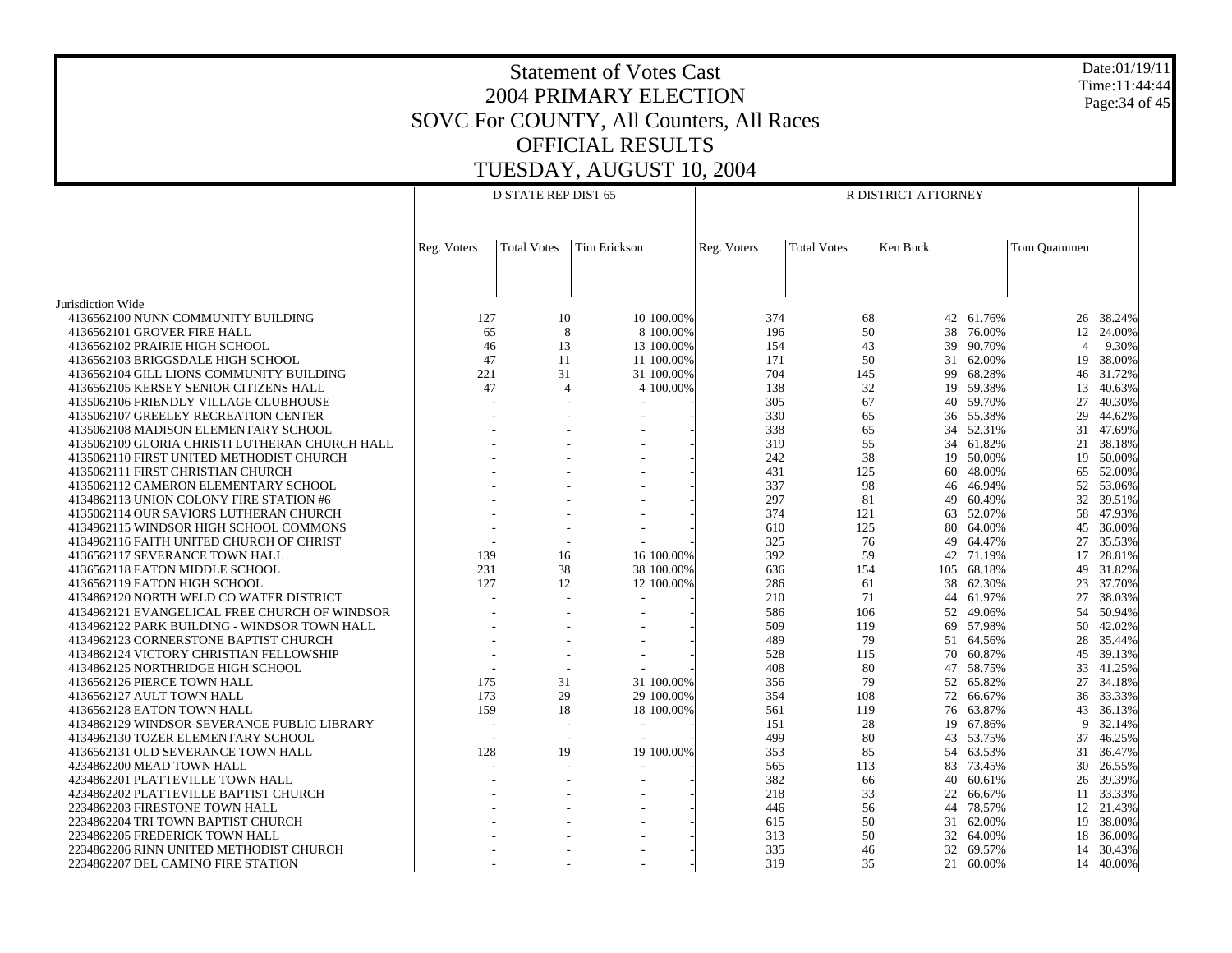# Statement of Votes Cast
## 2004 PRIMARY ELECTION
## SOVC For COUNTY, All Counters, All Races
## OFFICIAL RESULTS
## TUESDAY, AUGUST 10, 2004

Date:01/19/11
Time:11:44:44

| | D STATE REP DIST 65 | | | | R DISTRICT ATTORNEY | | | | | |
|---|---|---|---|---|---|---|---|---|---|---|
| | Reg. Voters | Total Votes | Tim Erickson | | Reg. Voters | Total Votes | Ken Buck | | Tom Quammen | |
| Jurisdiction Wide | | | | | | | | | | |
| 4136562100 NUNN COMMUNITY BUILDING | 127 | 10 | 10 | 100.00% | 374 | 68 | 42 | 61.76% | 26 | 38.24% |
| 4136562101 GROVER FIRE HALL | 65 | 8 | 8 | 100.00% | 196 | 50 | 38 | 76.00% | 12 | 24.00% |
| 4136562102 PRAIRIE HIGH SCHOOL | 46 | 13 | 13 | 100.00% | 154 | 43 | 39 | 90.70% | 4 | 9.30% |
| 4136562103 BRIGGSDALE HIGH SCHOOL | 47 | 11 | 11 | 100.00% | 171 | 50 | 31 | 62.00% | 19 | 38.00% |
| 4136562104 GILL LIONS COMMUNITY BUILDING | 221 | 31 | 31 | 100.00% | 704 | 145 | 99 | 68.28% | 46 | 31.72% |
| 4136562105 KERSEY SENIOR CITIZENS HALL | 47 | 4 | 4 | 100.00% | 138 | 32 | 19 | 59.38% | 13 | 40.63% |
| 4135062106 FRIENDLY VILLAGE CLUBHOUSE | - | - | - | - | 305 | 67 | 40 | 59.70% | 27 | 40.30% |
| 4135062107 GREELEY RECREATION CENTER | - | - | - | - | 330 | 65 | 36 | 55.38% | 29 | 44.62% |
| 4135062108 MADISON ELEMENTARY SCHOOL | - | - | - | - | 338 | 65 | 34 | 52.31% | 31 | 47.69% |
| 4135062109 GLORIA CHRISTI LUTHERAN CHURCH HALL | - | - | - | - | 319 | 55 | 34 | 61.82% | 21 | 38.18% |
| 4135062110 FIRST UNITED METHODIST CHURCH | - | - | - | - | 242 | 38 | 19 | 50.00% | 19 | 50.00% |
| 4135062111 FIRST CHRISTIAN CHURCH | - | - | - | - | 431 | 125 | 60 | 48.00% | 65 | 52.00% |
| 4135062112 CAMERON ELEMENTARY SCHOOL | - | - | - | - | 337 | 98 | 46 | 46.94% | 52 | 53.06% |
| 4134862113 UNION COLONY FIRE STATION #6 | - | - | - | - | 297 | 81 | 49 | 60.49% | 32 | 39.51% |
| 4135062114 OUR SAVIORS LUTHERAN CHURCH | - | - | - | - | 374 | 121 | 63 | 52.07% | 58 | 47.93% |
| 4134962115 WINDSOR HIGH SCHOOL COMMONS | - | - | - | - | 610 | 125 | 80 | 64.00% | 45 | 36.00% |
| 4134962116 FAITH UNITED CHURCH OF CHRIST | - | - | - | - | 325 | 76 | 49 | 64.47% | 27 | 35.53% |
| 4136562117 SEVERANCE TOWN HALL | 139 | 16 | 16 | 100.00% | 392 | 59 | 42 | 71.19% | 17 | 28.81% |
| 4136562118 EATON MIDDLE SCHOOL | 231 | 38 | 38 | 100.00% | 636 | 154 | 105 | 68.18% | 49 | 31.82% |
| 4136562119 EATON HIGH SCHOOL | 127 | 12 | 12 | 100.00% | 286 | 61 | 38 | 62.30% | 23 | 37.70% |
| 4134862120 NORTH WELD CO WATER DISTRICT | - | - | - | - | 210 | 71 | 44 | 61.97% | 27 | 38.03% |
| 4134962121 EVANGELICAL FREE CHURCH OF WINDSOR | - | - | - | - | 586 | 106 | 52 | 49.06% | 54 | 50.94% |
| 4134962122 PARK BUILDING - WINDSOR TOWN HALL | - | - | - | - | 509 | 119 | 69 | 57.98% | 50 | 42.02% |
| 4134962123 CORNERSTONE BAPTIST CHURCH | - | - | - | - | 489 | 79 | 51 | 64.56% | 28 | 35.44% |
| 4134962124 VICTORY CHRISTIAN FELLOWSHIP | - | - | - | - | 528 | 115 | 70 | 60.87% | 45 | 39.13% |
| 4134862125 NORTHRIDGE HIGH SCHOOL | - | - | - | - | 408 | 80 | 47 | 58.75% | 33 | 41.25% |
| 4136562126 PIERCE TOWN HALL | 175 | 31 | 31 | 100.00% | 356 | 79 | 52 | 65.82% | 27 | 34.18% |
| 4136562127 AULT TOWN HALL | 173 | 29 | 29 | 100.00% | 354 | 108 | 72 | 66.67% | 36 | 33.33% |
| 4136562128 EATON TOWN HALL | 159 | 18 | 18 | 100.00% | 561 | 119 | 76 | 63.87% | 43 | 36.13% |
| 4134962129 WINDSOR-SEVERANCE PUBLIC LIBRARY | - | - | - | - | 151 | 28 | 19 | 67.86% | 9 | 32.14% |
| 4134962130 TOZER ELEMENTARY SCHOOL | - | - | - | - | 499 | 80 | 43 | 53.75% | 37 | 46.25% |
| 4136562131 OLD SEVERANCE TOWN HALL | 128 | 19 | 19 | 100.00% | 353 | 85 | 54 | 63.53% | 31 | 36.47% |
| 4234862200 MEAD TOWN HALL | - | - | - | - | 565 | 113 | 83 | 73.45% | 30 | 26.55% |
| 4234862201 PLATTEVILLE TOWN HALL | - | - | - | - | 382 | 66 | 40 | 60.61% | 26 | 39.39% |
| 4234862202 PLATTEVILLE BAPTIST CHURCH | - | - | - | - | 218 | 33 | 22 | 66.67% | 11 | 33.33% |
| 2234862203 FIRESTONE TOWN HALL | - | - | - | - | 446 | 56 | 44 | 78.57% | 12 | 21.43% |
| 2234862204 TRI TOWN BAPTIST CHURCH | - | - | - | - | 615 | 50 | 31 | 62.00% | 19 | 38.00% |
| 2234862205 FREDERICK TOWN HALL | - | - | - | - | 313 | 50 | 32 | 64.00% | 18 | 36.00% |
| 2234862206 RINN UNITED METHODIST CHURCH | - | - | - | - | 335 | 46 | 32 | 69.57% | 14 | 30.43% |
| 2234862207 DEL CAMINO FIRE STATION | - | - | - | - | 319 | 35 | 21 | 60.00% | 14 | 40.00% |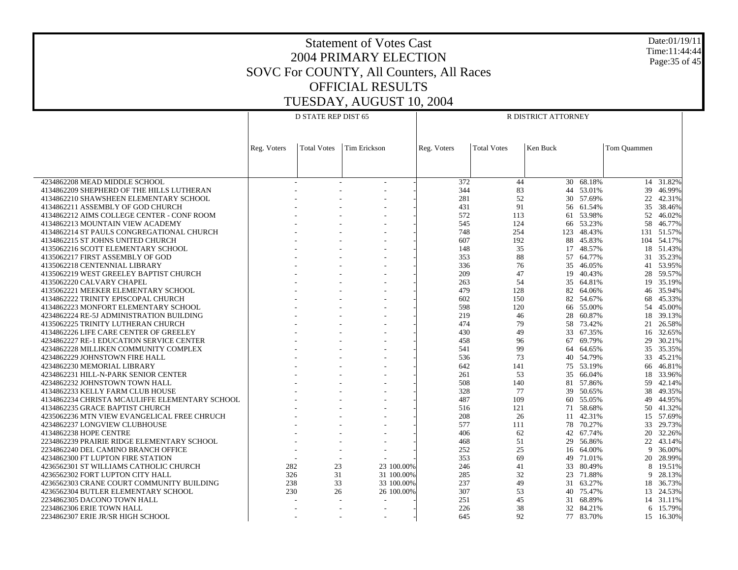# Statement of Votes Cast
## 2004 PRIMARY ELECTION
## SOVC For COUNTY, All Counters, All Races
## OFFICIAL RESULTS
## TUESDAY, AUGUST 10, 2004

Date:01/19/11
Time:11:44:44

| | D STATE REP DIST 65 | | | | R DISTRICT ATTORNEY | | | | | |
|---|---|---|---|---|---|---|---|---|---|---|
| | Reg. Voters | Total Votes | Tim Erickson | | Reg. Voters | Total Votes | Ken Buck | | Tom Quammen | |
| 4234862208 MEAD MIDDLE SCHOOL | - | - | - | - | 372 | 44 | 30 | 68.18% | 14 | 31.82% |
| 4134862209 SHEPHERD OF THE HILLS LUTHERAN | - | - | - | - | 344 | 83 | 44 | 53.01% | 39 | 46.99% |
| 4134862210 SHAWSHEEN ELEMENTARY SCHOOL | - | - | - | - | 281 | 52 | 30 | 57.69% | 22 | 42.31% |
| 4134862211 ASSEMBLY OF GOD CHURCH | - | - | - | - | 431 | 91 | 56 | 61.54% | 35 | 38.46% |
| 4134862212 AIMS COLLEGE CENTER - CONF ROOM | - | - | - | - | 572 | 113 | 61 | 53.98% | 52 | 46.02% |
| 4134862213 MOUNTAIN VIEW ACADEMY | - | - | - | - | 545 | 124 | 66 | 53.23% | 58 | 46.77% |
| 4134862214 ST PAULS CONGREGATIONAL CHURCH | - | - | - | - | 748 | 254 | 123 | 48.43% | 131 | 51.57% |
| 4134862215 ST JOHNS UNITED CHURCH | - | - | - | - | 607 | 192 | 88 | 45.83% | 104 | 54.17% |
| 4135062216 SCOTT ELEMENTARY SCHOOL | - | - | - | - | 148 | 35 | 17 | 48.57% | 18 | 51.43% |
| 4135062217 FIRST ASSEMBLY OF GOD | - | - | - | - | 353 | 88 | 57 | 64.77% | 31 | 35.23% |
| 4135062218 CENTENNIAL LIBRARY | - | - | - | - | 336 | 76 | 35 | 46.05% | 41 | 53.95% |
| 4135062219 WEST GREELEY BAPTIST CHURCH | - | - | - | - | 209 | 47 | 19 | 40.43% | 28 | 59.57% |
| 4135062220 CALVARY CHAPEL | - | - | - | - | 263 | 54 | 35 | 64.81% | 19 | 35.19% |
| 4135062221 MEEKER ELEMENTARY SCHOOL | - | - | - | - | 479 | 128 | 82 | 64.06% | 46 | 35.94% |
| 4134862222 TRINITY EPISCOPAL CHURCH | - | - | - | - | 602 | 150 | 82 | 54.67% | 68 | 45.33% |
| 4134862223 MONFORT ELEMENTARY SCHOOL | - | - | - | - | 598 | 120 | 66 | 55.00% | 54 | 45.00% |
| 4234862224 RE-5J ADMINISTRATION BUILDING | - | - | - | - | 219 | 46 | 28 | 60.87% | 18 | 39.13% |
| 4135062225 TRINITY LUTHERAN CHURCH | - | - | - | - | 474 | 79 | 58 | 73.42% | 21 | 26.58% |
| 4134862226 LIFE CARE CENTER OF GREELEY | - | - | - | - | 430 | 49 | 33 | 67.35% | 16 | 32.65% |
| 4234862227 RE-1 EDUCATION SERVICE CENTER | - | - | - | - | 458 | 96 | 67 | 69.79% | 29 | 30.21% |
| 4234862228 MILLIKEN COMMUNITY COMPLEX | - | - | - | - | 541 | 99 | 64 | 64.65% | 35 | 35.35% |
| 4234862229 JOHNSTOWN FIRE HALL | - | - | - | - | 536 | 73 | 40 | 54.79% | 33 | 45.21% |
| 4234862230 MEMORIAL LIBRARY | - | - | - | - | 642 | 141 | 75 | 53.19% | 66 | 46.81% |
| 4234862231 HILL-N-PARK SENIOR CENTER | - | - | - | - | 261 | 53 | 35 | 66.04% | 18 | 33.96% |
| 4234862232 JOHNSTOWN TOWN HALL | - | - | - | - | 508 | 140 | 81 | 57.86% | 59 | 42.14% |
| 4134862233 KELLY FARM CLUB HOUSE | - | - | - | - | 328 | 77 | 39 | 50.65% | 38 | 49.35% |
| 4134862234 CHRISTA MCAULIFFE ELEMENTARY SCHOOL | - | - | - | - | 487 | 109 | 60 | 55.05% | 49 | 44.95% |
| 4134862235 GRACE BAPTIST CHURCH | - | - | - | - | 516 | 121 | 71 | 58.68% | 50 | 41.32% |
| 4235062236 MTN VIEW EVANGELICAL FREE CHRUCH | - | - | - | - | 208 | 26 | 11 | 42.31% | 15 | 57.69% |
| 4234862237 LONGVIEW CLUBHOUSE | - | - | - | - | 577 | 111 | 78 | 70.27% | 33 | 29.73% |
| 4134862238 HOPE CENTRE | - | - | - | - | 406 | 62 | 42 | 67.74% | 20 | 32.26% |
| 2234862239 PRAIRIE RIDGE ELEMENTARY SCHOOL | - | - | - | - | 468 | 51 | 29 | 56.86% | 22 | 43.14% |
| 2234862240 DEL CAMINO BRANCH OFFICE | - | - | - | - | 252 | 25 | 16 | 64.00% | 9 | 36.00% |
| 4234862300 FT LUPTON FIRE STATION | - | - | - | - | 353 | 69 | 49 | 71.01% | 20 | 28.99% |
| 4236562301 ST WILLIAMS CATHOLIC CHURCH | 282 | 23 | 23 | 100.00% | 246 | 41 | 33 | 80.49% | 8 | 19.51% |
| 4236562302 FORT LUPTON CITY HALL | 326 | 31 | 31 | 100.00% | 285 | 32 | 23 | 71.88% | 9 | 28.13% |
| 4236562303 CRANE COURT COMMUNITY BUILDING | 238 | 33 | 33 | 100.00% | 237 | 49 | 31 | 63.27% | 18 | 36.73% |
| 4236562304 BUTLER ELEMENTARY SCHOOL | 230 | 26 | 26 | 100.00% | 307 | 53 | 40 | 75.47% | 13 | 24.53% |
| 2234862305 DACONO TOWN HALL | - | - | - | - | 251 | 45 | 31 | 68.89% | 14 | 31.11% |
| 2234862306 ERIE TOWN HALL | - | - | - | - | 226 | 38 | 32 | 84.21% | 6 | 15.79% |
| 2234862307 ERIE JR/SR HIGH SCHOOL | - | - | - | - | 645 | 92 | 77 | 83.70% | 15 | 16.30% |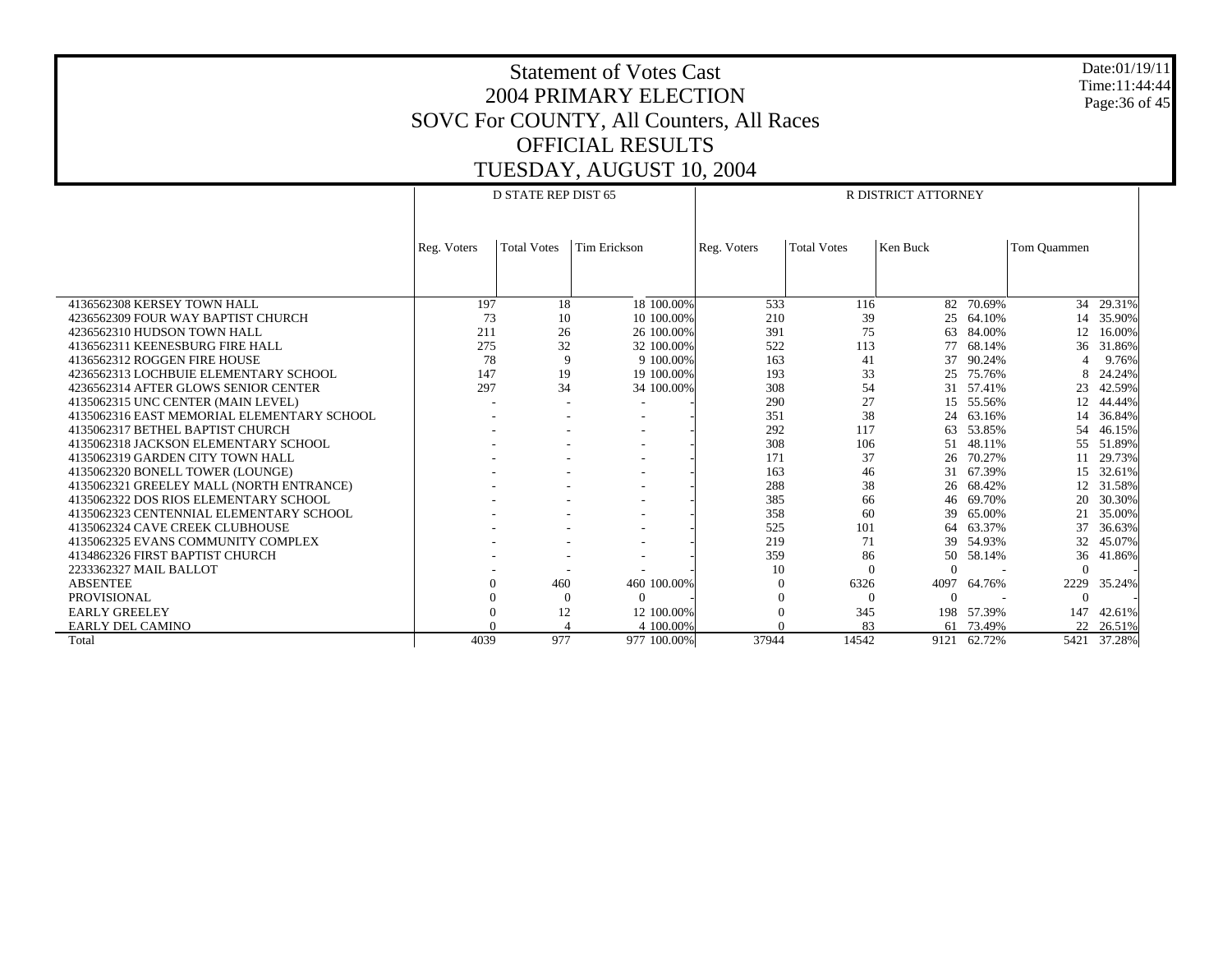# Statement of Votes Cast
## 2004 PRIMARY ELECTION
## SOVC For COUNTY, All Counters, All Races
## OFFICIAL RESULTS
## TUESDAY, AUGUST 10, 2004

Date:01/19/11
Time:11:44:44

| | D STATE REP DIST 65 | | | | R DISTRICT ATTORNEY | | | | | |
|---|---|---|---|---|---|---|---|---|---|---|
| | Reg. Voters | Total Votes | Tim Erickson | | Reg. Voters | Total Votes | Ken Buck | | Tom Quammen | |
| 4136562308 KERSEY TOWN HALL | 197 | 18 | 18 | 100.00% | 533 | 116 | 82 | 70.69% | 34 | 29.31% |
| 4236562309 FOUR WAY BAPTIST CHURCH | 73 | 10 | 10 | 100.00% | 210 | 39 | 25 | 64.10% | 14 | 35.90% |
| 4236562310 HUDSON TOWN HALL | 211 | 26 | 26 | 100.00% | 391 | 75 | 63 | 84.00% | 12 | 16.00% |
| 4136562311 KEENESBURG FIRE HALL | 275 | 32 | 32 | 100.00% | 522 | 113 | 77 | 68.14% | 36 | 31.86% |
| 4136562312 ROGGEN FIRE HOUSE | 78 | 9 | 9 | 100.00% | 163 | 41 | 37 | 90.24% | 4 | 9.76% |
| 4236562313 LOCHBUIE ELEMENTARY SCHOOL | 147 | 19 | 19 | 100.00% | 193 | 33 | 25 | 75.76% | 8 | 24.24% |
| 4236562314 AFTER GLOWS SENIOR CENTER | 297 | 34 | 34 | 100.00% | 308 | 54 | 31 | 57.41% | 23 | 42.59% |
| 4135062315 UNC CENTER (MAIN LEVEL) | - | - | - | - | 290 | 27 | 15 | 55.56% | 12 | 44.44% |
| 4135062316 EAST MEMORIAL ELEMENTARY SCHOOL | - | - | - | - | 351 | 38 | 24 | 63.16% | 14 | 36.84% |
| 4135062317 BETHEL BAPTIST CHURCH | - | - | - | - | 292 | 117 | 63 | 53.85% | 54 | 46.15% |
| 4135062318 JACKSON ELEMENTARY SCHOOL | - | - | - | - | 308 | 106 | 51 | 48.11% | 55 | 51.89% |
| 4135062319 GARDEN CITY TOWN HALL | - | - | - | - | 171 | 37 | 26 | 70.27% | 11 | 29.73% |
| 4135062320 BONELL TOWER (LOUNGE) | - | - | - | - | 163 | 46 | 31 | 67.39% | 15 | 32.61% |
| 4135062321 GREELEY MALL (NORTH ENTRANCE) | - | - | - | - | 288 | 38 | 26 | 68.42% | 12 | 31.58% |
| 4135062322 DOS RIOS ELEMENTARY SCHOOL | - | - | - | - | 385 | 66 | 46 | 69.70% | 20 | 30.30% |
| 4135062323 CENTENNIAL ELEMENTARY SCHOOL | - | - | - | - | 358 | 60 | 39 | 65.00% | 21 | 35.00% |
| 4135062324 CAVE CREEK CLUBHOUSE | - | - | - | - | 525 | 101 | 64 | 63.37% | 37 | 36.63% |
| 4135062325 EVANS COMMUNITY COMPLEX | - | - | - | - | 219 | 71 | 39 | 54.93% | 32 | 45.07% |
| 4134862326 FIRST BAPTIST CHURCH | - | - | - | - | 359 | 86 | 50 | 58.14% | 36 | 41.86% |
| 2233362327 MAIL BALLOT | - | - | - | - | 10 | 0 | 0 | - | 0 | - |
| ABSENTEE | 0 | 460 | 460 | 100.00% | 0 | 6326 | 4097 | 64.76% | 2229 | 35.24% |
| PROVISIONAL | 0 | 0 | 0 | - | 0 | 0 | 0 | - | 0 | - |
| EARLY GREELEY | 0 | 12 | 12 | 100.00% | 0 | 345 | 198 | 57.39% | 147 | 42.61% |
| EARLY DEL CAMINO | 0 | 4 | 4 | 100.00% | 0 | 83 | 61 | 73.49% | 22 | 26.51% |
| Total | 4039 | 977 | 977 | 100.00% | 37944 | 14542 | 9121 | 62.72% | 5421 | 37.28% |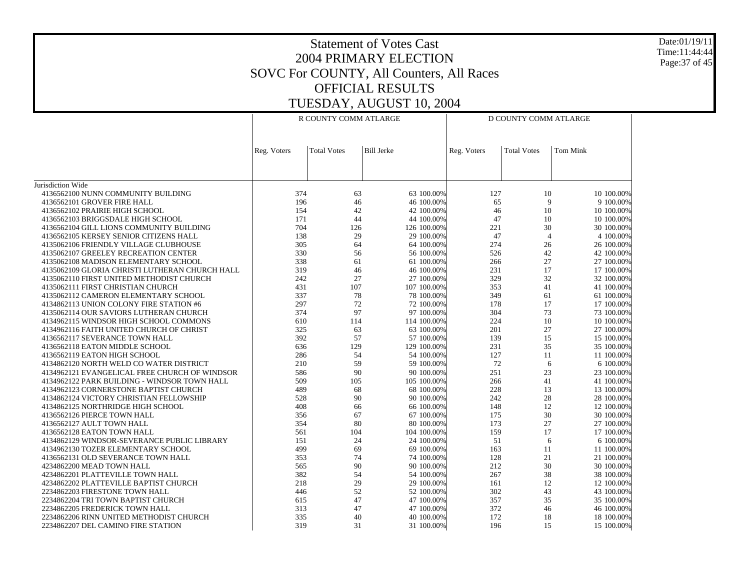# Statement of Votes Cast
## 2004 PRIMARY ELECTION
## SOVC For COUNTY, All Counters, All Races
## OFFICIAL RESULTS
## TUESDAY, AUGUST 10, 2004

Date:01/19/11
Time:11:44:44

| | R COUNTY COMM ATLARGE | | | | D COUNTY COMM ATLARGE | | | |
|---|---|---|---|---|---|---|---|---|
| | Reg. Voters | Total Votes | Bill Jerke | | Reg. Voters | Total Votes | Tom Mink | |
| Jurisdiction Wide | | | | | | | | |
| 4136562100 NUNN COMMUNITY BUILDING | 374 | 63 | 63 | 100.00% | 127 | 10 | 10 | 100.00% |
| 4136562101 GROVER FIRE HALL | 196 | 46 | 46 | 100.00% | 65 | 9 | 9 | 100.00% |
| 4136562102 PRAIRIE HIGH SCHOOL | 154 | 42 | 42 | 100.00% | 46 | 10 | 10 | 100.00% |
| 4136562103 BRIGGSDALE HIGH SCHOOL | 171 | 44 | 44 | 100.00% | 47 | 10 | 10 | 100.00% |
| 4136562104 GILL LIONS COMMUNITY BUILDING | 704 | 126 | 126 | 100.00% | 221 | 30 | 30 | 100.00% |
| 4136562105 KERSEY SENIOR CITIZENS HALL | 138 | 29 | 29 | 100.00% | 47 | 4 | 4 | 100.00% |
| 4135062106 FRIENDLY VILLAGE CLUBHOUSE | 305 | 64 | 64 | 100.00% | 274 | 26 | 26 | 100.00% |
| 4135062107 GREELEY RECREATION CENTER | 330 | 56 | 56 | 100.00% | 526 | 42 | 42 | 100.00% |
| 4135062108 MADISON ELEMENTARY SCHOOL | 338 | 61 | 61 | 100.00% | 266 | 27 | 27 | 100.00% |
| 4135062109 GLORIA CHRISTI LUTHERAN CHURCH HALL | 319 | 46 | 46 | 100.00% | 231 | 17 | 17 | 100.00% |
| 4135062110 FIRST UNITED METHODIST CHURCH | 242 | 27 | 27 | 100.00% | 329 | 32 | 32 | 100.00% |
| 4135062111 FIRST CHRISTIAN CHURCH | 431 | 107 | 107 | 100.00% | 353 | 41 | 41 | 100.00% |
| 4135062112 CAMERON ELEMENTARY SCHOOL | 337 | 78 | 78 | 100.00% | 349 | 61 | 61 | 100.00% |
| 4134862113 UNION COLONY FIRE STATION #6 | 297 | 72 | 72 | 100.00% | 178 | 17 | 17 | 100.00% |
| 4135062114 OUR SAVIORS LUTHERAN CHURCH | 374 | 97 | 97 | 100.00% | 304 | 73 | 73 | 100.00% |
| 4134962115 WINDSOR HIGH SCHOOL COMMONS | 610 | 114 | 114 | 100.00% | 224 | 10 | 10 | 100.00% |
| 4134962116 FAITH UNITED CHURCH OF CHRIST | 325 | 63 | 63 | 100.00% | 201 | 27 | 27 | 100.00% |
| 4136562117 SEVERANCE TOWN HALL | 392 | 57 | 57 | 100.00% | 139 | 15 | 15 | 100.00% |
| 4136562118 EATON MIDDLE SCHOOL | 636 | 129 | 129 | 100.00% | 231 | 35 | 35 | 100.00% |
| 4136562119 EATON HIGH SCHOOL | 286 | 54 | 54 | 100.00% | 127 | 11 | 11 | 100.00% |
| 4134862120 NORTH WELD CO WATER DISTRICT | 210 | 59 | 59 | 100.00% | 72 | 6 | 6 | 100.00% |
| 4134962121 EVANGELICAL FREE CHURCH OF WINDSOR | 586 | 90 | 90 | 100.00% | 251 | 23 | 23 | 100.00% |
| 4134962122 PARK BUILDING - WINDSOR TOWN HALL | 509 | 105 | 105 | 100.00% | 266 | 41 | 41 | 100.00% |
| 4134962123 CORNERSTONE BAPTIST CHURCH | 489 | 68 | 68 | 100.00% | 228 | 13 | 13 | 100.00% |
| 4134862124 VICTORY CHRISTIAN FELLOWSHIP | 528 | 90 | 90 | 100.00% | 242 | 28 | 28 | 100.00% |
| 4134862125 NORTHRIDGE HIGH SCHOOL | 408 | 66 | 66 | 100.00% | 148 | 12 | 12 | 100.00% |
| 4136562126 PIERCE TOWN HALL | 356 | 67 | 67 | 100.00% | 175 | 30 | 30 | 100.00% |
| 4136562127 AULT TOWN HALL | 354 | 80 | 80 | 100.00% | 173 | 27 | 27 | 100.00% |
| 4136562128 EATON TOWN HALL | 561 | 104 | 104 | 100.00% | 159 | 17 | 17 | 100.00% |
| 4134862129 WINDSOR-SEVERANCE PUBLIC LIBRARY | 151 | 24 | 24 | 100.00% | 51 | 6 | 6 | 100.00% |
| 4134962130 TOZER ELEMENTARY SCHOOL | 499 | 69 | 69 | 100.00% | 163 | 11 | 11 | 100.00% |
| 4136562131 OLD SEVERANCE TOWN HALL | 353 | 74 | 74 | 100.00% | 128 | 21 | 21 | 100.00% |
| 4234862200 MEAD TOWN HALL | 565 | 90 | 90 | 100.00% | 212 | 30 | 30 | 100.00% |
| 4234862201 PLATTEVILLE TOWN HALL | 382 | 54 | 54 | 100.00% | 267 | 38 | 38 | 100.00% |
| 4234862202 PLATTEVILLE BAPTIST CHURCH | 218 | 29 | 29 | 100.00% | 161 | 12 | 12 | 100.00% |
| 2234862203 FIRESTONE TOWN HALL | 446 | 52 | 52 | 100.00% | 302 | 43 | 43 | 100.00% |
| 2234862204 TRI TOWN BAPTIST CHURCH | 615 | 47 | 47 | 100.00% | 357 | 35 | 35 | 100.00% |
| 2234862205 FREDERICK TOWN HALL | 313 | 47 | 47 | 100.00% | 372 | 46 | 46 | 100.00% |
| 2234862206 RINN UNITED METHODIST CHURCH | 335 | 40 | 40 | 100.00% | 172 | 18 | 18 | 100.00% |
| 2234862207 DEL CAMINO FIRE STATION | 319 | 31 | 31 | 100.00% | 196 | 15 | 15 | 100.00% |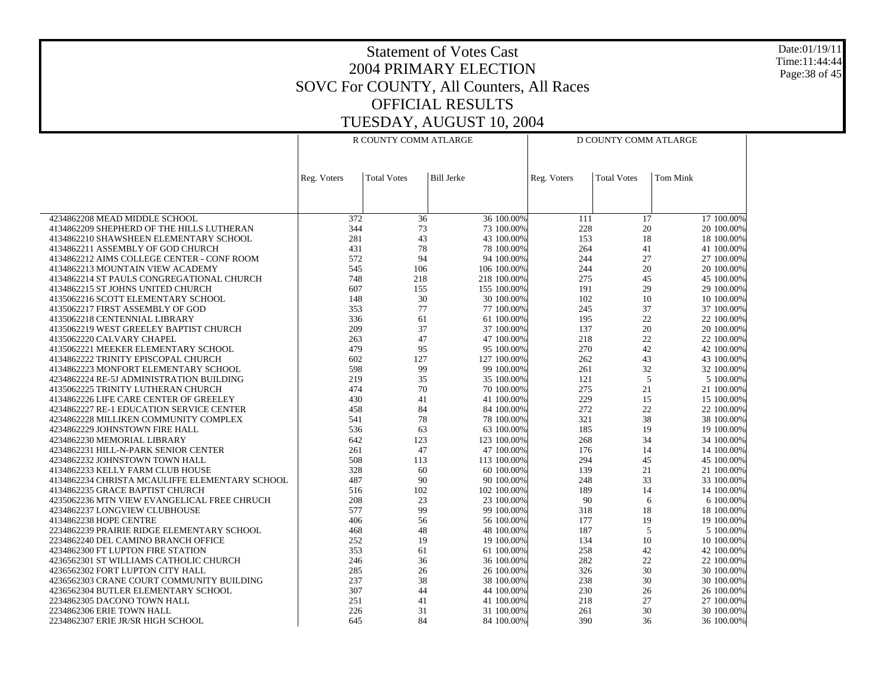# Statement of Votes Cast
# 2004 PRIMARY ELECTION
# SOVC For COUNTY, All Counters, All Races
# OFFICIAL RESULTS
# TUESDAY, AUGUST 10, 2004

Date:01/19/11
Time:11:44:44

| | R COUNTY COMM ATLARGE | | | | D COUNTY COMM ATLARGE | | | |
|---|---|---|---|---|---|---|---|---|
| | Reg. Voters | Total Votes | Bill Jerke | | Reg. Voters | Total Votes | Tom Mink | |
| 4234862208 MEAD MIDDLE SCHOOL | 372 | 36 | 36 | 100.00% | 111 | 17 | 17 | 100.00% |
| 4134862209 SHEPHERD OF THE HILLS LUTHERAN | 344 | 73 | 73 | 100.00% | 228 | 20 | 20 | 100.00% |
| 4134862210 SHAWSHEEN ELEMENTARY SCHOOL | 281 | 43 | 43 | 100.00% | 153 | 18 | 18 | 100.00% |
| 4134862211 ASSEMBLY OF GOD CHURCH | 431 | 78 | 78 | 100.00% | 264 | 41 | 41 | 100.00% |
| 4134862212 AIMS COLLEGE CENTER - CONF ROOM | 572 | 94 | 94 | 100.00% | 244 | 27 | 27 | 100.00% |
| 4134862213 MOUNTAIN VIEW ACADEMY | 545 | 106 | 106 | 100.00% | 244 | 20 | 20 | 100.00% |
| 4134862214 ST PAULS CONGREGATIONAL CHURCH | 748 | 218 | 218 | 100.00% | 275 | 45 | 45 | 100.00% |
| 4134862215 ST JOHNS UNITED CHURCH | 607 | 155 | 155 | 100.00% | 191 | 29 | 29 | 100.00% |
| 4135062216 SCOTT ELEMENTARY SCHOOL | 148 | 30 | 30 | 100.00% | 102 | 10 | 10 | 100.00% |
| 4135062217 FIRST ASSEMBLY OF GOD | 353 | 77 | 77 | 100.00% | 245 | 37 | 37 | 100.00% |
| 4135062218 CENTENNIAL LIBRARY | 336 | 61 | 61 | 100.00% | 195 | 22 | 22 | 100.00% |
| 4135062219 WEST GREELEY BAPTIST CHURCH | 209 | 37 | 37 | 100.00% | 137 | 20 | 20 | 100.00% |
| 4135062220 CALVARY CHAPEL | 263 | 47 | 47 | 100.00% | 218 | 22 | 22 | 100.00% |
| 4135062221 MEEKER ELEMENTARY SCHOOL | 479 | 95 | 95 | 100.00% | 270 | 42 | 42 | 100.00% |
| 4134862222 TRINITY EPISCOPAL CHURCH | 602 | 127 | 127 | 100.00% | 262 | 43 | 43 | 100.00% |
| 4134862223 MONFORT ELEMENTARY SCHOOL | 598 | 99 | 99 | 100.00% | 261 | 32 | 32 | 100.00% |
| 4234862224 RE-5J ADMINISTRATION BUILDING | 219 | 35 | 35 | 100.00% | 121 | 5 | 5 | 100.00% |
| 4135062225 TRINITY LUTHERAN CHURCH | 474 | 70 | 70 | 100.00% | 275 | 21 | 21 | 100.00% |
| 4134862226 LIFE CARE CENTER OF GREELEY | 430 | 41 | 41 | 100.00% | 229 | 15 | 15 | 100.00% |
| 4234862227 RE-1 EDUCATION SERVICE CENTER | 458 | 84 | 84 | 100.00% | 272 | 22 | 22 | 100.00% |
| 4234862228 MILLIKEN COMMUNITY COMPLEX | 541 | 78 | 78 | 100.00% | 321 | 38 | 38 | 100.00% |
| 4234862229 JOHNSTOWN FIRE HALL | 536 | 63 | 63 | 100.00% | 185 | 19 | 19 | 100.00% |
| 4234862230 MEMORIAL LIBRARY | 642 | 123 | 123 | 100.00% | 268 | 34 | 34 | 100.00% |
| 4234862231 HILL-N-PARK SENIOR CENTER | 261 | 47 | 47 | 100.00% | 176 | 14 | 14 | 100.00% |
| 4234862232 JOHNSTOWN TOWN HALL | 508 | 113 | 113 | 100.00% | 294 | 45 | 45 | 100.00% |
| 4134862233 KELLY FARM CLUB HOUSE | 328 | 60 | 60 | 100.00% | 139 | 21 | 21 | 100.00% |
| 4134862234 CHRISTA MCAULIFFE ELEMENTARY SCHOOL | 487 | 90 | 90 | 100.00% | 248 | 33 | 33 | 100.00% |
| 4134862235 GRACE BAPTIST CHURCH | 516 | 102 | 102 | 100.00% | 189 | 14 | 14 | 100.00% |
| 4235062236 MTN VIEW EVANGELICAL FREE CHRUCH | 208 | 23 | 23 | 100.00% | 90 | 6 | 6 | 100.00% |
| 4234862237 LONGVIEW CLUBHOUSE | 577 | 99 | 99 | 100.00% | 318 | 18 | 18 | 100.00% |
| 4134862238 HOPE CENTRE | 406 | 56 | 56 | 100.00% | 177 | 19 | 19 | 100.00% |
| 2234862239 PRAIRIE RIDGE ELEMENTARY SCHOOL | 468 | 48 | 48 | 100.00% | 187 | 5 | 5 | 100.00% |
| 2234862240 DEL CAMINO BRANCH OFFICE | 252 | 19 | 19 | 100.00% | 134 | 10 | 10 | 100.00% |
| 4234862300 FT LUPTON FIRE STATION | 353 | 61 | 61 | 100.00% | 258 | 42 | 42 | 100.00% |
| 4236562301 ST WILLIAMS CATHOLIC CHURCH | 246 | 36 | 36 | 100.00% | 282 | 22 | 22 | 100.00% |
| 4236562302 FORT LUPTON CITY HALL | 285 | 26 | 26 | 100.00% | 326 | 30 | 30 | 100.00% |
| 4236562303 CRANE COURT COMMUNITY BUILDING | 237 | 38 | 38 | 100.00% | 238 | 30 | 30 | 100.00% |
| 4236562304 BUTLER ELEMENTARY SCHOOL | 307 | 44 | 44 | 100.00% | 230 | 26 | 26 | 100.00% |
| 2234862305 DACONO TOWN HALL | 251 | 41 | 41 | 100.00% | 218 | 27 | 27 | 100.00% |
| 2234862306 ERIE TOWN HALL | 226 | 31 | 31 | 100.00% | 261 | 30 | 30 | 100.00% |
| 2234862307 ERIE JR/SR HIGH SCHOOL | 645 | 84 | 84 | 100.00% | 390 | 36 | 36 | 100.00% |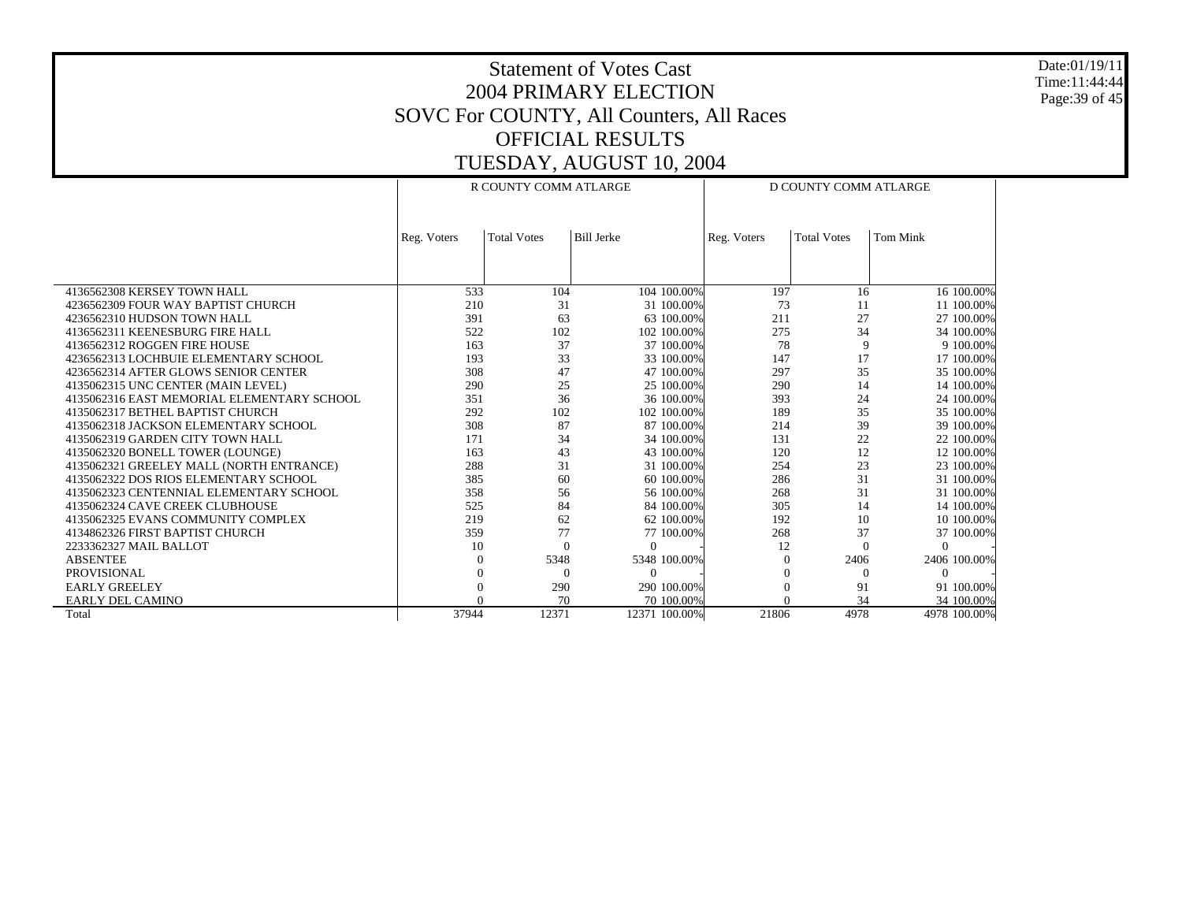# Statement of Votes Cast
## 2004 PRIMARY ELECTION
## SOVC For COUNTY, All Counters, All Races
## OFFICIAL RESULTS
## TUESDAY, AUGUST 10, 2004

Date:01/19/11
Time:11:44:44

| | R COUNTY COMM ATLARGE | | | | D COUNTY COMM ATLARGE | | | |
|---|---|---|---|---|---|---|---|---|
| | Reg. Voters | Total Votes | Bill Jerke | | Reg. Voters | Total Votes | Tom Mink | |
| 4136562308 KERSEY TOWN HALL | 533 | 104 | 104 | 100.00% | 197 | 16 | 16 | 100.00% |
| 4236562309 FOUR WAY BAPTIST CHURCH | 210 | 31 | 31 | 100.00% | 73 | 11 | 11 | 100.00% |
| 4236562310 HUDSON TOWN HALL | 391 | 63 | 63 | 100.00% | 211 | 27 | 27 | 100.00% |
| 4136562311 KEENESBURG FIRE HALL | 522 | 102 | 102 | 100.00% | 275 | 34 | 34 | 100.00% |
| 4136562312 ROGGEN FIRE HOUSE | 163 | 37 | 37 | 100.00% | 78 | 9 | 9 | 100.00% |
| 4236562313 LOCHBUIE ELEMENTARY SCHOOL | 193 | 33 | 33 | 100.00% | 147 | 17 | 17 | 100.00% |
| 4236562314 AFTER GLOWS SENIOR CENTER | 308 | 47 | 47 | 100.00% | 297 | 35 | 35 | 100.00% |
| 4135062315 UNC CENTER (MAIN LEVEL) | 290 | 25 | 25 | 100.00% | 290 | 14 | 14 | 100.00% |
| 4135062316 EAST MEMORIAL ELEMENTARY SCHOOL | 351 | 36 | 36 | 100.00% | 393 | 24 | 24 | 100.00% |
| 4135062317 BETHEL BAPTIST CHURCH | 292 | 102 | 102 | 100.00% | 189 | 35 | 35 | 100.00% |
| 4135062318 JACKSON ELEMENTARY SCHOOL | 308 | 87 | 87 | 100.00% | 214 | 39 | 39 | 100.00% |
| 4135062319 GARDEN CITY TOWN HALL | 171 | 34 | 34 | 100.00% | 131 | 22 | 22 | 100.00% |
| 4135062320 BONELL TOWER (LOUNGE) | 163 | 43 | 43 | 100.00% | 120 | 12 | 12 | 100.00% |
| 4135062321 GREELEY MALL (NORTH ENTRANCE) | 288 | 31 | 31 | 100.00% | 254 | 23 | 23 | 100.00% |
| 4135062322 DOS RIOS ELEMENTARY SCHOOL | 385 | 60 | 60 | 100.00% | 286 | 31 | 31 | 100.00% |
| 4135062323 CENTENNIAL ELEMENTARY SCHOOL | 358 | 56 | 56 | 100.00% | 268 | 31 | 31 | 100.00% |
| 4135062324 CAVE CREEK CLUBHOUSE | 525 | 84 | 84 | 100.00% | 305 | 14 | 14 | 100.00% |
| 4135062325 EVANS COMMUNITY COMPLEX | 219 | 62 | 62 | 100.00% | 192 | 10 | 10 | 100.00% |
| 4134862326 FIRST BAPTIST CHURCH | 359 | 77 | 77 | 100.00% | 268 | 37 | 37 | 100.00% |
| 2233362327 MAIL BALLOT | 10 | 0 | 0 | - | 12 | 0 | 0 | - |
| ABSENTEE | 0 | 5348 | 5348 | 100.00% | 0 | 2406 | 2406 | 100.00% |
| PROVISIONAL | 0 | 0 | 0 | - | 0 | 0 | 0 | - |
| EARLY GREELEY | 0 | 290 | 290 | 100.00% | 0 | 91 | 91 | 100.00% |
| EARLY DEL CAMINO | 0 | 70 | 70 | 100.00% | 0 | 34 | 34 | 100.00% |
| Total | 37944 | 12371 | 12371 | 100.00% | 21806 | 4978 | 4978 | 100.00% |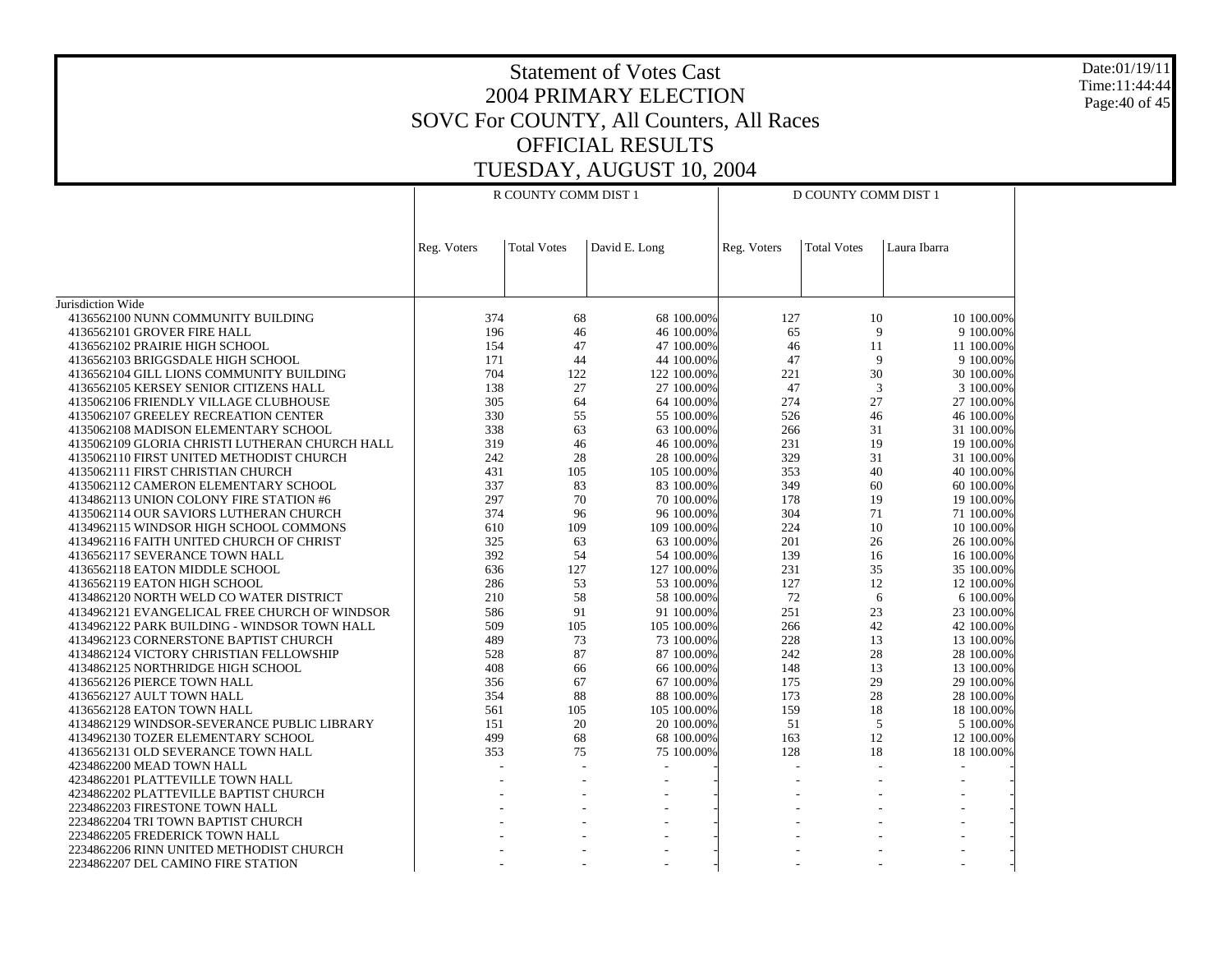# Statement of Votes Cast
# 2004 PRIMARY ELECTION
# SOVC For COUNTY, All Counters, All Races
# OFFICIAL RESULTS
# TUESDAY, AUGUST 10, 2004

Date:01/19/11
Time:11:44:44

| | R COUNTY COMM DIST 1 | | | | D COUNTY COMM DIST 1 | | | |
|---|---|---|---|---|---|---|---|---|
| | Reg. Voters | Total Votes | David E. Long | | Reg. Voters | Total Votes | Laura Ibarra | |
| Jurisdiction Wide | | | | | | | | |
| 4136562100 NUNN COMMUNITY BUILDING | 374 | 68 | 68 | 100.00% | 127 | 10 | 10 | 100.00% |
| 4136562101 GROVER FIRE HALL | 196 | 46 | 46 | 100.00% | 65 | 9 | 9 | 100.00% |
| 4136562102 PRAIRIE HIGH SCHOOL | 154 | 47 | 47 | 100.00% | 46 | 11 | 11 | 100.00% |
| 4136562103 BRIGGSDALE HIGH SCHOOL | 171 | 44 | 44 | 100.00% | 47 | 9 | 9 | 100.00% |
| 4136562104 GILL LIONS COMMUNITY BUILDING | 704 | 122 | 122 | 100.00% | 221 | 30 | 30 | 100.00% |
| 4136562105 KERSEY SENIOR CITIZENS HALL | 138 | 27 | 27 | 100.00% | 47 | 3 | 3 | 100.00% |
| 4135062106 FRIENDLY VILLAGE CLUBHOUSE | 305 | 64 | 64 | 100.00% | 274 | 27 | 27 | 100.00% |
| 4135062107 GREELEY RECREATION CENTER | 330 | 55 | 55 | 100.00% | 526 | 46 | 46 | 100.00% |
| 4135062108 MADISON ELEMENTARY SCHOOL | 338 | 63 | 63 | 100.00% | 266 | 31 | 31 | 100.00% |
| 4135062109 GLORIA CHRISTI LUTHERAN CHURCH HALL | 319 | 46 | 46 | 100.00% | 231 | 19 | 19 | 100.00% |
| 4135062110 FIRST UNITED METHODIST CHURCH | 242 | 28 | 28 | 100.00% | 329 | 31 | 31 | 100.00% |
| 4135062111 FIRST CHRISTIAN CHURCH | 431 | 105 | 105 | 100.00% | 353 | 40 | 40 | 100.00% |
| 4135062112 CAMERON ELEMENTARY SCHOOL | 337 | 83 | 83 | 100.00% | 349 | 60 | 60 | 100.00% |
| 4134862113 UNION COLONY FIRE STATION #6 | 297 | 70 | 70 | 100.00% | 178 | 19 | 19 | 100.00% |
| 4135062114 OUR SAVIORS LUTHERAN CHURCH | 374 | 96 | 96 | 100.00% | 304 | 71 | 71 | 100.00% |
| 4134962115 WINDSOR HIGH SCHOOL COMMONS | 610 | 109 | 109 | 100.00% | 224 | 10 | 10 | 100.00% |
| 4134962116 FAITH UNITED CHURCH OF CHRIST | 325 | 63 | 63 | 100.00% | 201 | 26 | 26 | 100.00% |
| 4136562117 SEVERANCE TOWN HALL | 392 | 54 | 54 | 100.00% | 139 | 16 | 16 | 100.00% |
| 4136562118 EATON MIDDLE SCHOOL | 636 | 127 | 127 | 100.00% | 231 | 35 | 35 | 100.00% |
| 4136562119 EATON HIGH SCHOOL | 286 | 53 | 53 | 100.00% | 127 | 12 | 12 | 100.00% |
| 4134862120 NORTH WELD CO WATER DISTRICT | 210 | 58 | 58 | 100.00% | 72 | 6 | 6 | 100.00% |
| 4134962121 EVANGELICAL FREE CHURCH OF WINDSOR | 586 | 91 | 91 | 100.00% | 251 | 23 | 23 | 100.00% |
| 4134962122 PARK BUILDING - WINDSOR TOWN HALL | 509 | 105 | 105 | 100.00% | 266 | 42 | 42 | 100.00% |
| 4134962123 CORNERSTONE BAPTIST CHURCH | 489 | 73 | 73 | 100.00% | 228 | 13 | 13 | 100.00% |
| 4134862124 VICTORY CHRISTIAN FELLOWSHIP | 528 | 87 | 87 | 100.00% | 242 | 28 | 28 | 100.00% |
| 4134862125 NORTHRIDGE HIGH SCHOOL | 408 | 66 | 66 | 100.00% | 148 | 13 | 13 | 100.00% |
| 4136562126 PIERCE TOWN HALL | 356 | 67 | 67 | 100.00% | 175 | 29 | 29 | 100.00% |
| 4136562127 AULT TOWN HALL | 354 | 88 | 88 | 100.00% | 173 | 28 | 28 | 100.00% |
| 4136562128 EATON TOWN HALL | 561 | 105 | 105 | 100.00% | 159 | 18 | 18 | 100.00% |
| 4134862129 WINDSOR-SEVERANCE PUBLIC LIBRARY | 151 | 20 | 20 | 100.00% | 51 | 5 | 5 | 100.00% |
| 4134962130 TOZER ELEMENTARY SCHOOL | 499 | 68 | 68 | 100.00% | 163 | 12 | 12 | 100.00% |
| 4136562131 OLD SEVERANCE TOWN HALL | 353 | 75 | 75 | 100.00% | 128 | 18 | 18 | 100.00% |
| 4234862200 MEAD TOWN HALL | - | - | - | - | - | - | - | - |
| 4234862201 PLATTEVILLE TOWN HALL | - | - | - | - | - | - | - | - |
| 4234862202 PLATTEVILLE BAPTIST CHURCH | - | - | - | - | - | - | - | - |
| 2234862203 FIRESTONE TOWN HALL | - | - | - | - | - | - | - | - |
| 2234862204 TRI TOWN BAPTIST CHURCH | - | - | - | - | - | - | - | - |
| 2234862205 FREDERICK TOWN HALL | - | - | - | - | - | - | - | - |
| 2234862206 RINN UNITED METHODIST CHURCH | - | - | - | - | - | - | - | - |
| 2234862207 DEL CAMINO FIRE STATION | - | - | - | - | - | - | - | - |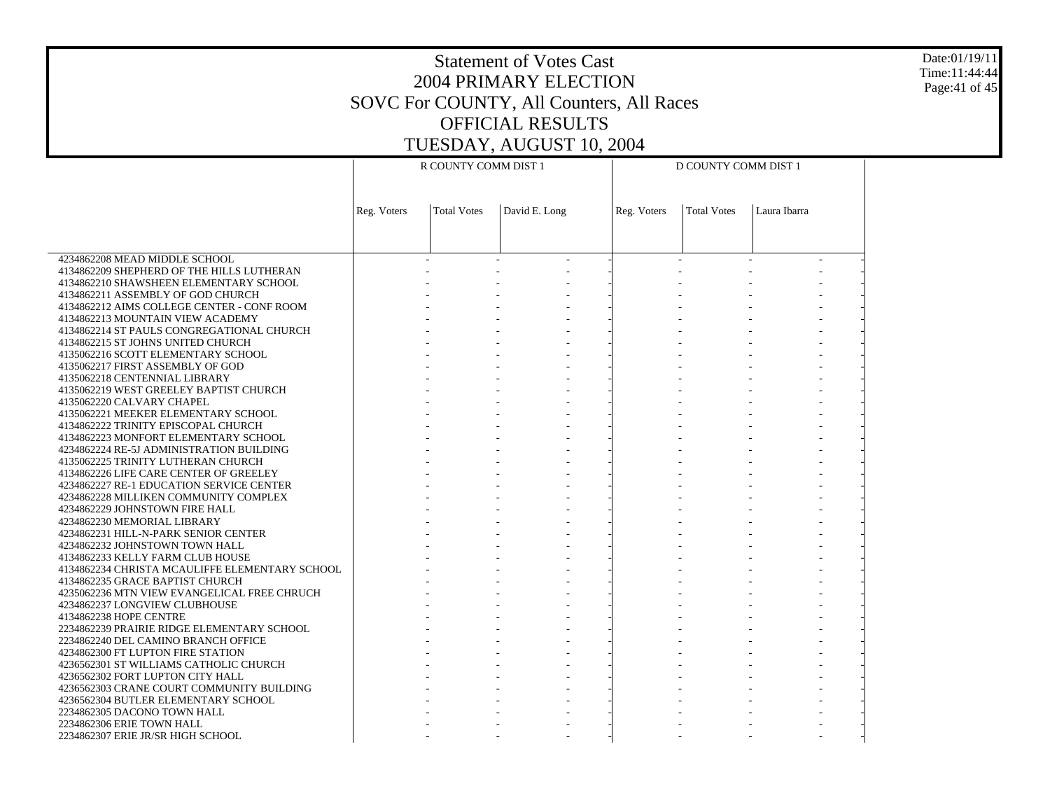# Statement of Votes Cast
## 2004 PRIMARY ELECTION
## SOVC For COUNTY, All Counters, All Races
## OFFICIAL RESULTS
## TUESDAY, AUGUST 10, 2004

| | R COUNTY COMM DIST 1 | | | | D COUNTY COMM DIST 1 | | | |
|---|---|---|---|---|---|---|---|---|
| | Reg. Voters | Total Votes | David E. Long | | Reg. Voters | Total Votes | Laura Ibarra | |
| 4234862208 MEAD MIDDLE SCHOOL | - | - | - | - | - | - | - | - |
| 4134862209 SHEPHERD OF THE HILLS LUTHERAN | - | - | - | - | - | - | - | - |
| 4134862210 SHAWSHEEN ELEMENTARY SCHOOL | - | - | - | - | - | - | - | - |
| 4134862211 ASSEMBLY OF GOD CHURCH | - | - | - | - | - | - | - | - |
| 4134862212 AIMS COLLEGE CENTER - CONF ROOM | - | - | - | - | - | - | - | - |
| 4134862213 MOUNTAIN VIEW ACADEMY | - | - | - | - | - | - | - | - |
| 4134862214 ST PAULS CONGREGATIONAL CHURCH | - | - | - | - | - | - | - | - |
| 4134862215 ST JOHNS UNITED CHURCH | - | - | - | - | - | - | - | - |
| 4135062216 SCOTT ELEMENTARY SCHOOL | - | - | - | - | - | - | - | - |
| 4135062217 FIRST ASSEMBLY OF GOD | - | - | - | - | - | - | - | - |
| 4135062218 CENTENNIAL LIBRARY | - | - | - | - | - | - | - | - |
| 4135062219 WEST GREELEY BAPTIST CHURCH | - | - | - | - | - | - | - | - |
| 4135062220 CALVARY CHAPEL | - | - | - | - | - | - | - | - |
| 4135062221 MEEKER ELEMENTARY SCHOOL | - | - | - | - | - | - | - | - |
| 4134862222 TRINITY EPISCOPAL CHURCH | - | - | - | - | - | - | - | - |
| 4134862223 MONFORT ELEMENTARY SCHOOL | - | - | - | - | - | - | - | - |
| 4234862224 RE-5J ADMINISTRATION BUILDING | - | - | - | - | - | - | - | - |
| 4135062225 TRINITY LUTHERAN CHURCH | - | - | - | - | - | - | - | - |
| 4134862226 LIFE CARE CENTER OF GREELEY | - | - | - | - | - | - | - | - |
| 4234862227 RE-1 EDUCATION SERVICE CENTER | - | - | - | - | - | - | - | - |
| 4234862228 MILLIKEN COMMUNITY COMPLEX | - | - | - | - | - | - | - | - |
| 4234862229 JOHNSTOWN FIRE HALL | - | - | - | - | - | - | - | - |
| 4234862230 MEMORIAL LIBRARY | - | - | - | - | - | - | - | - |
| 4234862231 HILL-N-PARK SENIOR CENTER | - | - | - | - | - | - | - | - |
| 4234862232 JOHNSTOWN TOWN HALL | - | - | - | - | - | - | - | - |
| 4134862233 KELLY FARM CLUB HOUSE | - | - | - | - | - | - | - | - |
| 4134862234 CHRISTA MCAULIFFE ELEMENTARY SCHOOL | - | - | - | - | - | - | - | - |
| 4134862235 GRACE BAPTIST CHURCH | - | - | - | - | - | - | - | - |
| 4235062236 MTN VIEW EVANGELICAL FREE CHRUCH | - | - | - | - | - | - | - | - |
| 4234862237 LONGVIEW CLUBHOUSE | - | - | - | - | - | - | - | - |
| 4134862238 HOPE CENTRE | - | - | - | - | - | - | - | - |
| 2234862239 PRAIRIE RIDGE ELEMENTARY SCHOOL | - | - | - | - | - | - | - | - |
| 2234862240 DEL CAMINO BRANCH OFFICE | - | - | - | - | - | - | - | - |
| 4234862300 FT LUPTON FIRE STATION | - | - | - | - | - | - | - | - |
| 4236562301 ST WILLIAMS CATHOLIC CHURCH | - | - | - | - | - | - | - | - |
| 4236562302 FORT LUPTON CITY HALL | - | - | - | - | - | - | - | - |
| 4236562303 CRANE COURT COMMUNITY BUILDING | - | - | - | - | - | - | - | - |
| 4236562304 BUTLER ELEMENTARY SCHOOL | - | - | - | - | - | - | - | - |
| 2234862305 DACONO TOWN HALL | - | - | - | - | - | - | - | - |
| 2234862306 ERIE TOWN HALL | - | - | - | - | - | - | - | - |
| 2234862307 ERIE JR/SR HIGH SCHOOL | - | - | - | - | - | - | - | - |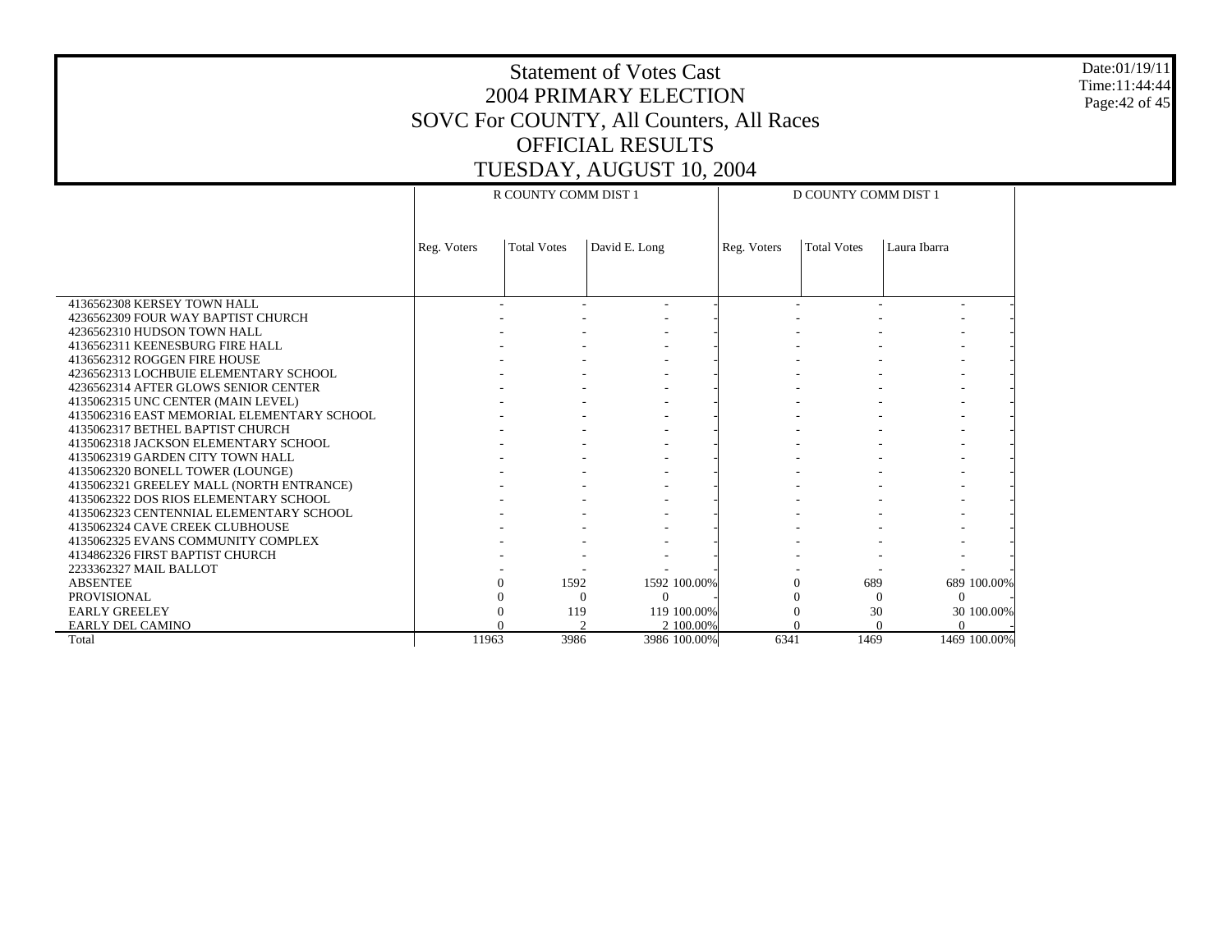# Statement of Votes Cast
## 2004 PRIMARY ELECTION
## SOVC For COUNTY, All Counters, All Races
## OFFICIAL RESULTS
## TUESDAY, AUGUST 10, 2004

| | R COUNTY COMM DIST 1 | | | | D COUNTY COMM DIST 1 | | | |
|---|---|---|---|---|---|---|---|---|
| | Reg. Voters | Total Votes | David E. Long | | Reg. Voters | Total Votes | Laura Ibarra | |
| 4136562308 KERSEY TOWN HALL | - | - | - | - | - | - | - | - |
| 4236562309 FOUR WAY BAPTIST CHURCH | - | - | - | - | - | - | - | - |
| 4236562310 HUDSON TOWN HALL | - | - | - | - | - | - | - | - |
| 4136562311 KEENESBURG FIRE HALL | - | - | - | - | - | - | - | - |
| 4136562312 ROGGEN FIRE HOUSE | - | - | - | - | - | - | - | - |
| 4236562313 LOCHBUIE ELEMENTARY SCHOOL | - | - | - | - | - | - | - | - |
| 4236562314 AFTER GLOWS SENIOR CENTER | - | - | - | - | - | - | - | - |
| 4135062315 UNC CENTER (MAIN LEVEL) | - | - | - | - | - | - | - | - |
| 4135062316 EAST MEMORIAL ELEMENTARY SCHOOL | - | - | - | - | - | - | - | - |
| 4135062317 BETHEL BAPTIST CHURCH | - | - | - | - | - | - | - | - |
| 4135062318 JACKSON ELEMENTARY SCHOOL | - | - | - | - | - | - | - | - |
| 4135062319 GARDEN CITY TOWN HALL | - | - | - | - | - | - | - | - |
| 4135062320 BONELL TOWER (LOUNGE) | - | - | - | - | - | - | - | - |
| 4135062321 GREELEY MALL (NORTH ENTRANCE) | - | - | - | - | - | - | - | - |
| 4135062322 DOS RIOS ELEMENTARY SCHOOL | - | - | - | - | - | - | - | - |
| 4135062323 CENTENNIAL ELEMENTARY SCHOOL | - | - | - | - | - | - | - | - |
| 4135062324 CAVE CREEK CLUBHOUSE | - | - | - | - | - | - | - | - |
| 4135062325 EVANS COMMUNITY COMPLEX | - | - | - | - | - | - | - | - |
| 4134862326 FIRST BAPTIST CHURCH | - | - | - | - | - | - | - | - |
| 2233362327 MAIL BALLOT | - | - | - | - | - | - | - | - |
| ABSENTEE | 0 | 1592 | 1592 | 100.00% | 0 | 689 | 689 | 100.00% |
| PROVISIONAL | 0 | 0 | 0 | - | 0 | 0 | 0 | - |
| EARLY GREELEY | 0 | 119 | 119 | 100.00% | 0 | 30 | 30 | 100.00% |
| EARLY DEL CAMINO | 0 | 2 | 2 | 100.00% | 0 | 0 | 0 | - |
| Total | 11963 | 3986 | 3986 | 100.00% | 6341 | 1469 | 1469 | 100.00% |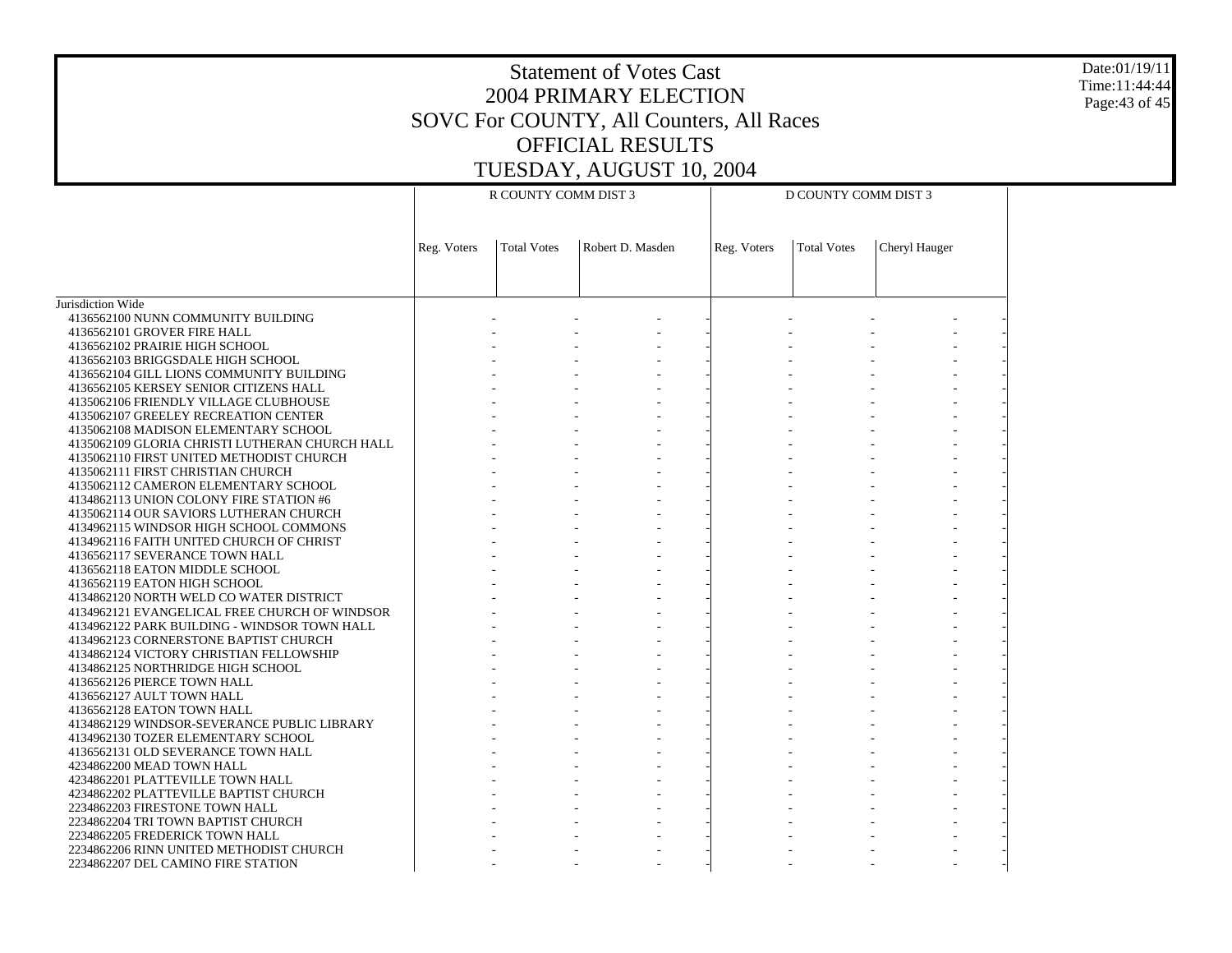# Statement of Votes Cast
## 2004 PRIMARY ELECTION
## SOVC For COUNTY, All Counters, All Races
## OFFICIAL RESULTS
## TUESDAY, AUGUST 10, 2004

Date:01/19/11
Time:11:44:44

| | R COUNTY COMM DIST 3 | | | D COUNTY COMM DIST 3 | | |
|---|---|---|---|---|---|---|
| | Reg. Voters | Total Votes | Robert D. Masden | Reg. Voters | Total Votes | Cheryl Hauger |
| Jurisdiction Wide | | | | | | |
| 4136562100 NUNN COMMUNITY BUILDING | - | - | - | - | - | - |
| 4136562101 GROVER FIRE HALL | - | - | - | - | - | - |
| 4136562102 PRAIRIE HIGH SCHOOL | - | - | - | - | - | - |
| 4136562103 BRIGGSDALE HIGH SCHOOL | - | - | - | - | - | - |
| 4136562104 GILL LIONS COMMUNITY BUILDING | - | - | - | - | - | - |
| 4136562105 KERSEY SENIOR CITIZENS HALL | - | - | - | - | - | - |
| 4135062106 FRIENDLY VILLAGE CLUBHOUSE | - | - | - | - | - | - |
| 4135062107 GREELEY RECREATION CENTER | - | - | - | - | - | - |
| 4135062108 MADISON ELEMENTARY SCHOOL | - | - | - | - | - | - |
| 4135062109 GLORIA CHRISTI LUTHERAN CHURCH HALL | - | - | - | - | - | - |
| 4135062110 FIRST UNITED METHODIST CHURCH | - | - | - | - | - | - |
| 4135062111 FIRST CHRISTIAN CHURCH | - | - | - | - | - | - |
| 4135062112 CAMERON ELEMENTARY SCHOOL | - | - | - | - | - | - |
| 4134862113 UNION COLONY FIRE STATION #6 | - | - | - | - | - | - |
| 4135062114 OUR SAVIORS LUTHERAN CHURCH | - | - | - | - | - | - |
| 4134962115 WINDSOR HIGH SCHOOL COMMONS | - | - | - | - | - | - |
| 4134962116 FAITH UNITED CHURCH OF CHRIST | - | - | - | - | - | - |
| 4136562117 SEVERANCE TOWN HALL | - | - | - | - | - | - |
| 4136562118 EATON MIDDLE SCHOOL | - | - | - | - | - | - |
| 4136562119 EATON HIGH SCHOOL | - | - | - | - | - | - |
| 4134862120 NORTH WELD CO WATER DISTRICT | - | - | - | - | - | - |
| 4134962121 EVANGELICAL FREE CHURCH OF WINDSOR | - | - | - | - | - | - |
| 4134962122 PARK BUILDING - WINDSOR TOWN HALL | - | - | - | - | - | - |
| 4134962123 CORNERSTONE BAPTIST CHURCH | - | - | - | - | - | - |
| 4134862124 VICTORY CHRISTIAN FELLOWSHIP | - | - | - | - | - | - |
| 4134862125 NORTHRIDGE HIGH SCHOOL | - | - | - | - | - | - |
| 4136562126 PIERCE TOWN HALL | - | - | - | - | - | - |
| 4136562127 AULT TOWN HALL | - | - | - | - | - | - |
| 4136562128 EATON TOWN HALL | - | - | - | - | - | - |
| 4134862129 WINDSOR-SEVERANCE PUBLIC LIBRARY | - | - | - | - | - | - |
| 4134962130 TOZER ELEMENTARY SCHOOL | - | - | - | - | - | - |
| 4136562131 OLD SEVERANCE TOWN HALL | - | - | - | - | - | - |
| 4234862200 MEAD TOWN HALL | - | - | - | - | - | - |
| 4234862201 PLATTEVILLE TOWN HALL | - | - | - | - | - | - |
| 4234862202 PLATTEVILLE BAPTIST CHURCH | - | - | - | - | - | - |
| 2234862203 FIRESTONE TOWN HALL | - | - | - | - | - | - |
| 2234862204 TRI TOWN BAPTIST CHURCH | - | - | - | - | - | - |
| 2234862205 FREDERICK TOWN HALL | - | - | - | - | - | - |
| 2234862206 RINN UNITED METHODIST CHURCH | - | - | - | - | - | - |
| 2234862207 DEL CAMINO FIRE STATION | - | - | - | - | - | - |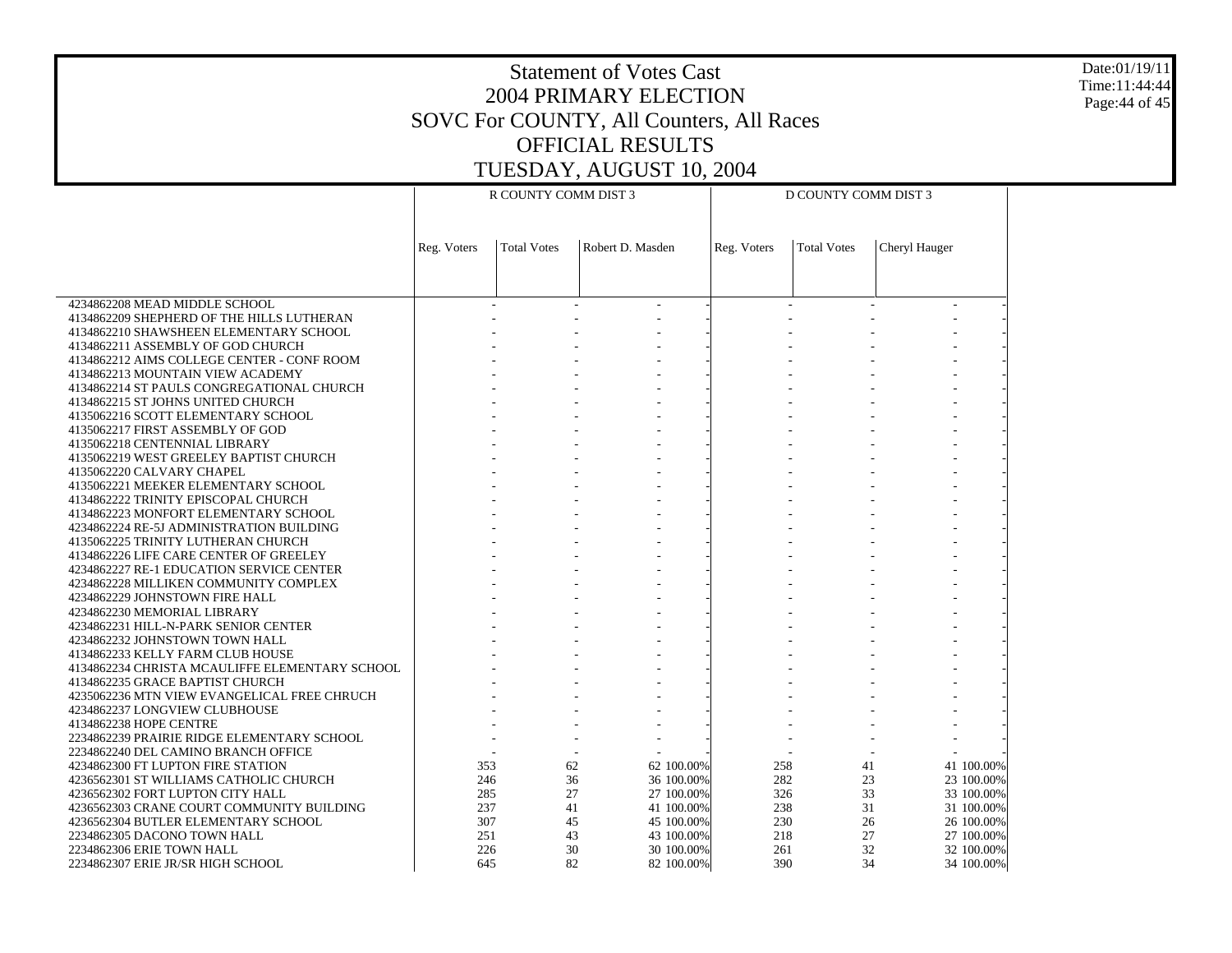# Statement of Votes Cast
## 2004 PRIMARY ELECTION
## SOVC For COUNTY, All Counters, All Races
## OFFICIAL RESULTS
## TUESDAY, AUGUST 10, 2004

Date:01/19/11
Time:11:44:44

| | R COUNTY COMM DIST 3 | | | | D COUNTY COMM DIST 3 | | | |
|---|---|---|---|---|---|---|---|---|
| | Reg. Voters | Total Votes | Robert D. Masden | | Reg. Voters | Total Votes | Cheryl Hauger | |
| 4234862208 MEAD MIDDLE SCHOOL | - | - | - | - | - | - | - | - |
| 4134862209 SHEPHERD OF THE HILLS LUTHERAN | - | - | - | - | - | - | - | - |
| 4134862210 SHAWSHEEN ELEMENTARY SCHOOL | - | - | - | - | - | - | - | - |
| 4134862211 ASSEMBLY OF GOD CHURCH | - | - | - | - | - | - | - | - |
| 4134862212 AIMS COLLEGE CENTER - CONF ROOM | - | - | - | - | - | - | - | - |
| 4134862213 MOUNTAIN VIEW ACADEMY | - | - | - | - | - | - | - | - |
| 4134862214 ST PAULS CONGREGATIONAL CHURCH | - | - | - | - | - | - | - | - |
| 4134862215 ST JOHNS UNITED CHURCH | - | - | - | - | - | - | - | - |
| 4135062216 SCOTT ELEMENTARY SCHOOL | - | - | - | - | - | - | - | - |
| 4135062217 FIRST ASSEMBLY OF GOD | - | - | - | - | - | - | - | - |
| 4135062218 CENTENNIAL LIBRARY | - | - | - | - | - | - | - | - |
| 4135062219 WEST GREELEY BAPTIST CHURCH | - | - | - | - | - | - | - | - |
| 4135062220 CALVARY CHAPEL | - | - | - | - | - | - | - | - |
| 4135062221 MEEKER ELEMENTARY SCHOOL | - | - | - | - | - | - | - | - |
| 4134862222 TRINITY EPISCOPAL CHURCH | - | - | - | - | - | - | - | - |
| 4134862223 MONFORT ELEMENTARY SCHOOL | - | - | - | - | - | - | - | - |
| 4234862224 RE-5J ADMINISTRATION BUILDING | - | - | - | - | - | - | - | - |
| 4135062225 TRINITY LUTHERAN CHURCH | - | - | - | - | - | - | - | - |
| 4134862226 LIFE CARE CENTER OF GREELEY | - | - | - | - | - | - | - | - |
| 4234862227 RE-1 EDUCATION SERVICE CENTER | - | - | - | - | - | - | - | - |
| 4234862228 MILLIKEN COMMUNITY COMPLEX | - | - | - | - | - | - | - | - |
| 4234862229 JOHNSTOWN FIRE HALL | - | - | - | - | - | - | - | - |
| 4234862230 MEMORIAL LIBRARY | - | - | - | - | - | - | - | - |
| 4234862231 HILL-N-PARK SENIOR CENTER | - | - | - | - | - | - | - | - |
| 4234862232 JOHNSTOWN TOWN HALL | - | - | - | - | - | - | - | - |
| 4134862233 KELLY FARM CLUB HOUSE | - | - | - | - | - | - | - | - |
| 4134862234 CHRISTA MCAULIFFE ELEMENTARY SCHOOL | - | - | - | - | - | - | - | - |
| 4134862235 GRACE BAPTIST CHURCH | - | - | - | - | - | - | - | - |
| 4235062236 MTN VIEW EVANGELICAL FREE CHRUCH | - | - | - | - | - | - | - | - |
| 4234862237 LONGVIEW CLUBHOUSE | - | - | - | - | - | - | - | - |
| 4134862238 HOPE CENTRE | - | - | - | - | - | - | - | - |
| 2234862239 PRAIRIE RIDGE ELEMENTARY SCHOOL | - | - | - | - | - | - | - | - |
| 2234862240 DEL CAMINO BRANCH OFFICE | - | - | - | - | - | - | - | - |
| 4234862300 FT LUPTON FIRE STATION | 353 | 62 | 62 | 100.00% | 258 | 41 | 41 | 100.00% |
| 4236562301 ST WILLIAMS CATHOLIC CHURCH | 246 | 36 | 36 | 100.00% | 282 | 23 | 23 | 100.00% |
| 4236562302 FORT LUPTON CITY HALL | 285 | 27 | 27 | 100.00% | 326 | 33 | 33 | 100.00% |
| 4236562303 CRANE COURT COMMUNITY BUILDING | 237 | 41 | 41 | 100.00% | 238 | 31 | 31 | 100.00% |
| 4236562304 BUTLER ELEMENTARY SCHOOL | 307 | 45 | 45 | 100.00% | 230 | 26 | 26 | 100.00% |
| 2234862305 DACONO TOWN HALL | 251 | 43 | 43 | 100.00% | 218 | 27 | 27 | 100.00% |
| 2234862306 ERIE TOWN HALL | 226 | 30 | 30 | 100.00% | 261 | 32 | 32 | 100.00% |
| 2234862307 ERIE JR/SR HIGH SCHOOL | 645 | 82 | 82 | 100.00% | 390 | 34 | 34 | 100.00% |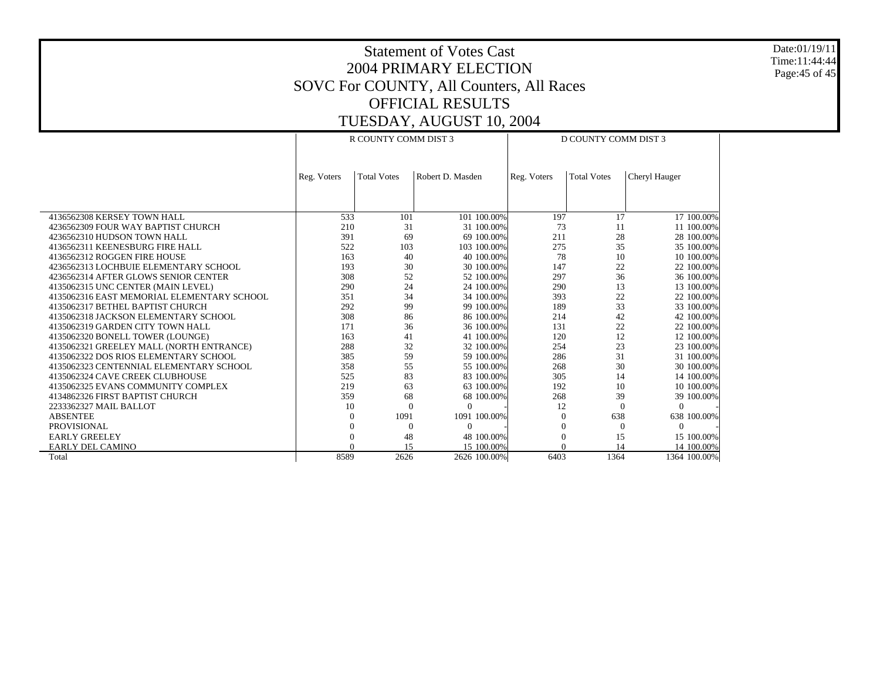# Statement of Votes Cast
## 2004 PRIMARY ELECTION
## SOVC For COUNTY, All Counters, All Races
## OFFICIAL RESULTS
## TUESDAY, AUGUST 10, 2004

Date:01/19/11
Time:11:44:44

| | R COUNTY COMM DIST 3 | | | | D COUNTY COMM DIST 3 | | | |
|---|---|---|---|---|---|---|---|---|
| | Reg. Voters | Total Votes | Robert D. Masden | | Reg. Voters | Total Votes | Cheryl Hauger | |
| 4136562308 KERSEY TOWN HALL | 533 | 101 | 101 | 100.00% | 197 | 17 | 17 | 100.00% |
| 4236562309 FOUR WAY BAPTIST CHURCH | 210 | 31 | 31 | 100.00% | 73 | 11 | 11 | 100.00% |
| 4236562310 HUDSON TOWN HALL | 391 | 69 | 69 | 100.00% | 211 | 28 | 28 | 100.00% |
| 4136562311 KEENESBURG FIRE HALL | 522 | 103 | 103 | 100.00% | 275 | 35 | 35 | 100.00% |
| 4136562312 ROGGEN FIRE HOUSE | 163 | 40 | 40 | 100.00% | 78 | 10 | 10 | 100.00% |
| 4236562313 LOCHBUIE ELEMENTARY SCHOOL | 193 | 30 | 30 | 100.00% | 147 | 22 | 22 | 100.00% |
| 4236562314 AFTER GLOWS SENIOR CENTER | 308 | 52 | 52 | 100.00% | 297 | 36 | 36 | 100.00% |
| 4135062315 UNC CENTER (MAIN LEVEL) | 290 | 24 | 24 | 100.00% | 290 | 13 | 13 | 100.00% |
| 4135062316 EAST MEMORIAL ELEMENTARY SCHOOL | 351 | 34 | 34 | 100.00% | 393 | 22 | 22 | 100.00% |
| 4135062317 BETHEL BAPTIST CHURCH | 292 | 99 | 99 | 100.00% | 189 | 33 | 33 | 100.00% |
| 4135062318 JACKSON ELEMENTARY SCHOOL | 308 | 86 | 86 | 100.00% | 214 | 42 | 42 | 100.00% |
| 4135062319 GARDEN CITY TOWN HALL | 171 | 36 | 36 | 100.00% | 131 | 22 | 22 | 100.00% |
| 4135062320 BONELL TOWER (LOUNGE) | 163 | 41 | 41 | 100.00% | 120 | 12 | 12 | 100.00% |
| 4135062321 GREELEY MALL (NORTH ENTRANCE) | 288 | 32 | 32 | 100.00% | 254 | 23 | 23 | 100.00% |
| 4135062322 DOS RIOS ELEMENTARY SCHOOL | 385 | 59 | 59 | 100.00% | 286 | 31 | 31 | 100.00% |
| 4135062323 CENTENNIAL ELEMENTARY SCHOOL | 358 | 55 | 55 | 100.00% | 268 | 30 | 30 | 100.00% |
| 4135062324 CAVE CREEK CLUBHOUSE | 525 | 83 | 83 | 100.00% | 305 | 14 | 14 | 100.00% |
| 4135062325 EVANS COMMUNITY COMPLEX | 219 | 63 | 63 | 100.00% | 192 | 10 | 10 | 100.00% |
| 4134862326 FIRST BAPTIST CHURCH | 359 | 68 | 68 | 100.00% | 268 | 39 | 39 | 100.00% |
| 2233362327 MAIL BALLOT | 10 | 0 | 0 | - | 12 | 0 | 0 | - |
| ABSENTEE | 0 | 1091 | 1091 | 100.00% | 0 | 638 | 638 | 100.00% |
| PROVISIONAL | 0 | 0 | 0 | - | 0 | 0 | 0 | - |
| EARLY GREELEY | 0 | 48 | 48 | 100.00% | 0 | 15 | 15 | 100.00% |
| EARLY DEL CAMINO | 0 | 15 | 15 | 100.00% | 0 | 14 | 14 | 100.00% |
| Total | 8589 | 2626 | 2626 | 100.00% | 6403 | 1364 | 1364 | 100.00% |